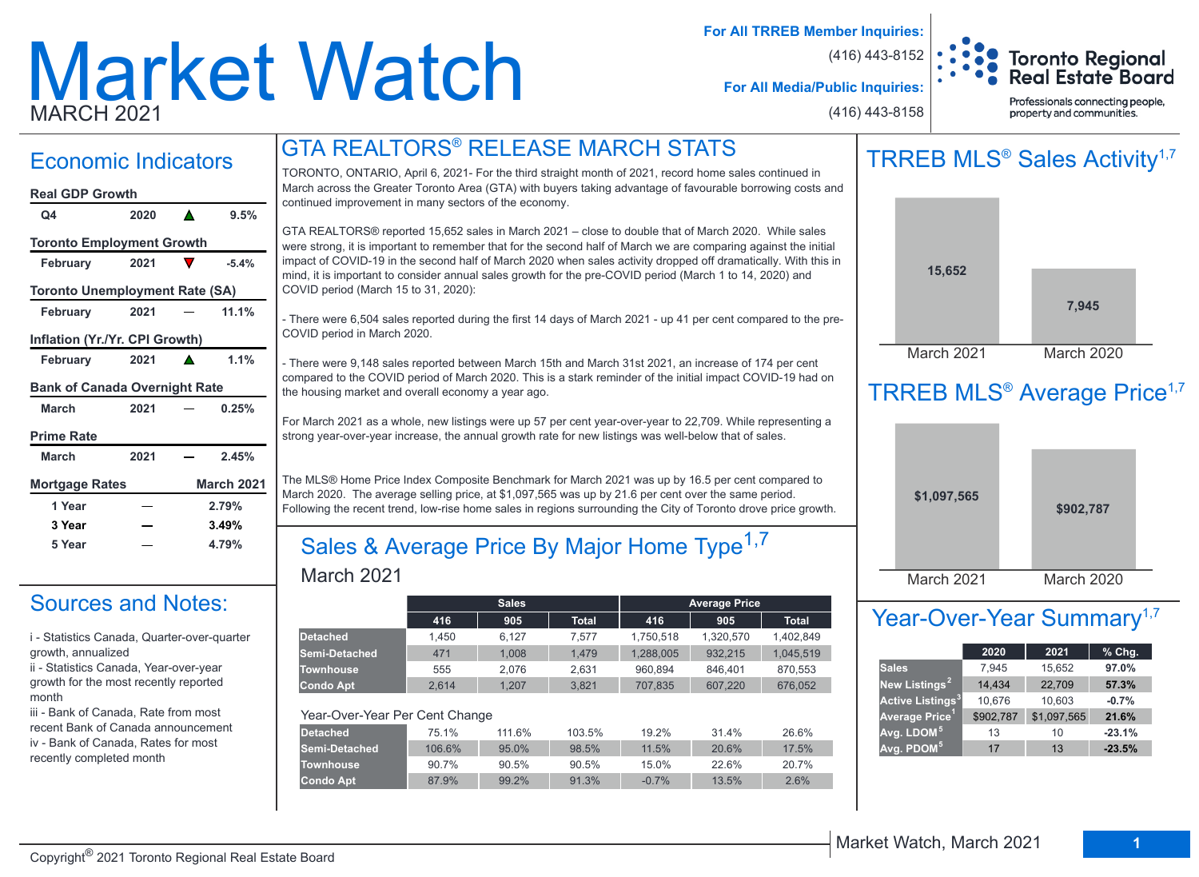# Market Watch

MARCH 2021

**For All TRREB Member Inquiries:** (416) 443-8152

**For All Media/Public Inquiries:** (416) 443-8158

Toronto Regional Real Estate Board

Professionals connecting people, property and communities.

## Economic Indicators

**Real GDP Growth**

| Q4 | 2020 | ▲ | 9.5% |
|---|---|---|---|

**Toronto Employment Growth**

| February | 2021 | ▼ | -5.4% |
|---|---|---|---|

**Toronto Unemployment Rate (SA)**

| February | 2021 | — | 11.1% |
|---|---|---|---|

**Inflation (Yr./Yr. CPI Growth)**

| February | 2021 | ▲ | 1.1% |
|---|---|---|---|

**Bank of Canada Overnight Rate**

| March | 2021 | — | 0.25% |
|---|---|---|---|

**Prime Rate**

| March | 2021 | — | 2.45% |
|---|---|---|---|

| Mortgage Rates | | March 2021 |
|---|---|---|
| 1 Year | — | 2.79% |
| 3 Year | — | 3.49% |
| 5 Year | — | 4.79% |

## Sources and Notes:

i - Statistics Canada, Quarter-over-quarter growth, annualized

ii - Statistics Canada, Year-over-year growth for the most recently reported month

iii - Bank of Canada, Rate from most recent Bank of Canada announcement

iv - Bank of Canada, Rates for most recently completed month

## GTA REALTORS® RELEASE MARCH STATS

TORONTO, ONTARIO, April 6, 2021- For the third straight month of 2021, record home sales continued in March across the Greater Toronto Area (GTA) with buyers taking advantage of favourable borrowing costs and continued improvement in many sectors of the economy.

GTA REALTORS® reported 15,652 sales in March 2021 – close to double that of March 2020. While sales were strong, it is important to remember that for the second half of March we are comparing against the initial impact of COVID-19 in the second half of March 2020 when sales activity dropped off dramatically. With this in mind, it is important to consider annual sales growth for the pre-COVID period (March 1 to 14, 2020) and COVID period (March 15 to 31, 2020):

- There were 6,504 sales reported during the first 14 days of March 2021 - up 41 per cent compared to the pre-COVID period in March 2020.

- There were 9,148 sales reported between March 15th and March 31st 2021, an increase of 174 per cent compared to the COVID period of March 2020. This is a stark reminder of the initial impact COVID-19 had on the housing market and overall economy a year ago.

For March 2021 as a whole, new listings were up 57 per cent year-over-year to 22,709. While representing a strong year-over-year increase, the annual growth rate for new listings was well-below that of sales.

The MLS® Home Price Index Composite Benchmark for March 2021 was up by 16.5 per cent compared to March 2020. The average selling price, at $1,097,565 was up by 21.6 per cent over the same period. Following the recent trend, low-rise home sales in regions surrounding the City of Toronto drove price growth.

## Sales & Average Price By Major Home Type[1,7]

March 2021

| | Sales | | | Average Price | | |
|---|---|---|---|---|---|---|
| | 416 | 905 | Total | 416 | 905 | Total |
| Detached | 1,450 | 6,127 | 7,577 | 1,750,518 | 1,320,570 | 1,402,849 |
| Semi-Detached | 471 | 1,008 | 1,479 | 1,288,005 | 932,215 | 1,045,519 |
| Townhouse | 555 | 2,076 | 2,631 | 960,894 | 846,401 | 870,553 |
| Condo Apt | 2,614 | 1,207 | 3,821 | 707,835 | 607,220 | 676,052 |

Year-Over-Year Per Cent Change

| | Sales 416 | Sales 905 | Sales Total | Avg. Price 416 | Avg. Price 905 | Avg. Price Total |
|---|---|---|---|---|---|---|
| Detached | 75.1% | 111.6% | 103.5% | 19.2% | 31.4% | 26.6% |
| Semi-Detached | 106.6% | 95.0% | 98.5% | 11.5% | 20.6% | 17.5% |
| Townhouse | 90.7% | 90.5% | 90.5% | 15.0% | 22.6% | 20.7% |
| Condo Apt | 87.9% | 99.2% | 91.3% | -0.7% | 13.5% | 2.6% |

## TRREB MLS® Sales Activity[1,7]

| March 2021 | March 2020 |
|---|---|
| 15,652 | 7,945 |

## TRREB MLS® Average Price[1,7]

| March 2021 | March 2020 |
|---|---|
| $1,097,565 | $902,787 |

## Year-Over-Year Summary[1,7]

| | 2020 | 2021 | % Chg. |
|---|---|---|---|
| Sales | 7,945 | 15,652 | 97.0% |
| New Listings[2] | 14,434 | 22,709 | 57.3% |
| Active Listings[3] | 10,676 | 10,603 | -0.7% |
| Average Price[1] | $902,787 | $1,097,565 | 21.6% |
| Avg. LDOM[5] | 13 | 10 | -23.1% |
| Avg. PDOM[5] | 17 | 13 | -23.5% |

Copyright® 2021 Toronto Regional Real Estate Board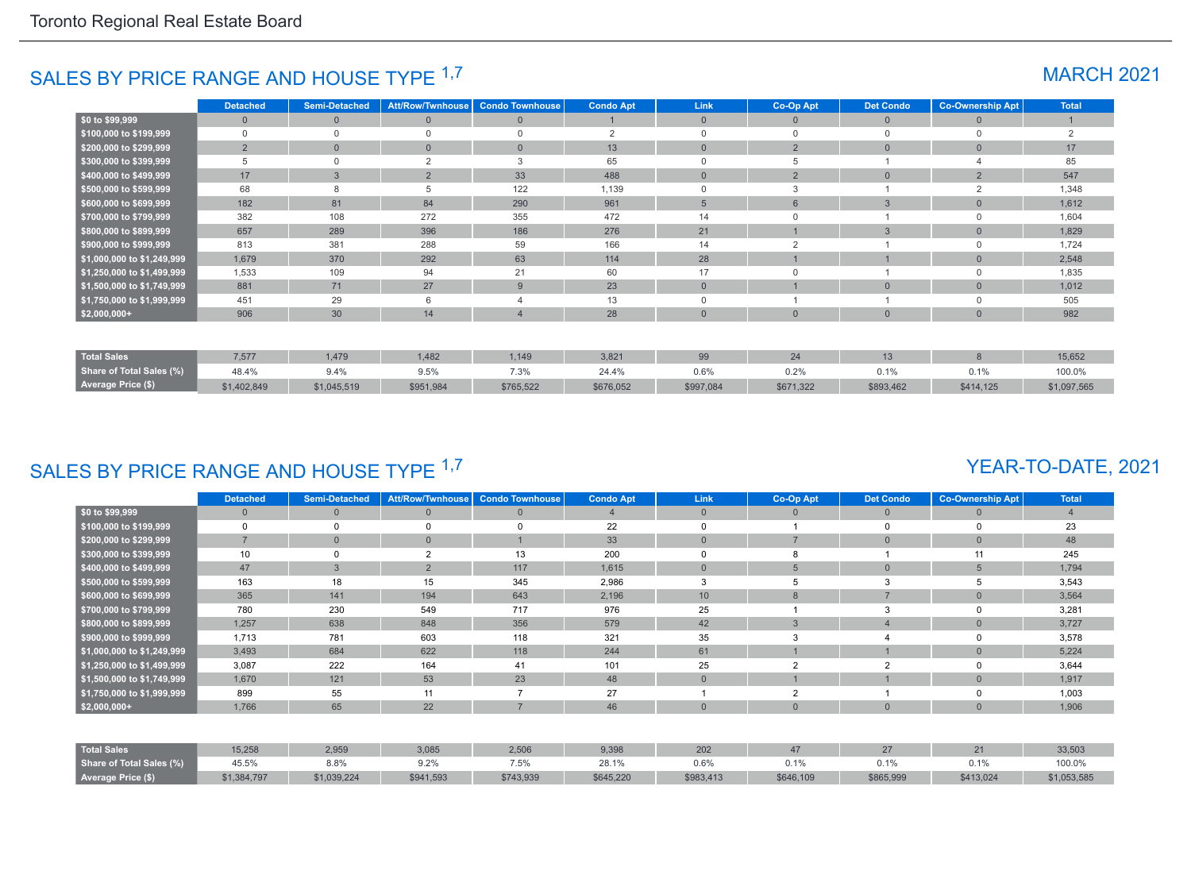## SALES BY PRICE RANGE AND HOUSE TYPE [1,7]

### MARCH 2021

| | Detached | Semi-Detached | Att/Row/Twnhouse | Condo Townhouse | Condo Apt | Link | Co-Op Apt | Det Condo | Co-Ownership Apt | Total |
|---|---|---|---|---|---|---|---|---|---|---|
| $0 to $99,999 | 0 | 0 | 0 | 0 | 1 | 0 | 0 | 0 | 0 | 1 |
| $100,000 to $199,999 | 0 | 0 | 0 | 0 | 2 | 0 | 0 | 0 | 0 | 2 |
| $200,000 to $299,999 | 2 | 0 | 0 | 0 | 13 | 0 | 2 | 0 | 0 | 17 |
| $300,000 to $399,999 | 5 | 0 | 2 | 3 | 65 | 0 | 5 | 1 | 4 | 85 |
| $400,000 to $499,999 | 17 | 3 | 2 | 33 | 488 | 0 | 2 | 0 | 2 | 547 |
| $500,000 to $599,999 | 68 | 8 | 5 | 122 | 1,139 | 0 | 3 | 1 | 2 | 1,348 |
| $600,000 to $699,999 | 182 | 81 | 84 | 290 | 961 | 5 | 6 | 3 | 0 | 1,612 |
| $700,000 to $799,999 | 382 | 108 | 272 | 355 | 472 | 14 | 0 | 1 | 0 | 1,604 |
| $800,000 to $899,999 | 657 | 289 | 396 | 186 | 276 | 21 | 1 | 3 | 0 | 1,829 |
| $900,000 to $999,999 | 813 | 381 | 288 | 59 | 166 | 14 | 2 | 1 | 0 | 1,724 |
| $1,000,000 to $1,249,999 | 1,679 | 370 | 292 | 63 | 114 | 28 | 1 | 1 | 0 | 2,548 |
| $1,250,000 to $1,499,999 | 1,533 | 109 | 94 | 21 | 60 | 17 | 0 | 1 | 0 | 1,835 |
| $1,500,000 to $1,749,999 | 881 | 71 | 27 | 9 | 23 | 0 | 1 | 0 | 0 | 1,012 |
| $1,750,000 to $1,999,999 | 451 | 29 | 6 | 4 | 13 | 0 | 1 | 1 | 0 | 505 |
| $2,000,000+ | 906 | 30 | 14 | 4 | 28 | 0 | 0 | 0 | 0 | 982 |
| Total Sales | 7,577 | 1,479 | 1,482 | 1,149 | 3,821 | 99 | 24 | 13 | 8 | 15,652 |
| Share of Total Sales (%) | 48.4% | 9.4% | 9.5% | 7.3% | 24.4% | 0.6% | 0.2% | 0.1% | 0.1% | 100.0% |
| Average Price ($) | $1,402,849 | $1,045,519 | $951,984 | $765,522 | $676,052 | $997,084 | $671,322 | $893,462 | $414,125 | $1,097,565 |

## SALES BY PRICE RANGE AND HOUSE TYPE [1,7]

### YEAR-TO-DATE, 2021

| | Detached | Semi-Detached | Att/Row/Twnhouse | Condo Townhouse | Condo Apt | Link | Co-Op Apt | Det Condo | Co-Ownership Apt | Total |
|---|---|---|---|---|---|---|---|---|---|---|
| $0 to $99,999 | 0 | 0 | 0 | 0 | 4 | 0 | 0 | 0 | 0 | 4 |
| $100,000 to $199,999 | 0 | 0 | 0 | 0 | 22 | 0 | 1 | 0 | 0 | 23 |
| $200,000 to $299,999 | 7 | 0 | 0 | 1 | 33 | 0 | 7 | 0 | 0 | 48 |
| $300,000 to $399,999 | 10 | 0 | 2 | 13 | 200 | 0 | 8 | 1 | 11 | 245 |
| $400,000 to $499,999 | 47 | 3 | 2 | 117 | 1,615 | 0 | 5 | 0 | 5 | 1,794 |
| $500,000 to $599,999 | 163 | 18 | 15 | 345 | 2,986 | 3 | 5 | 3 | 5 | 3,543 |
| $600,000 to $699,999 | 365 | 141 | 194 | 643 | 2,196 | 10 | 8 | 7 | 0 | 3,564 |
| $700,000 to $799,999 | 780 | 230 | 549 | 717 | 976 | 25 | 1 | 3 | 0 | 3,281 |
| $800,000 to $899,999 | 1,257 | 638 | 848 | 356 | 579 | 42 | 3 | 4 | 0 | 3,727 |
| $900,000 to $999,999 | 1,713 | 781 | 603 | 118 | 321 | 35 | 3 | 4 | 0 | 3,578 |
| $1,000,000 to $1,249,999 | 3,493 | 684 | 622 | 118 | 244 | 61 | 1 | 1 | 0 | 5,224 |
| $1,250,000 to $1,499,999 | 3,087 | 222 | 164 | 41 | 101 | 25 | 2 | 2 | 0 | 3,644 |
| $1,500,000 to $1,749,999 | 1,670 | 121 | 53 | 23 | 48 | 0 | 1 | 1 | 0 | 1,917 |
| $1,750,000 to $1,999,999 | 899 | 55 | 11 | 7 | 27 | 1 | 2 | 1 | 0 | 1,003 |
| $2,000,000+ | 1,766 | 65 | 22 | 7 | 46 | 0 | 0 | 0 | 0 | 1,906 |
| Total Sales | 15,258 | 2,959 | 3,085 | 2,506 | 9,398 | 202 | 47 | 27 | 21 | 33,503 |
| Share of Total Sales (%) | 45.5% | 8.8% | 9.2% | 7.5% | 28.1% | 0.6% | 0.1% | 0.1% | 0.1% | 100.0% |
| Average Price ($) | $1,384,797 | $1,039,224 | $941,593 | $743,939 | $645,220 | $983,413 | $646,109 | $865,999 | $413,024 | $1,053,585 |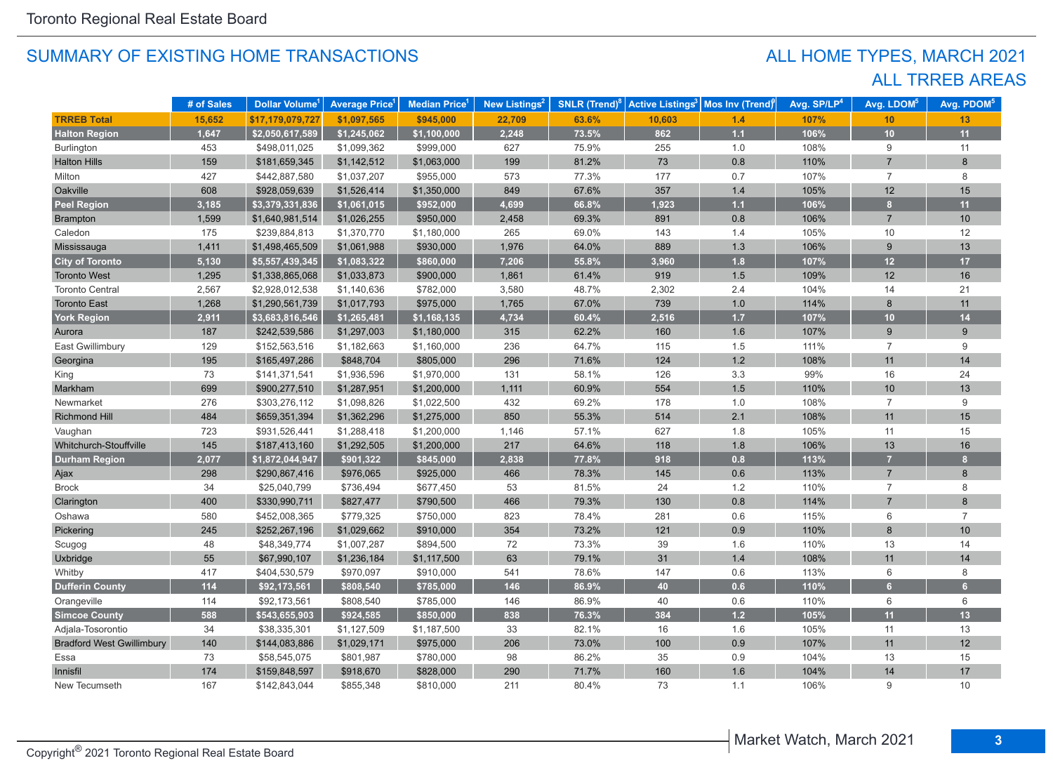Toronto Regional Real Estate Board

## SUMMARY OF EXISTING HOME TRANSACTIONS

## ALL HOME TYPES, MARCH 2021
## ALL TRREB AREAS

| | # of Sales | Dollar Volume[1] | Average Price[1] | Median Price[1] | New Listings[2] | SNLR (Trend)[8] | Active Listings[3] | Mos Inv (Trend)[9] | Avg. SP/LP[4] | Avg. LDOM[5] | Avg. PDOM[5] |
|---|---|---|---|---|---|---|---|---|---|---|---|
| **TRREB Total** | **15,652** | **$17,179,079,727** | **$1,097,565** | **$945,000** | **22,709** | **63.6%** | **10,603** | **1.4** | **107%** | **10** | **13** |
| **Halton Region** | **1,647** | **$2,050,617,589** | **$1,245,062** | **$1,100,000** | **2,248** | **73.5%** | **862** | **1.1** | **106%** | **10** | **11** |
| Burlington | 453 | $498,011,025 | $1,099,362 | $999,000 | 627 | 75.9% | 255 | 1.0 | 108% | 9 | 11 |
| Halton Hills | 159 | $181,659,345 | $1,142,512 | $1,063,000 | 199 | 81.2% | 73 | 0.8 | 110% | 7 | 8 |
| Milton | 427 | $442,887,580 | $1,037,207 | $955,000 | 573 | 77.3% | 177 | 0.7 | 107% | 7 | 8 |
| Oakville | 608 | $928,059,639 | $1,526,414 | $1,350,000 | 849 | 67.6% | 357 | 1.4 | 105% | 12 | 15 |
| **Peel Region** | **3,185** | **$3,379,331,836** | **$1,061,015** | **$952,000** | **4,699** | **66.8%** | **1,923** | **1.1** | **106%** | **8** | **11** |
| Brampton | 1,599 | $1,640,981,514 | $1,026,255 | $950,000 | 2,458 | 69.3% | 891 | 0.8 | 106% | 7 | 10 |
| Caledon | 175 | $239,884,813 | $1,370,770 | $1,180,000 | 265 | 69.0% | 143 | 1.4 | 105% | 10 | 12 |
| Mississauga | 1,411 | $1,498,465,509 | $1,061,988 | $930,000 | 1,976 | 64.0% | 889 | 1.3 | 106% | 9 | 13 |
| **City of Toronto** | **5,130** | **$5,557,439,345** | **$1,083,322** | **$860,000** | **7,206** | **55.8%** | **3,960** | **1.8** | **107%** | **12** | **17** |
| Toronto West | 1,295 | $1,338,865,068 | $1,033,873 | $900,000 | 1,861 | 61.4% | 919 | 1.5 | 109% | 12 | 16 |
| Toronto Central | 2,567 | $2,928,012,538 | $1,140,636 | $782,000 | 3,580 | 48.7% | 2,302 | 2.4 | 104% | 14 | 21 |
| Toronto East | 1,268 | $1,290,561,739 | $1,017,793 | $975,000 | 1,765 | 67.0% | 739 | 1.0 | 114% | 8 | 11 |
| **York Region** | **2,911** | **$3,683,816,546** | **$1,265,481** | **$1,168,135** | **4,734** | **60.4%** | **2,516** | **1.7** | **107%** | **10** | **14** |
| Aurora | 187 | $242,539,586 | $1,297,003 | $1,180,000 | 315 | 62.2% | 160 | 1.6 | 107% | 9 | 9 |
| East Gwillimbury | 129 | $152,563,516 | $1,182,663 | $1,160,000 | 236 | 64.7% | 115 | 1.5 | 111% | 7 | 9 |
| Georgina | 195 | $165,497,286 | $848,704 | $805,000 | 296 | 71.6% | 124 | 1.2 | 108% | 11 | 14 |
| King | 73 | $141,371,541 | $1,936,596 | $1,970,000 | 131 | 58.1% | 126 | 3.3 | 99% | 16 | 24 |
| Markham | 699 | $900,277,510 | $1,287,951 | $1,200,000 | 1,111 | 60.9% | 554 | 1.5 | 110% | 10 | 13 |
| Newmarket | 276 | $303,276,112 | $1,098,826 | $1,022,500 | 432 | 69.2% | 178 | 1.0 | 108% | 7 | 9 |
| Richmond Hill | 484 | $659,351,394 | $1,362,296 | $1,275,000 | 850 | 55.3% | 514 | 2.1 | 108% | 11 | 15 |
| Vaughan | 723 | $931,526,441 | $1,288,418 | $1,200,000 | 1,146 | 57.1% | 627 | 1.8 | 105% | 11 | 15 |
| Whitchurch-Stouffville | 145 | $187,413,160 | $1,292,505 | $1,200,000 | 217 | 64.6% | 118 | 1.8 | 106% | 13 | 16 |
| **Durham Region** | **2,077** | **$1,872,044,947** | **$901,322** | **$845,000** | **2,838** | **77.8%** | **918** | **0.8** | **113%** | **7** | **8** |
| Ajax | 298 | $290,867,416 | $976,065 | $925,000 | 466 | 78.3% | 145 | 0.6 | 113% | 7 | 8 |
| Brock | 34 | $25,040,799 | $736,494 | $677,450 | 53 | 81.5% | 24 | 1.2 | 110% | 7 | 8 |
| Clarington | 400 | $330,990,711 | $827,477 | $790,500 | 466 | 79.3% | 130 | 0.8 | 114% | 7 | 8 |
| Oshawa | 580 | $452,008,365 | $779,325 | $750,000 | 823 | 78.4% | 281 | 0.6 | 115% | 6 | 7 |
| Pickering | 245 | $252,267,196 | $1,029,662 | $910,000 | 354 | 73.2% | 121 | 0.9 | 110% | 8 | 10 |
| Scugog | 48 | $48,349,774 | $1,007,287 | $894,500 | 72 | 73.3% | 39 | 1.6 | 110% | 13 | 14 |
| Uxbridge | 55 | $67,990,107 | $1,236,184 | $1,117,500 | 63 | 79.1% | 31 | 1.4 | 108% | 11 | 14 |
| Whitby | 417 | $404,530,579 | $970,097 | $910,000 | 541 | 78.6% | 147 | 0.6 | 113% | 6 | 8 |
| **Dufferin County** | **114** | **$92,173,561** | **$808,540** | **$785,000** | **146** | **86.9%** | **40** | **0.6** | **110%** | **6** | **6** |
| Orangeville | 114 | $92,173,561 | $808,540 | $785,000 | 146 | 86.9% | 40 | 0.6 | 110% | 6 | 6 |
| **Simcoe County** | **588** | **$543,655,903** | **$924,585** | **$850,000** | **838** | **76.3%** | **384** | **1.2** | **105%** | **11** | **13** |
| Adjala-Tosorontio | 34 | $38,335,301 | $1,127,509 | $1,187,500 | 33 | 82.1% | 16 | 1.6 | 105% | 11 | 13 |
| Bradford West Gwillimbury | 140 | $144,083,886 | $1,029,171 | $975,000 | 206 | 73.0% | 100 | 0.9 | 107% | 11 | 12 |
| Essa | 73 | $58,545,075 | $801,987 | $780,000 | 98 | 86.2% | 35 | 0.9 | 104% | 13 | 15 |
| Innisfil | 174 | $159,848,597 | $918,670 | $828,000 | 290 | 71.7% | 160 | 1.6 | 104% | 14 | 17 |
| New Tecumseth | 167 | $142,843,044 | $855,348 | $810,000 | 211 | 80.4% | 73 | 1.1 | 106% | 9 | 10 |

Copyright® 2021 Toronto Regional Real Estate Board

Market Watch, March 2021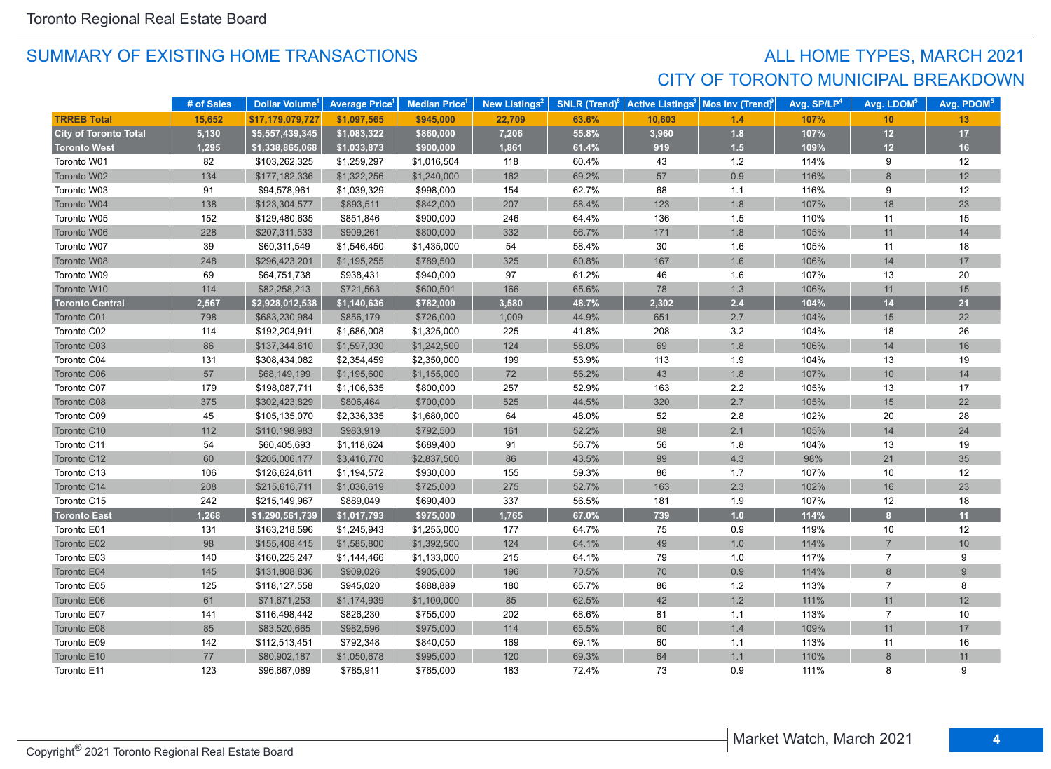## SUMMARY OF EXISTING HOME TRANSACTIONS

## ALL HOME TYPES, MARCH 2021
## CITY OF TORONTO MUNICIPAL BREAKDOWN

| | # of Sales | Dollar Volume[1] | Average Price[1] | Median Price[1] | New Listings[2] | SNLR (Trend)[8] | Active Listings[3] | Mos Inv (Trend)[9] | Avg. SP/LP[4] | Avg. LDOM[5] | Avg. PDOM[5] |
|---|---|---|---|---|---|---|---|---|---|---|---|
| **TRREB Total** | **15,652** | **$17,179,079,727** | **$1,097,565** | **$945,000** | **22,709** | **63.6%** | **10,603** | **1.4** | **107%** | **10** | **13** |
| **City of Toronto Total** | **5,130** | **$5,557,439,345** | **$1,083,322** | **$860,000** | **7,206** | **55.8%** | **3,960** | **1.8** | **107%** | **12** | **17** |
| **Toronto West** | **1,295** | **$1,338,865,068** | **$1,033,873** | **$900,000** | **1,861** | **61.4%** | **919** | **1.5** | **109%** | **12** | **16** |
| Toronto W01 | 82 | $103,262,325 | $1,259,297 | $1,016,504 | 118 | 60.4% | 43 | 1.2 | 114% | 9 | 12 |
| Toronto W02 | 134 | $177,182,336 | $1,322,256 | $1,240,000 | 162 | 69.2% | 57 | 0.9 | 116% | 8 | 12 |
| Toronto W03 | 91 | $94,578,961 | $1,039,329 | $998,000 | 154 | 62.7% | 68 | 1.1 | 116% | 9 | 12 |
| Toronto W04 | 138 | $123,304,577 | $893,511 | $842,000 | 207 | 58.4% | 123 | 1.8 | 107% | 18 | 23 |
| Toronto W05 | 152 | $129,480,635 | $851,846 | $900,000 | 246 | 64.4% | 136 | 1.5 | 110% | 11 | 15 |
| Toronto W06 | 228 | $207,311,533 | $909,261 | $800,000 | 332 | 56.7% | 171 | 1.8 | 105% | 11 | 14 |
| Toronto W07 | 39 | $60,311,549 | $1,546,450 | $1,435,000 | 54 | 58.4% | 30 | 1.6 | 105% | 11 | 18 |
| Toronto W08 | 248 | $296,423,201 | $1,195,255 | $789,500 | 325 | 60.8% | 167 | 1.6 | 106% | 14 | 17 |
| Toronto W09 | 69 | $64,751,738 | $938,431 | $940,000 | 97 | 61.2% | 46 | 1.6 | 107% | 13 | 20 |
| Toronto W10 | 114 | $82,258,213 | $721,563 | $600,501 | 166 | 65.6% | 78 | 1.3 | 106% | 11 | 15 |
| **Toronto Central** | **2,567** | **$2,928,012,538** | **$1,140,636** | **$782,000** | **3,580** | **48.7%** | **2,302** | **2.4** | **104%** | **14** | **21** |
| Toronto C01 | 798 | $683,230,984 | $856,179 | $726,000 | 1,009 | 44.9% | 651 | 2.7 | 104% | 15 | 22 |
| Toronto C02 | 114 | $192,204,911 | $1,686,008 | $1,325,000 | 225 | 41.8% | 208 | 3.2 | 104% | 18 | 26 |
| Toronto C03 | 86 | $137,344,610 | $1,597,030 | $1,242,500 | 124 | 58.0% | 69 | 1.8 | 106% | 14 | 16 |
| Toronto C04 | 131 | $308,434,082 | $2,354,459 | $2,350,000 | 199 | 53.9% | 113 | 1.9 | 104% | 13 | 19 |
| Toronto C06 | 57 | $68,149,199 | $1,195,600 | $1,155,000 | 72 | 56.2% | 43 | 1.8 | 107% | 10 | 14 |
| Toronto C07 | 179 | $198,087,711 | $1,106,635 | $800,000 | 257 | 52.9% | 163 | 2.2 | 105% | 13 | 17 |
| Toronto C08 | 375 | $302,423,829 | $806,464 | $700,000 | 525 | 44.5% | 320 | 2.7 | 105% | 15 | 22 |
| Toronto C09 | 45 | $105,135,070 | $2,336,335 | $1,680,000 | 64 | 48.0% | 52 | 2.8 | 102% | 20 | 28 |
| Toronto C10 | 112 | $110,198,983 | $983,919 | $792,500 | 161 | 52.2% | 98 | 2.1 | 105% | 14 | 24 |
| Toronto C11 | 54 | $60,405,693 | $1,118,624 | $689,400 | 91 | 56.7% | 56 | 1.8 | 104% | 13 | 19 |
| Toronto C12 | 60 | $205,006,177 | $3,416,770 | $2,837,500 | 86 | 43.5% | 99 | 4.3 | 98% | 21 | 35 |
| Toronto C13 | 106 | $126,624,611 | $1,194,572 | $930,000 | 155 | 59.3% | 86 | 1.7 | 107% | 10 | 12 |
| Toronto C14 | 208 | $215,616,711 | $1,036,619 | $725,000 | 275 | 52.7% | 163 | 2.3 | 102% | 16 | 23 |
| Toronto C15 | 242 | $215,149,967 | $889,049 | $690,400 | 337 | 56.5% | 181 | 1.9 | 107% | 12 | 18 |
| **Toronto East** | **1,268** | **$1,290,561,739** | **$1,017,793** | **$975,000** | **1,765** | **67.0%** | **739** | **1.0** | **114%** | **8** | **11** |
| Toronto E01 | 131 | $163,218,596 | $1,245,943 | $1,255,000 | 177 | 64.7% | 75 | 0.9 | 119% | 10 | 12 |
| Toronto E02 | 98 | $155,408,415 | $1,585,800 | $1,392,500 | 124 | 64.1% | 49 | 1.0 | 114% | 7 | 10 |
| Toronto E03 | 140 | $160,225,247 | $1,144,466 | $1,133,000 | 215 | 64.1% | 79 | 1.0 | 117% | 7 | 9 |
| Toronto E04 | 145 | $131,808,836 | $909,026 | $905,000 | 196 | 70.5% | 70 | 0.9 | 114% | 8 | 9 |
| Toronto E05 | 125 | $118,127,558 | $945,020 | $888,889 | 180 | 65.7% | 86 | 1.2 | 113% | 7 | 8 |
| Toronto E06 | 61 | $71,671,253 | $1,174,939 | $1,100,000 | 85 | 62.5% | 42 | 1.2 | 111% | 11 | 12 |
| Toronto E07 | 141 | $116,498,442 | $826,230 | $755,000 | 202 | 68.6% | 81 | 1.1 | 113% | 7 | 10 |
| Toronto E08 | 85 | $83,520,665 | $982,596 | $975,000 | 114 | 65.5% | 60 | 1.4 | 109% | 11 | 17 |
| Toronto E09 | 142 | $112,513,451 | $792,348 | $840,050 | 169 | 69.1% | 60 | 1.1 | 113% | 11 | 16 |
| Toronto E10 | 77 | $80,902,187 | $1,050,678 | $995,000 | 120 | 69.3% | 64 | 1.1 | 110% | 8 | 11 |
| Toronto E11 | 123 | $96,667,089 | $785,911 | $765,000 | 183 | 72.4% | 73 | 0.9 | 111% | 8 | 9 |

Copyright® 2021 Toronto Regional Real Estate Board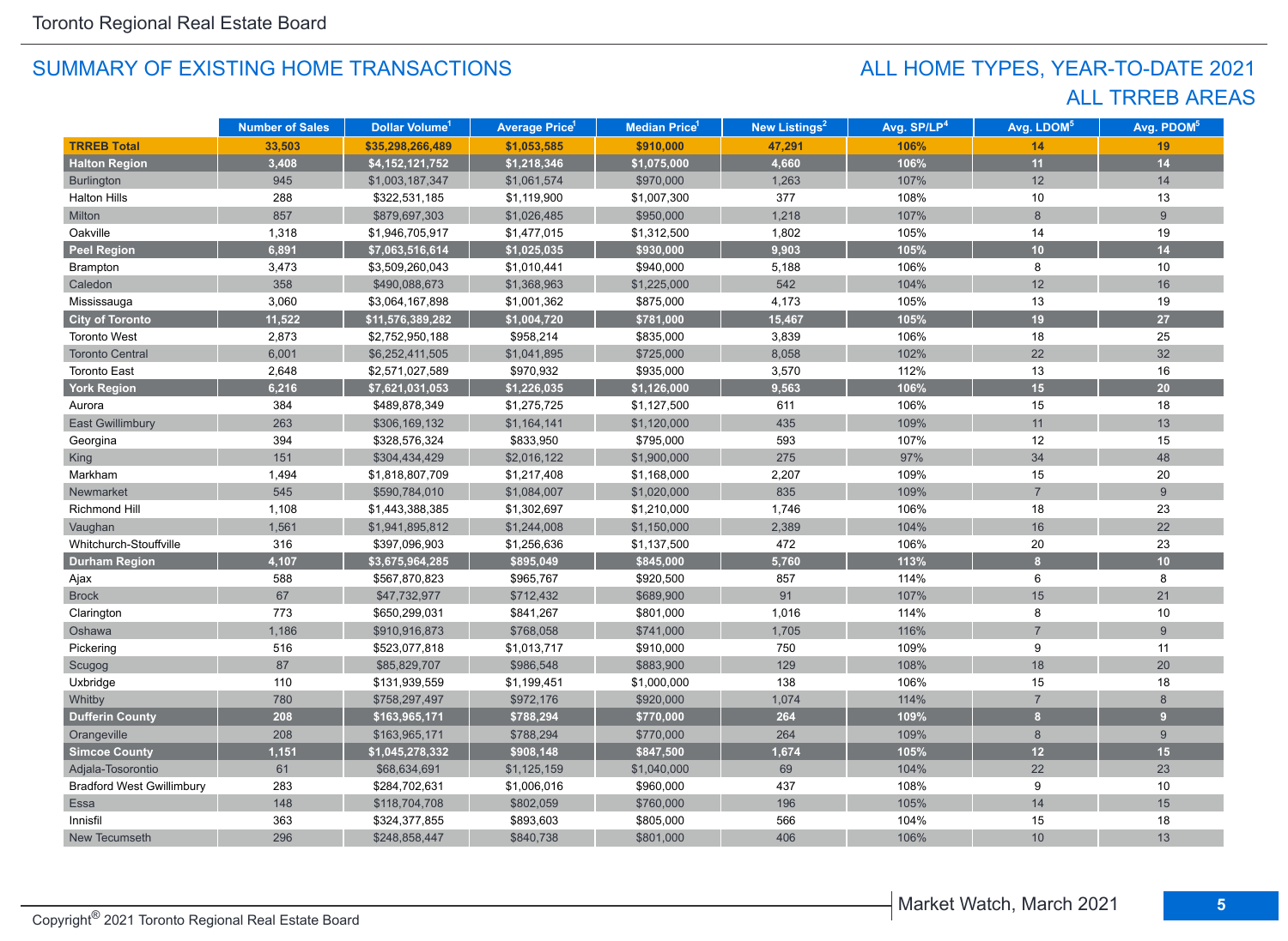## SUMMARY OF EXISTING HOME TRANSACTIONS

## ALL HOME TYPES, YEAR-TO-DATE 2021
## ALL TRREB AREAS

| | Number of Sales | Dollar Volume[1] | Average Price[1] | Median Price[1] | New Listings[2] | Avg. SP/LP[4] | Avg. LDOM[5] | Avg. PDOM[5] |
|---|---|---|---|---|---|---|---|---|
| **TRREB Total** | **33,503** | **$35,298,266,489** | **$1,053,585** | **$910,000** | **47,291** | **106%** | **14** | **19** |
| **Halton Region** | **3,408** | **$4,152,121,752** | **$1,218,346** | **$1,075,000** | **4,660** | **106%** | **11** | **14** |
| Burlington | 945 | $1,003,187,347 | $1,061,574 | $970,000 | 1,263 | 107% | 12 | 14 |
| Halton Hills | 288 | $322,531,185 | $1,119,900 | $1,007,300 | 377 | 108% | 10 | 13 |
| Milton | 857 | $879,697,303 | $1,026,485 | $950,000 | 1,218 | 107% | 8 | 9 |
| Oakville | 1,318 | $1,946,705,917 | $1,477,015 | $1,312,500 | 1,802 | 105% | 14 | 19 |
| **Peel Region** | **6,891** | **$7,063,516,614** | **$1,025,035** | **$930,000** | **9,903** | **105%** | **10** | **14** |
| Brampton | 3,473 | $3,509,260,043 | $1,010,441 | $940,000 | 5,188 | 106% | 8 | 10 |
| Caledon | 358 | $490,088,673 | $1,368,963 | $1,225,000 | 542 | 104% | 12 | 16 |
| Mississauga | 3,060 | $3,064,167,898 | $1,001,362 | $875,000 | 4,173 | 105% | 13 | 19 |
| **City of Toronto** | **11,522** | **$11,576,389,282** | **$1,004,720** | **$781,000** | **15,467** | **105%** | **19** | **27** |
| Toronto West | 2,873 | $2,752,950,188 | $958,214 | $835,000 | 3,839 | 106% | 18 | 25 |
| Toronto Central | 6,001 | $6,252,411,505 | $1,041,895 | $725,000 | 8,058 | 102% | 22 | 32 |
| Toronto East | 2,648 | $2,571,027,589 | $970,932 | $935,000 | 3,570 | 112% | 13 | 16 |
| **York Region** | **6,216** | **$7,621,031,053** | **$1,226,035** | **$1,126,000** | **9,563** | **106%** | **15** | **20** |
| Aurora | 384 | $489,878,349 | $1,275,725 | $1,127,500 | 611 | 106% | 15 | 18 |
| East Gwillimbury | 263 | $306,169,132 | $1,164,141 | $1,120,000 | 435 | 109% | 11 | 13 |
| Georgina | 394 | $328,576,324 | $833,950 | $795,000 | 593 | 107% | 12 | 15 |
| King | 151 | $304,434,429 | $2,016,122 | $1,900,000 | 275 | 97% | 34 | 48 |
| Markham | 1,494 | $1,818,807,709 | $1,217,408 | $1,168,000 | 2,207 | 109% | 15 | 20 |
| Newmarket | 545 | $590,784,010 | $1,084,007 | $1,020,000 | 835 | 109% | 7 | 9 |
| Richmond Hill | 1,108 | $1,443,388,385 | $1,302,697 | $1,210,000 | 1,746 | 106% | 18 | 23 |
| Vaughan | 1,561 | $1,941,895,812 | $1,244,008 | $1,150,000 | 2,389 | 104% | 16 | 22 |
| Whitchurch-Stouffville | 316 | $397,096,903 | $1,256,636 | $1,137,500 | 472 | 106% | 20 | 23 |
| **Durham Region** | **4,107** | **$3,675,964,285** | **$895,049** | **$845,000** | **5,760** | **113%** | **8** | **10** |
| Ajax | 588 | $567,870,823 | $965,767 | $920,500 | 857 | 114% | 6 | 8 |
| Brock | 67 | $47,732,977 | $712,432 | $689,900 | 91 | 107% | 15 | 21 |
| Clarington | 773 | $650,299,031 | $841,267 | $801,000 | 1,016 | 114% | 8 | 10 |
| Oshawa | 1,186 | $910,916,873 | $768,058 | $741,000 | 1,705 | 116% | 7 | 9 |
| Pickering | 516 | $523,077,818 | $1,013,717 | $910,000 | 750 | 109% | 9 | 11 |
| Scugog | 87 | $85,829,707 | $986,548 | $883,900 | 129 | 108% | 18 | 20 |
| Uxbridge | 110 | $131,939,559 | $1,199,451 | $1,000,000 | 138 | 106% | 15 | 18 |
| Whitby | 780 | $758,297,497 | $972,176 | $920,000 | 1,074 | 114% | 7 | 8 |
| **Dufferin County** | **208** | **$163,965,171** | **$788,294** | **$770,000** | **264** | **109%** | **8** | **9** |
| Orangeville | 208 | $163,965,171 | $788,294 | $770,000 | 264 | 109% | 8 | 9 |
| **Simcoe County** | **1,151** | **$1,045,278,332** | **$908,148** | **$847,500** | **1,674** | **105%** | **12** | **15** |
| Adjala-Tosorontio | 61 | $68,634,691 | $1,125,159 | $1,040,000 | 69 | 104% | 22 | 23 |
| Bradford West Gwillimbury | 283 | $284,702,631 | $1,006,016 | $960,000 | 437 | 108% | 9 | 10 |
| Essa | 148 | $118,704,708 | $802,059 | $760,000 | 196 | 105% | 14 | 15 |
| Innisfil | 363 | $324,377,855 | $893,603 | $805,000 | 566 | 104% | 15 | 18 |
| New Tecumseth | 296 | $248,858,447 | $840,738 | $801,000 | 406 | 106% | 10 | 13 |

Copyright® 2021 Toronto Regional Real Estate Board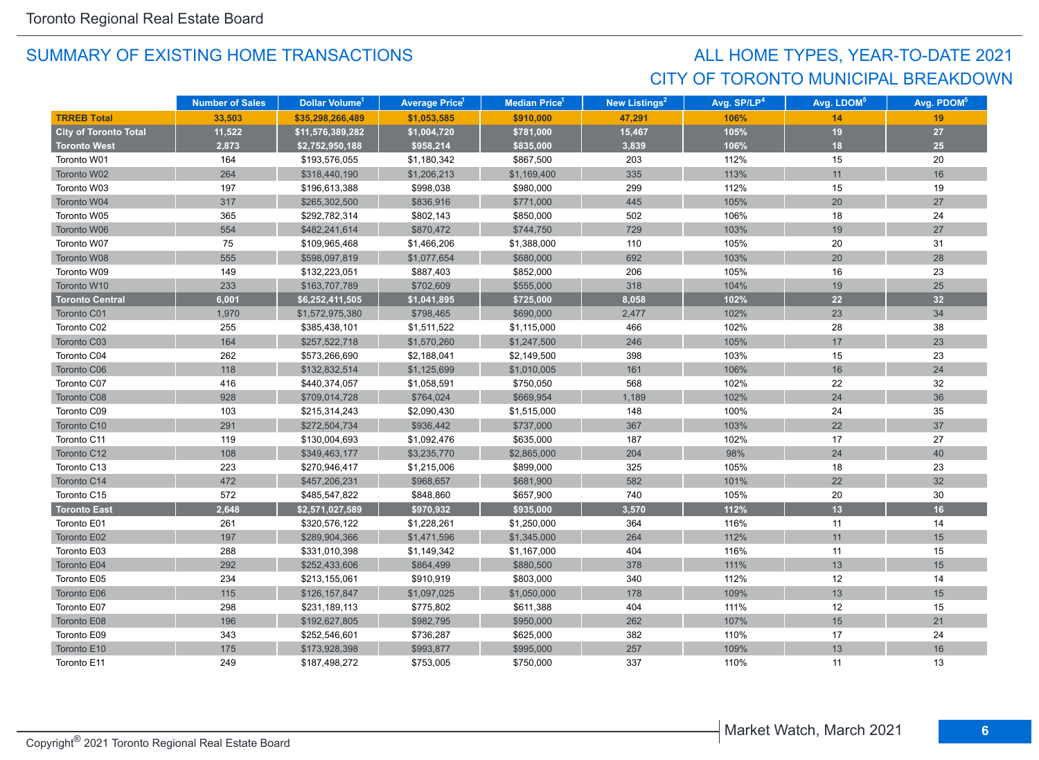Toronto Regional Real Estate Board

## SUMMARY OF EXISTING HOME TRANSACTIONS

## ALL HOME TYPES, YEAR-TO-DATE 2021
## CITY OF TORONTO MUNICIPAL BREAKDOWN

| | Number of Sales | Dollar Volume[1] | Average Price[1] | Median Price[1] | New Listings[2] | Avg. SP/LP[4] | Avg. LDOM[5] | Avg. PDOM[5] |
|---|---|---|---|---|---|---|---|---|
| **TRREB Total** | **33,503** | **$35,298,266,489** | **$1,053,585** | **$910,000** | **47,291** | **106%** | **14** | **19** |
| **City of Toronto Total** | **11,522** | **$11,576,389,282** | **$1,004,720** | **$781,000** | **15,467** | **105%** | **19** | **27** |
| **Toronto West** | **2,873** | **$2,752,950,188** | **$958,214** | **$835,000** | **3,839** | **106%** | **18** | **25** |
| Toronto W01 | 164 | $193,576,055 | $1,180,342 | $867,500 | 203 | 112% | 15 | 20 |
| Toronto W02 | 264 | $318,440,190 | $1,206,213 | $1,169,400 | 335 | 113% | 11 | 16 |
| Toronto W03 | 197 | $196,613,388 | $998,038 | $980,000 | 299 | 112% | 15 | 19 |
| Toronto W04 | 317 | $265,302,500 | $836,916 | $771,000 | 445 | 105% | 20 | 27 |
| Toronto W05 | 365 | $292,782,314 | $802,143 | $850,000 | 502 | 106% | 18 | 24 |
| Toronto W06 | 554 | $482,241,614 | $870,472 | $744,750 | 729 | 103% | 19 | 27 |
| Toronto W07 | 75 | $109,965,468 | $1,466,206 | $1,388,000 | 110 | 105% | 20 | 31 |
| Toronto W08 | 555 | $598,097,819 | $1,077,654 | $680,000 | 692 | 103% | 20 | 28 |
| Toronto W09 | 149 | $132,223,051 | $887,403 | $852,000 | 206 | 105% | 16 | 23 |
| Toronto W10 | 233 | $163,707,789 | $702,609 | $555,000 | 318 | 104% | 19 | 25 |
| **Toronto Central** | **6,001** | **$6,252,411,505** | **$1,041,895** | **$725,000** | **8,058** | **102%** | **22** | **32** |
| Toronto C01 | 1,970 | $1,572,975,380 | $798,465 | $690,000 | 2,477 | 102% | 23 | 34 |
| Toronto C02 | 255 | $385,438,101 | $1,511,522 | $1,115,000 | 466 | 102% | 28 | 38 |
| Toronto C03 | 164 | $257,522,718 | $1,570,260 | $1,247,500 | 246 | 105% | 17 | 23 |
| Toronto C04 | 262 | $573,266,690 | $2,188,041 | $2,149,500 | 398 | 103% | 15 | 23 |
| Toronto C06 | 118 | $132,832,514 | $1,125,699 | $1,010,005 | 161 | 106% | 16 | 24 |
| Toronto C07 | 416 | $440,374,057 | $1,058,591 | $750,050 | 568 | 102% | 22 | 32 |
| Toronto C08 | 928 | $709,014,728 | $764,024 | $669,954 | 1,189 | 102% | 24 | 36 |
| Toronto C09 | 103 | $215,314,243 | $2,090,430 | $1,515,000 | 148 | 100% | 24 | 35 |
| Toronto C10 | 291 | $272,504,734 | $936,442 | $737,000 | 367 | 103% | 22 | 37 |
| Toronto C11 | 119 | $130,004,693 | $1,092,476 | $635,000 | 187 | 102% | 17 | 27 |
| Toronto C12 | 108 | $349,463,177 | $3,235,770 | $2,865,000 | 204 | 98% | 24 | 40 |
| Toronto C13 | 223 | $270,946,417 | $1,215,006 | $899,000 | 325 | 105% | 18 | 23 |
| Toronto C14 | 472 | $457,206,231 | $968,657 | $681,900 | 582 | 101% | 22 | 32 |
| Toronto C15 | 572 | $485,547,822 | $848,860 | $657,900 | 740 | 105% | 20 | 30 |
| **Toronto East** | **2,648** | **$2,571,027,589** | **$970,932** | **$935,000** | **3,570** | **112%** | **13** | **16** |
| Toronto E01 | 261 | $320,576,122 | $1,228,261 | $1,250,000 | 364 | 116% | 11 | 14 |
| Toronto E02 | 197 | $289,904,366 | $1,471,596 | $1,345,000 | 264 | 112% | 11 | 15 |
| Toronto E03 | 288 | $331,010,398 | $1,149,342 | $1,167,000 | 404 | 116% | 11 | 15 |
| Toronto E04 | 292 | $252,433,606 | $864,499 | $880,500 | 378 | 111% | 13 | 15 |
| Toronto E05 | 234 | $213,155,061 | $910,919 | $803,000 | 340 | 112% | 12 | 14 |
| Toronto E06 | 115 | $126,157,847 | $1,097,025 | $1,050,000 | 178 | 109% | 13 | 15 |
| Toronto E07 | 298 | $231,189,113 | $775,802 | $611,388 | 404 | 111% | 12 | 15 |
| Toronto E08 | 196 | $192,627,805 | $982,795 | $950,000 | 262 | 107% | 15 | 21 |
| Toronto E09 | 343 | $252,546,601 | $736,287 | $625,000 | 382 | 110% | 17 | 24 |
| Toronto E10 | 175 | $173,928,398 | $993,877 | $995,000 | 257 | 109% | 13 | 16 |
| Toronto E11 | 249 | $187,498,272 | $753,005 | $750,000 | 337 | 110% | 11 | 13 |

Copyright® 2021 Toronto Regional Real Estate Board

Market Watch, March 2021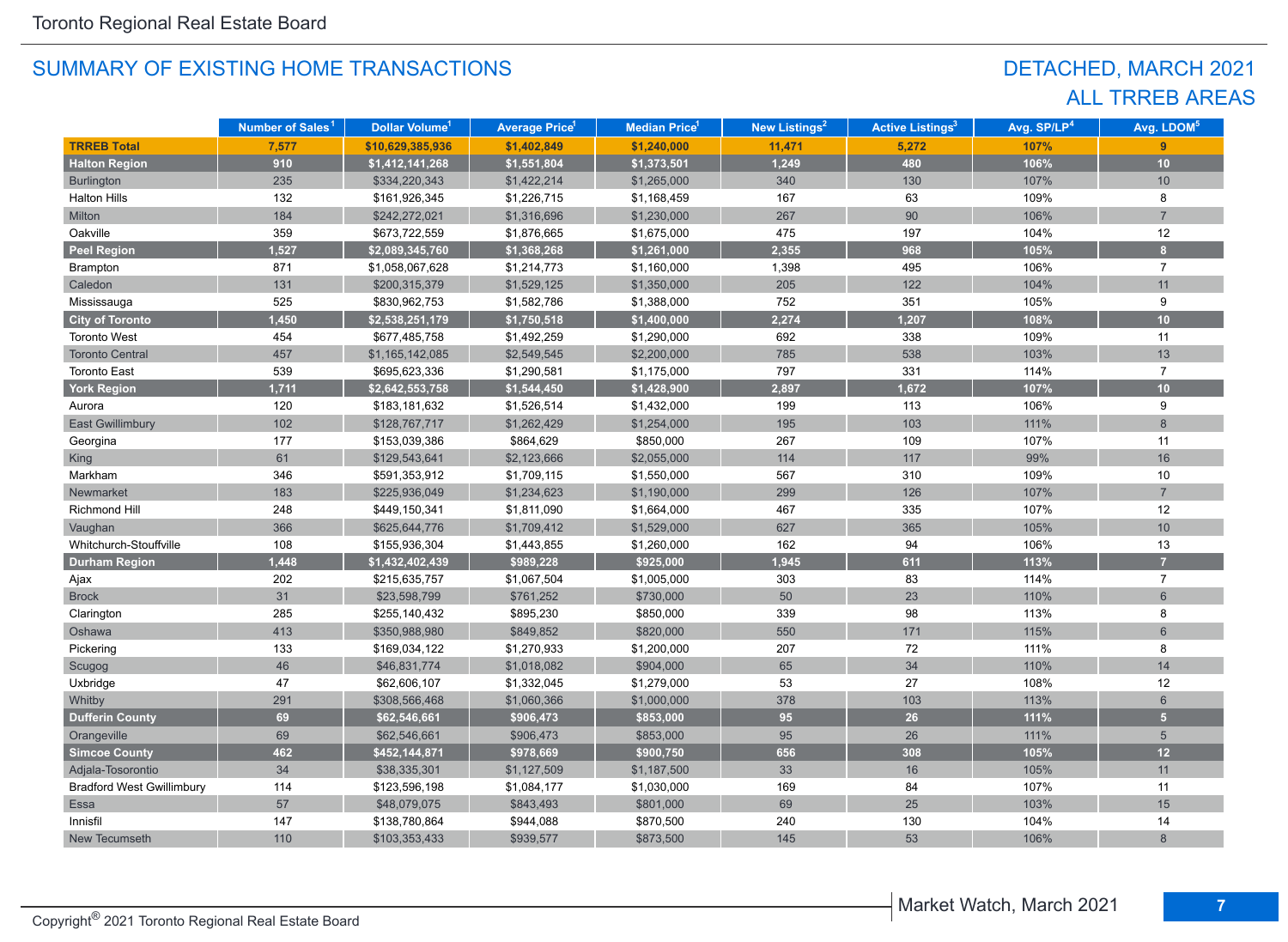## SUMMARY OF EXISTING HOME TRANSACTIONS

## DETACHED, MARCH 2021
## ALL TRREB AREAS

| | Number of Sales[1] | Dollar Volume[1] | Average Price[1] | Median Price[1] | New Listings[2] | Active Listings[3] | Avg. SP/LP[4] | Avg. LDOM[5] |
|---|---|---|---|---|---|---|---|---|
| **TRREB Total** | **7,577** | **$10,629,385,936** | **$1,402,849** | **$1,240,000** | **11,471** | **5,272** | **107%** | **9** |
| **Halton Region** | **910** | **$1,412,141,268** | **$1,551,804** | **$1,373,501** | **1,249** | **480** | **106%** | **10** |
| Burlington | 235 | $334,220,343 | $1,422,214 | $1,265,000 | 340 | 130 | 107% | 10 |
| Halton Hills | 132 | $161,926,345 | $1,226,715 | $1,168,459 | 167 | 63 | 109% | 8 |
| Milton | 184 | $242,272,021 | $1,316,696 | $1,230,000 | 267 | 90 | 106% | 7 |
| Oakville | 359 | $673,722,559 | $1,876,665 | $1,675,000 | 475 | 197 | 104% | 12 |
| **Peel Region** | **1,527** | **$2,089,345,760** | **$1,368,268** | **$1,261,000** | **2,355** | **968** | **105%** | **8** |
| Brampton | 871 | $1,058,067,628 | $1,214,773 | $1,160,000 | 1,398 | 495 | 106% | 7 |
| Caledon | 131 | $200,315,379 | $1,529,125 | $1,350,000 | 205 | 122 | 104% | 11 |
| Mississauga | 525 | $830,962,753 | $1,582,786 | $1,388,000 | 752 | 351 | 105% | 9 |
| **City of Toronto** | **1,450** | **$2,538,251,179** | **$1,750,518** | **$1,400,000** | **2,274** | **1,207** | **108%** | **10** |
| Toronto West | 454 | $677,485,758 | $1,492,259 | $1,290,000 | 692 | 338 | 109% | 11 |
| Toronto Central | 457 | $1,165,142,085 | $2,549,545 | $2,200,000 | 785 | 538 | 103% | 13 |
| Toronto East | 539 | $695,623,336 | $1,290,581 | $1,175,000 | 797 | 331 | 114% | 7 |
| **York Region** | **1,711** | **$2,642,553,758** | **$1,544,450** | **$1,428,900** | **2,897** | **1,672** | **107%** | **10** |
| Aurora | 120 | $183,181,632 | $1,526,514 | $1,432,000 | 199 | 113 | 106% | 9 |
| East Gwillimbury | 102 | $128,767,717 | $1,262,429 | $1,254,000 | 195 | 103 | 111% | 8 |
| Georgina | 177 | $153,039,386 | $864,629 | $850,000 | 267 | 109 | 107% | 11 |
| King | 61 | $129,543,641 | $2,123,666 | $2,055,000 | 114 | 117 | 99% | 16 |
| Markham | 346 | $591,353,912 | $1,709,115 | $1,550,000 | 567 | 310 | 109% | 10 |
| Newmarket | 183 | $225,936,049 | $1,234,623 | $1,190,000 | 299 | 126 | 107% | 7 |
| Richmond Hill | 248 | $449,150,341 | $1,811,090 | $1,664,000 | 467 | 335 | 107% | 12 |
| Vaughan | 366 | $625,644,776 | $1,709,412 | $1,529,000 | 627 | 365 | 105% | 10 |
| Whitchurch-Stouffville | 108 | $155,936,304 | $1,443,855 | $1,260,000 | 162 | 94 | 106% | 13 |
| **Durham Region** | **1,448** | **$1,432,402,439** | **$989,228** | **$925,000** | **1,945** | **611** | **113%** | **7** |
| Ajax | 202 | $215,635,757 | $1,067,504 | $1,005,000 | 303 | 83 | 114% | 7 |
| Brock | 31 | $23,598,799 | $761,252 | $730,000 | 50 | 23 | 110% | 6 |
| Clarington | 285 | $255,140,432 | $895,230 | $850,000 | 339 | 98 | 113% | 8 |
| Oshawa | 413 | $350,988,980 | $849,852 | $820,000 | 550 | 171 | 115% | 6 |
| Pickering | 133 | $169,034,122 | $1,270,933 | $1,200,000 | 207 | 72 | 111% | 8 |
| Scugog | 46 | $46,831,774 | $1,018,082 | $904,000 | 65 | 34 | 110% | 14 |
| Uxbridge | 47 | $62,606,107 | $1,332,045 | $1,279,000 | 53 | 27 | 108% | 12 |
| Whitby | 291 | $308,566,468 | $1,060,366 | $1,000,000 | 378 | 103 | 113% | 6 |
| **Dufferin County** | **69** | **$62,546,661** | **$906,473** | **$853,000** | **95** | **26** | **111%** | **5** |
| Orangeville | 69 | $62,546,661 | $906,473 | $853,000 | 95 | 26 | 111% | 5 |
| **Simcoe County** | **462** | **$452,144,871** | **$978,669** | **$900,750** | **656** | **308** | **105%** | **12** |
| Adjala-Tosorontio | 34 | $38,335,301 | $1,127,509 | $1,187,500 | 33 | 16 | 105% | 11 |
| Bradford West Gwillimbury | 114 | $123,596,198 | $1,084,177 | $1,030,000 | 169 | 84 | 107% | 11 |
| Essa | 57 | $48,079,075 | $843,493 | $801,000 | 69 | 25 | 103% | 15 |
| Innisfil | 147 | $138,780,864 | $944,088 | $870,500 | 240 | 130 | 104% | 14 |
| New Tecumseth | 110 | $103,353,433 | $939,577 | $873,500 | 145 | 53 | 106% | 8 |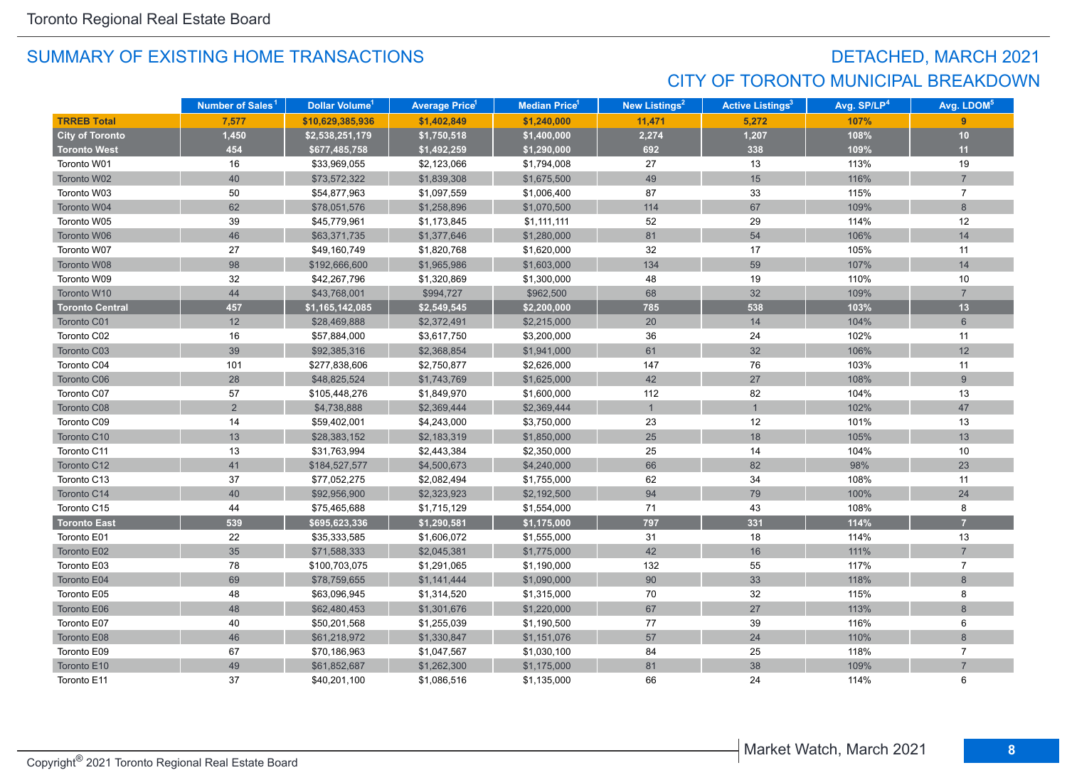## SUMMARY OF EXISTING HOME TRANSACTIONS

## DETACHED, MARCH 2021
## CITY OF TORONTO MUNICIPAL BREAKDOWN

| | Number of Sales[1] | Dollar Volume[1] | Average Price[1] | Median Price[1] | New Listings[2] | Active Listings[3] | Avg. SP/LP[4] | Avg. LDOM[5] |
|---|---|---|---|---|---|---|---|---|
| **TRREB Total** | **7,577** | **$10,629,385,936** | **$1,402,849** | **$1,240,000** | **11,471** | **5,272** | **107%** | **9** |
| **City of Toronto** | **1,450** | **$2,538,251,179** | **$1,750,518** | **$1,400,000** | **2,274** | **1,207** | **108%** | **10** |
| **Toronto West** | **454** | **$677,485,758** | **$1,492,259** | **$1,290,000** | **692** | **338** | **109%** | **11** |
| Toronto W01 | 16 | $33,969,055 | $2,123,066 | $1,794,008 | 27 | 13 | 113% | 19 |
| Toronto W02 | 40 | $73,572,322 | $1,839,308 | $1,675,500 | 49 | 15 | 116% | 7 |
| Toronto W03 | 50 | $54,877,963 | $1,097,559 | $1,006,400 | 87 | 33 | 115% | 7 |
| Toronto W04 | 62 | $78,051,576 | $1,258,896 | $1,070,500 | 114 | 67 | 109% | 8 |
| Toronto W05 | 39 | $45,779,961 | $1,173,845 | $1,111,111 | 52 | 29 | 114% | 12 |
| Toronto W06 | 46 | $63,371,735 | $1,377,646 | $1,280,000 | 81 | 54 | 106% | 14 |
| Toronto W07 | 27 | $49,160,749 | $1,820,768 | $1,620,000 | 32 | 17 | 105% | 11 |
| Toronto W08 | 98 | $192,666,600 | $1,965,986 | $1,603,000 | 134 | 59 | 107% | 14 |
| Toronto W09 | 32 | $42,267,796 | $1,320,869 | $1,300,000 | 48 | 19 | 110% | 10 |
| Toronto W10 | 44 | $43,768,001 | $994,727 | $962,500 | 68 | 32 | 109% | 7 |
| **Toronto Central** | **457** | **$1,165,142,085** | **$2,549,545** | **$2,200,000** | **785** | **538** | **103%** | **13** |
| Toronto C01 | 12 | $28,469,888 | $2,372,491 | $2,215,000 | 20 | 14 | 104% | 6 |
| Toronto C02 | 16 | $57,884,000 | $3,617,750 | $3,200,000 | 36 | 24 | 102% | 11 |
| Toronto C03 | 39 | $92,385,316 | $2,368,854 | $1,941,000 | 61 | 32 | 106% | 12 |
| Toronto C04 | 101 | $277,838,606 | $2,750,877 | $2,626,000 | 147 | 76 | 103% | 11 |
| Toronto C06 | 28 | $48,825,524 | $1,743,769 | $1,625,000 | 42 | 27 | 108% | 9 |
| Toronto C07 | 57 | $105,448,276 | $1,849,970 | $1,600,000 | 112 | 82 | 104% | 13 |
| Toronto C08 | 2 | $4,738,888 | $2,369,444 | $2,369,444 | 1 | 1 | 102% | 47 |
| Toronto C09 | 14 | $59,402,001 | $4,243,000 | $3,750,000 | 23 | 12 | 101% | 13 |
| Toronto C10 | 13 | $28,383,152 | $2,183,319 | $1,850,000 | 25 | 18 | 105% | 13 |
| Toronto C11 | 13 | $31,763,994 | $2,443,384 | $2,350,000 | 25 | 14 | 104% | 10 |
| Toronto C12 | 41 | $184,527,577 | $4,500,673 | $4,240,000 | 66 | 82 | 98% | 23 |
| Toronto C13 | 37 | $77,052,275 | $2,082,494 | $1,755,000 | 62 | 34 | 108% | 11 |
| Toronto C14 | 40 | $92,956,900 | $2,323,923 | $2,192,500 | 94 | 79 | 100% | 24 |
| Toronto C15 | 44 | $75,465,688 | $1,715,129 | $1,554,000 | 71 | 43 | 108% | 8 |
| **Toronto East** | **539** | **$695,623,336** | **$1,290,581** | **$1,175,000** | **797** | **331** | **114%** | **7** |
| Toronto E01 | 22 | $35,333,585 | $1,606,072 | $1,555,000 | 31 | 18 | 114% | 13 |
| Toronto E02 | 35 | $71,588,333 | $2,045,381 | $1,775,000 | 42 | 16 | 111% | 7 |
| Toronto E03 | 78 | $100,703,075 | $1,291,065 | $1,190,000 | 132 | 55 | 117% | 7 |
| Toronto E04 | 69 | $78,759,655 | $1,141,444 | $1,090,000 | 90 | 33 | 118% | 8 |
| Toronto E05 | 48 | $63,096,945 | $1,314,520 | $1,315,000 | 70 | 32 | 115% | 8 |
| Toronto E06 | 48 | $62,480,453 | $1,301,676 | $1,220,000 | 67 | 27 | 113% | 8 |
| Toronto E07 | 40 | $50,201,568 | $1,255,039 | $1,190,500 | 77 | 39 | 116% | 6 |
| Toronto E08 | 46 | $61,218,972 | $1,330,847 | $1,151,076 | 57 | 24 | 110% | 8 |
| Toronto E09 | 67 | $70,186,963 | $1,047,567 | $1,030,100 | 84 | 25 | 118% | 7 |
| Toronto E10 | 49 | $61,852,687 | $1,262,300 | $1,175,000 | 81 | 38 | 109% | 7 |
| Toronto E11 | 37 | $40,201,100 | $1,086,516 | $1,135,000 | 66 | 24 | 114% | 6 |

Copyright® 2021 Toronto Regional Real Estate Board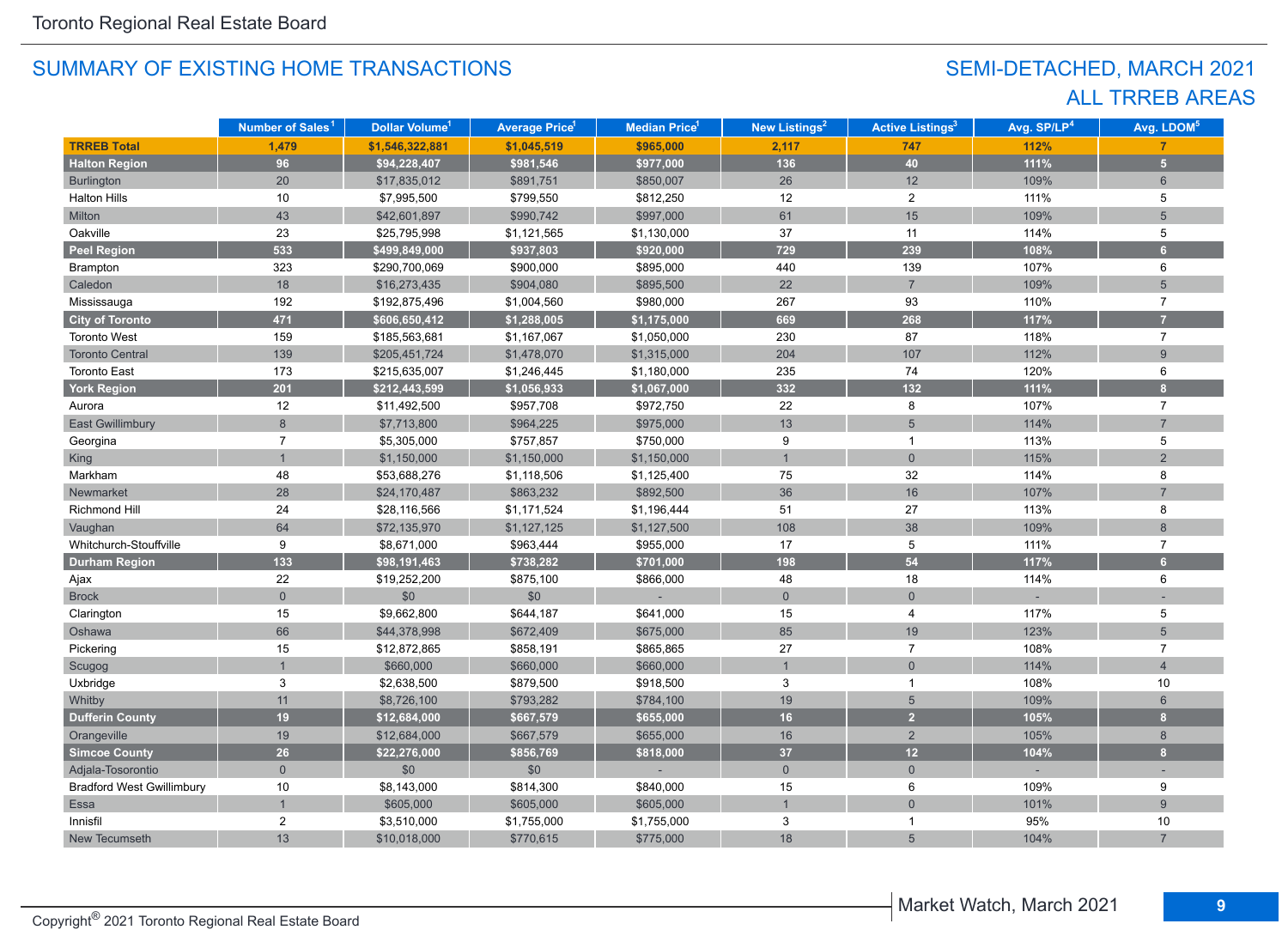# SUMMARY OF EXISTING HOME TRANSACTIONS

## SEMI-DETACHED, MARCH 2021
## ALL TRREB AREAS

| | Number of Sales[1] | Dollar Volume[1] | Average Price[1] | Median Price[1] | New Listings[2] | Active Listings[3] | Avg. SP/LP[4] | Avg. LDOM[5] |
|---|---|---|---|---|---|---|---|---|
| **TRREB Total** | **1,479** | **$1,546,322,881** | **$1,045,519** | **$965,000** | **2,117** | **747** | **112%** | **7** |
| **Halton Region** | **96** | **$94,228,407** | **$981,546** | **$977,000** | **136** | **40** | **111%** | **5** |
| Burlington | 20 | $17,835,012 | $891,751 | $850,007 | 26 | 12 | 109% | 6 |
| Halton Hills | 10 | $7,995,500 | $799,550 | $812,250 | 12 | 2 | 111% | 5 |
| Milton | 43 | $42,601,897 | $990,742 | $997,000 | 61 | 15 | 109% | 5 |
| Oakville | 23 | $25,795,998 | $1,121,565 | $1,130,000 | 37 | 11 | 114% | 5 |
| **Peel Region** | **533** | **$499,849,000** | **$937,803** | **$920,000** | **729** | **239** | **108%** | **6** |
| Brampton | 323 | $290,700,069 | $900,000 | $895,000 | 440 | 139 | 107% | 6 |
| Caledon | 18 | $16,273,435 | $904,080 | $895,500 | 22 | 7 | 109% | 5 |
| Mississauga | 192 | $192,875,496 | $1,004,560 | $980,000 | 267 | 93 | 110% | 7 |
| **City of Toronto** | **471** | **$606,650,412** | **$1,288,005** | **$1,175,000** | **669** | **268** | **117%** | **7** |
| Toronto West | 159 | $185,563,681 | $1,167,067 | $1,050,000 | 230 | 87 | 118% | 7 |
| Toronto Central | 139 | $205,451,724 | $1,478,070 | $1,315,000 | 204 | 107 | 112% | 9 |
| Toronto East | 173 | $215,635,007 | $1,246,445 | $1,180,000 | 235 | 74 | 120% | 6 |
| **York Region** | **201** | **$212,443,599** | **$1,056,933** | **$1,067,000** | **332** | **132** | **111%** | **8** |
| Aurora | 12 | $11,492,500 | $957,708 | $972,750 | 22 | 8 | 107% | 7 |
| East Gwillimbury | 8 | $7,713,800 | $964,225 | $975,000 | 13 | 5 | 114% | 7 |
| Georgina | 7 | $5,305,000 | $757,857 | $750,000 | 9 | 1 | 113% | 5 |
| King | 1 | $1,150,000 | $1,150,000 | $1,150,000 | 1 | 0 | 115% | 2 |
| Markham | 48 | $53,688,276 | $1,118,506 | $1,125,400 | 75 | 32 | 114% | 8 |
| Newmarket | 28 | $24,170,487 | $863,232 | $892,500 | 36 | 16 | 107% | 7 |
| Richmond Hill | 24 | $28,116,566 | $1,171,524 | $1,196,444 | 51 | 27 | 113% | 8 |
| Vaughan | 64 | $72,135,970 | $1,127,125 | $1,127,500 | 108 | 38 | 109% | 8 |
| Whitchurch-Stouffville | 9 | $8,671,000 | $963,444 | $955,000 | 17 | 5 | 111% | 7 |
| **Durham Region** | **133** | **$98,191,463** | **$738,282** | **$701,000** | **198** | **54** | **117%** | **6** |
| Ajax | 22 | $19,252,200 | $875,100 | $866,000 | 48 | 18 | 114% | 6 |
| Brock | 0 | $0 | $0 | - | 0 | 0 | - | - |
| Clarington | 15 | $9,662,800 | $644,187 | $641,000 | 15 | 4 | 117% | 5 |
| Oshawa | 66 | $44,378,998 | $672,409 | $675,000 | 85 | 19 | 123% | 5 |
| Pickering | 15 | $12,872,865 | $858,191 | $865,865 | 27 | 7 | 108% | 7 |
| Scugog | 1 | $660,000 | $660,000 | $660,000 | 1 | 0 | 114% | 4 |
| Uxbridge | 3 | $2,638,500 | $879,500 | $918,500 | 3 | 1 | 108% | 10 |
| Whitby | 11 | $8,726,100 | $793,282 | $784,100 | 19 | 5 | 109% | 6 |
| **Dufferin County** | **19** | **$12,684,000** | **$667,579** | **$655,000** | **16** | **2** | **105%** | **8** |
| Orangeville | 19 | $12,684,000 | $667,579 | $655,000 | 16 | 2 | 105% | 8 |
| **Simcoe County** | **26** | **$22,276,000** | **$856,769** | **$818,000** | **37** | **12** | **104%** | **8** |
| Adjala-Tosorontio | 0 | $0 | $0 | - | 0 | 0 | - | - |
| Bradford West Gwillimbury | 10 | $8,143,000 | $814,300 | $840,000 | 15 | 6 | 109% | 9 |
| Essa | 1 | $605,000 | $605,000 | $605,000 | 1 | 0 | 101% | 9 |
| Innisfil | 2 | $3,510,000 | $1,755,000 | $1,755,000 | 3 | 1 | 95% | 10 |
| New Tecumseth | 13 | $10,018,000 | $770,615 | $775,000 | 18 | 5 | 104% | 7 |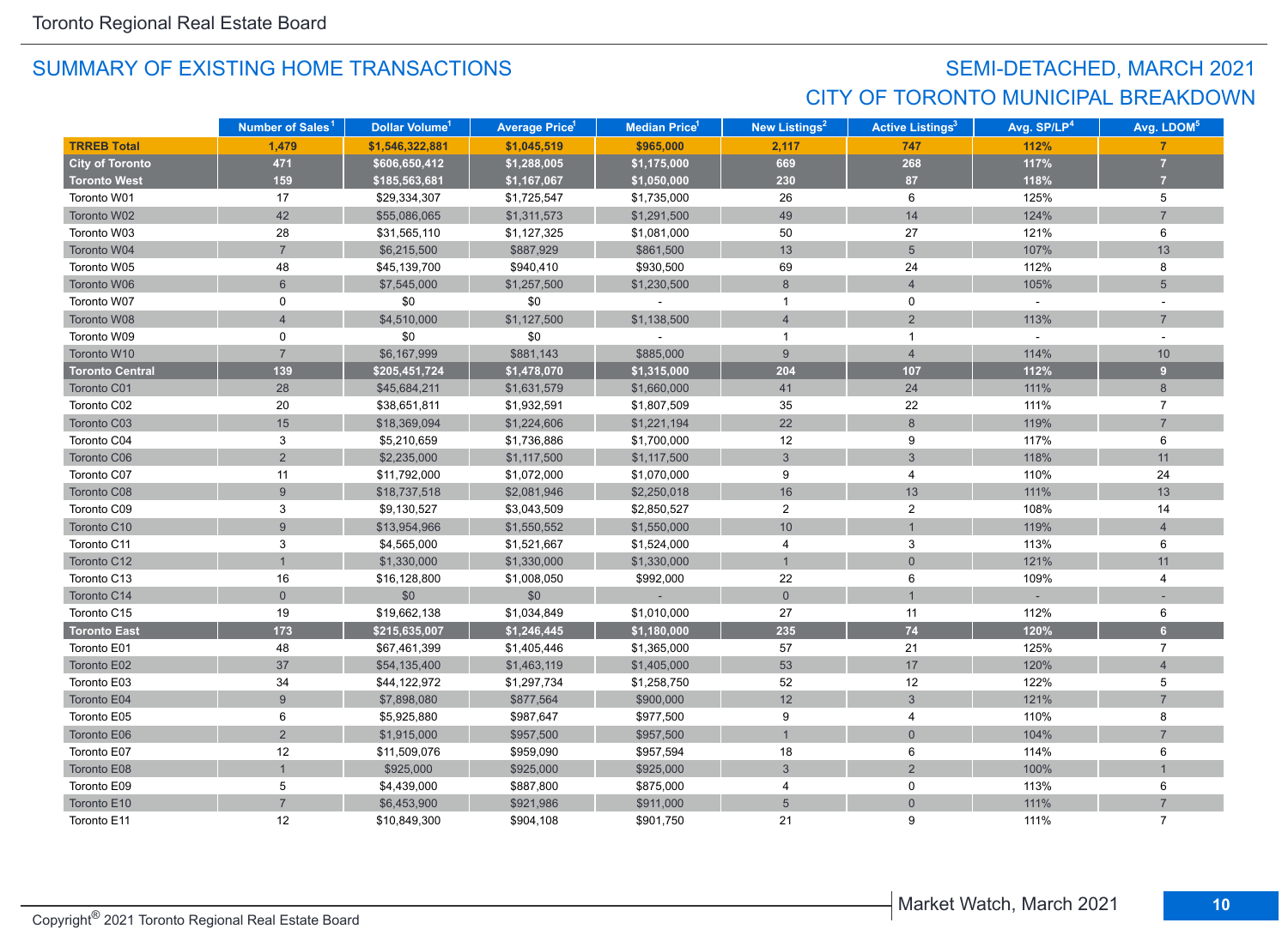Toronto Regional Real Estate Board

## SUMMARY OF EXISTING HOME TRANSACTIONS

## SEMI-DETACHED, MARCH 2021
## CITY OF TORONTO MUNICIPAL BREAKDOWN

| | Number of Sales[1] | Dollar Volume[1] | Average Price[1] | Median Price[1] | New Listings[2] | Active Listings[3] | Avg. SP/LP[4] | Avg. LDOM[5] |
|---|---|---|---|---|---|---|---|---|
| **TRREB Total** | **1,479** | **$1,546,322,881** | **$1,045,519** | **$965,000** | **2,117** | **747** | **112%** | **7** |
| **City of Toronto** | **471** | **$606,650,412** | **$1,288,005** | **$1,175,000** | **669** | **268** | **117%** | **7** |
| **Toronto West** | **159** | **$185,563,681** | **$1,167,067** | **$1,050,000** | **230** | **87** | **118%** | **7** |
| Toronto W01 | 17 | $29,334,307 | $1,725,547 | $1,735,000 | 26 | 6 | 125% | 5 |
| Toronto W02 | 42 | $55,086,065 | $1,311,573 | $1,291,500 | 49 | 14 | 124% | 7 |
| Toronto W03 | 28 | $31,565,110 | $1,127,325 | $1,081,000 | 50 | 27 | 121% | 6 |
| Toronto W04 | 7 | $6,215,500 | $887,929 | $861,500 | 13 | 5 | 107% | 13 |
| Toronto W05 | 48 | $45,139,700 | $940,410 | $930,500 | 69 | 24 | 112% | 8 |
| Toronto W06 | 6 | $7,545,000 | $1,257,500 | $1,230,500 | 8 | 4 | 105% | 5 |
| Toronto W07 | 0 | $0 | $0 | - | 1 | 0 | - | - |
| Toronto W08 | 4 | $4,510,000 | $1,127,500 | $1,138,500 | 4 | 2 | 113% | 7 |
| Toronto W09 | 0 | $0 | $0 | - | 1 | 1 | - | - |
| Toronto W10 | 7 | $6,167,999 | $881,143 | $885,000 | 9 | 4 | 114% | 10 |
| **Toronto Central** | **139** | **$205,451,724** | **$1,478,070** | **$1,315,000** | **204** | **107** | **112%** | **9** |
| Toronto C01 | 28 | $45,684,211 | $1,631,579 | $1,660,000 | 41 | 24 | 111% | 8 |
| Toronto C02 | 20 | $38,651,811 | $1,932,591 | $1,807,509 | 35 | 22 | 111% | 7 |
| Toronto C03 | 15 | $18,369,094 | $1,224,606 | $1,221,194 | 22 | 8 | 119% | 7 |
| Toronto C04 | 3 | $5,210,659 | $1,736,886 | $1,700,000 | 12 | 9 | 117% | 6 |
| Toronto C06 | 2 | $2,235,000 | $1,117,500 | $1,117,500 | 3 | 3 | 118% | 11 |
| Toronto C07 | 11 | $11,792,000 | $1,072,000 | $1,070,000 | 9 | 4 | 110% | 24 |
| Toronto C08 | 9 | $18,737,518 | $2,081,946 | $2,250,018 | 16 | 13 | 111% | 13 |
| Toronto C09 | 3 | $9,130,527 | $3,043,509 | $2,850,527 | 2 | 2 | 108% | 14 |
| Toronto C10 | 9 | $13,954,966 | $1,550,552 | $1,550,000 | 10 | 1 | 119% | 4 |
| Toronto C11 | 3 | $4,565,000 | $1,521,667 | $1,524,000 | 4 | 3 | 113% | 6 |
| Toronto C12 | 1 | $1,330,000 | $1,330,000 | $1,330,000 | 1 | 0 | 121% | 11 |
| Toronto C13 | 16 | $16,128,800 | $1,008,050 | $992,000 | 22 | 6 | 109% | 4 |
| Toronto C14 | 0 | $0 | $0 | - | 0 | 1 | - | - |
| Toronto C15 | 19 | $19,662,138 | $1,034,849 | $1,010,000 | 27 | 11 | 112% | 6 |
| **Toronto East** | **173** | **$215,635,007** | **$1,246,445** | **$1,180,000** | **235** | **74** | **120%** | **6** |
| Toronto E01 | 48 | $67,461,399 | $1,405,446 | $1,365,000 | 57 | 21 | 125% | 7 |
| Toronto E02 | 37 | $54,135,400 | $1,463,119 | $1,405,000 | 53 | 17 | 120% | 4 |
| Toronto E03 | 34 | $44,122,972 | $1,297,734 | $1,258,750 | 52 | 12 | 122% | 5 |
| Toronto E04 | 9 | $7,898,080 | $877,564 | $900,000 | 12 | 3 | 121% | 7 |
| Toronto E05 | 6 | $5,925,880 | $987,647 | $977,500 | 9 | 4 | 110% | 8 |
| Toronto E06 | 2 | $1,915,000 | $957,500 | $957,500 | 1 | 0 | 104% | 7 |
| Toronto E07 | 12 | $11,509,076 | $959,090 | $957,594 | 18 | 6 | 114% | 6 |
| Toronto E08 | 1 | $925,000 | $925,000 | $925,000 | 3 | 2 | 100% | 1 |
| Toronto E09 | 5 | $4,439,000 | $887,800 | $875,000 | 4 | 0 | 113% | 6 |
| Toronto E10 | 7 | $6,453,900 | $921,986 | $911,000 | 5 | 0 | 111% | 7 |
| Toronto E11 | 12 | $10,849,300 | $904,108 | $901,750 | 21 | 9 | 111% | 7 |

Copyright® 2021 Toronto Regional Real Estate Board

Market Watch, March 2021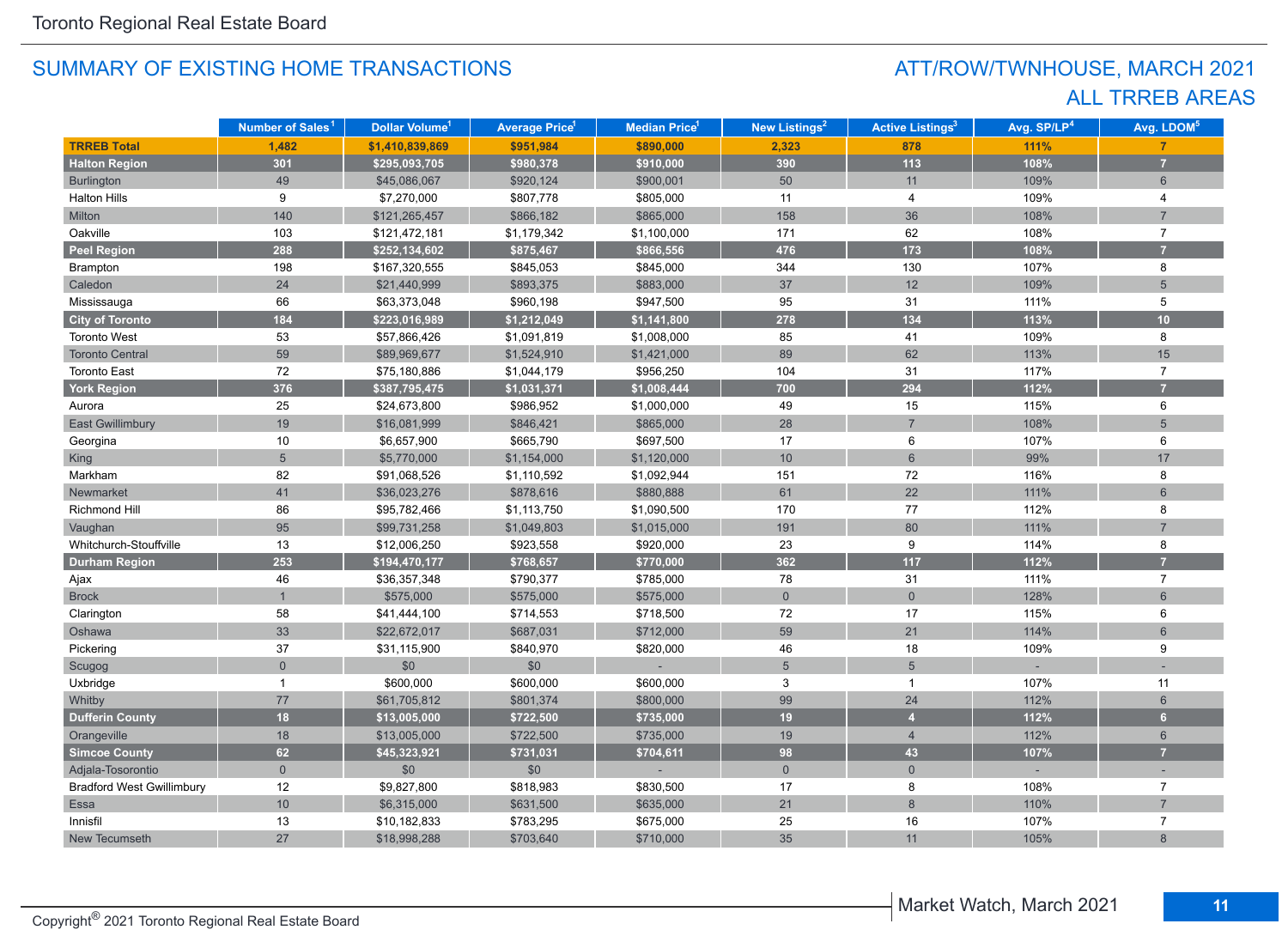## SUMMARY OF EXISTING HOME TRANSACTIONS

## ATT/ROW/TWNHOUSE, MARCH 2021
## ALL TRREB AREAS

| | Number of Sales[1] | Dollar Volume[1] | Average Price[1] | Median Price[1] | New Listings[2] | Active Listings[3] | Avg. SP/LP[4] | Avg. LDOM[5] |
|---|---|---|---|---|---|---|---|---|
| **TRREB Total** | **1,482** | **$1,410,839,869** | **$951,984** | **$890,000** | **2,323** | **878** | **111%** | **7** |
| **Halton Region** | **301** | **$295,093,705** | **$980,378** | **$910,000** | **390** | **113** | **108%** | **7** |
| Burlington | 49 | $45,086,067 | $920,124 | $900,001 | 50 | 11 | 109% | 6 |
| Halton Hills | 9 | $7,270,000 | $807,778 | $805,000 | 11 | 4 | 109% | 4 |
| Milton | 140 | $121,265,457 | $866,182 | $865,000 | 158 | 36 | 108% | 7 |
| Oakville | 103 | $121,472,181 | $1,179,342 | $1,100,000 | 171 | 62 | 108% | 7 |
| **Peel Region** | **288** | **$252,134,602** | **$875,467** | **$866,556** | **476** | **173** | **108%** | **7** |
| Brampton | 198 | $167,320,555 | $845,053 | $845,000 | 344 | 130 | 107% | 8 |
| Caledon | 24 | $21,440,999 | $893,375 | $883,000 | 37 | 12 | 109% | 5 |
| Mississauga | 66 | $63,373,048 | $960,198 | $947,500 | 95 | 31 | 111% | 5 |
| **City of Toronto** | **184** | **$223,016,989** | **$1,212,049** | **$1,141,800** | **278** | **134** | **113%** | **10** |
| Toronto West | 53 | $57,866,426 | $1,091,819 | $1,008,000 | 85 | 41 | 109% | 8 |
| Toronto Central | 59 | $89,969,677 | $1,524,910 | $1,421,000 | 89 | 62 | 113% | 15 |
| Toronto East | 72 | $75,180,886 | $1,044,179 | $956,250 | 104 | 31 | 117% | 7 |
| **York Region** | **376** | **$387,795,475** | **$1,031,371** | **$1,008,444** | **700** | **294** | **112%** | **7** |
| Aurora | 25 | $24,673,800 | $986,952 | $1,000,000 | 49 | 15 | 115% | 6 |
| East Gwillimbury | 19 | $16,081,999 | $846,421 | $865,000 | 28 | 7 | 108% | 5 |
| Georgina | 10 | $6,657,900 | $665,790 | $697,500 | 17 | 6 | 107% | 6 |
| King | 5 | $5,770,000 | $1,154,000 | $1,120,000 | 10 | 6 | 99% | 17 |
| Markham | 82 | $91,068,526 | $1,110,592 | $1,092,944 | 151 | 72 | 116% | 8 |
| Newmarket | 41 | $36,023,276 | $878,616 | $880,888 | 61 | 22 | 111% | 6 |
| Richmond Hill | 86 | $95,782,466 | $1,113,750 | $1,090,500 | 170 | 77 | 112% | 8 |
| Vaughan | 95 | $99,731,258 | $1,049,803 | $1,015,000 | 191 | 80 | 111% | 7 |
| Whitchurch-Stouffville | 13 | $12,006,250 | $923,558 | $920,000 | 23 | 9 | 114% | 8 |
| **Durham Region** | **253** | **$194,470,177** | **$768,657** | **$770,000** | **362** | **117** | **112%** | **7** |
| Ajax | 46 | $36,357,348 | $790,377 | $785,000 | 78 | 31 | 111% | 7 |
| Brock | 1 | $575,000 | $575,000 | $575,000 | 0 | 0 | 128% | 6 |
| Clarington | 58 | $41,444,100 | $714,553 | $718,500 | 72 | 17 | 115% | 6 |
| Oshawa | 33 | $22,672,017 | $687,031 | $712,000 | 59 | 21 | 114% | 6 |
| Pickering | 37 | $31,115,900 | $840,970 | $820,000 | 46 | 18 | 109% | 9 |
| Scugog | 0 | $0 | $0 | - | 5 | 5 | - | - |
| Uxbridge | 1 | $600,000 | $600,000 | $600,000 | 3 | 1 | 107% | 11 |
| Whitby | 77 | $61,705,812 | $801,374 | $800,000 | 99 | 24 | 112% | 6 |
| **Dufferin County** | **18** | **$13,005,000** | **$722,500** | **$735,000** | **19** | **4** | **112%** | **6** |
| Orangeville | 18 | $13,005,000 | $722,500 | $735,000 | 19 | 4 | 112% | 6 |
| **Simcoe County** | **62** | **$45,323,921** | **$731,031** | **$704,611** | **98** | **43** | **107%** | **7** |
| Adjala-Tosorontio | 0 | $0 | $0 | - | 0 | 0 | - | - |
| Bradford West Gwillimbury | 12 | $9,827,800 | $818,983 | $830,500 | 17 | 8 | 108% | 7 |
| Essa | 10 | $6,315,000 | $631,500 | $635,000 | 21 | 8 | 110% | 7 |
| Innisfil | 13 | $10,182,833 | $783,295 | $675,000 | 25 | 16 | 107% | 7 |
| New Tecumseth | 27 | $18,998,288 | $703,640 | $710,000 | 35 | 11 | 105% | 8 |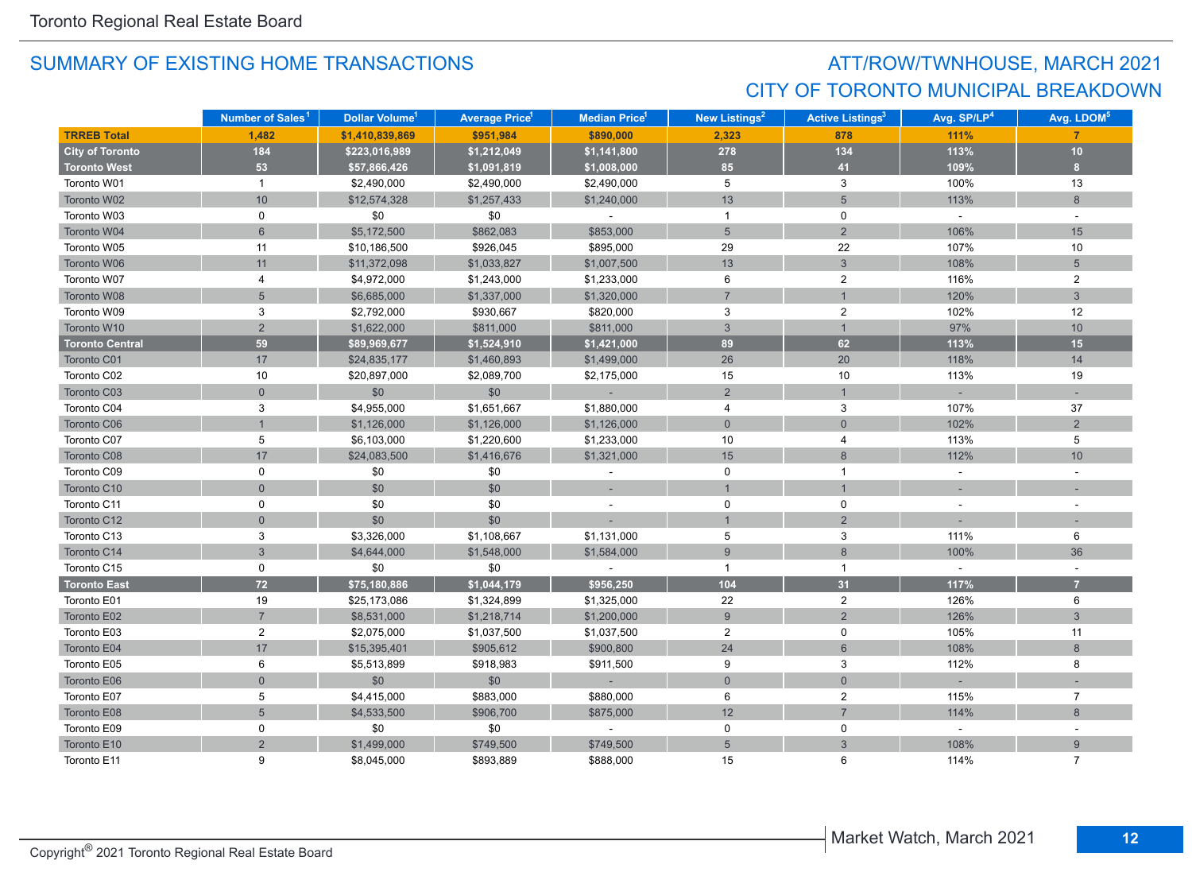## SUMMARY OF EXISTING HOME TRANSACTIONS

## ATT/ROW/TWNHOUSE, MARCH 2021
## CITY OF TORONTO MUNICIPAL BREAKDOWN

| | Number of Sales[1] | Dollar Volume[1] | Average Price[1] | Median Price[1] | New Listings[2] | Active Listings[3] | Avg. SP/LP[4] | Avg. LDOM[5] |
|---|---|---|---|---|---|---|---|---|
| **TRREB Total** | **1,482** | **$1,410,839,869** | **$951,984** | **$890,000** | **2,323** | **878** | **111%** | **7** |
| **City of Toronto** | **184** | **$223,016,989** | **$1,212,049** | **$1,141,800** | **278** | **134** | **113%** | **10** |
| **Toronto West** | **53** | **$57,866,426** | **$1,091,819** | **$1,008,000** | **85** | **41** | **109%** | **8** |
| Toronto W01 | 1 | $2,490,000 | $2,490,000 | $2,490,000 | 5 | 3 | 100% | 13 |
| Toronto W02 | 10 | $12,574,328 | $1,257,433 | $1,240,000 | 13 | 5 | 113% | 8 |
| Toronto W03 | 0 | $0 | $0 | - | 1 | 0 | - | - |
| Toronto W04 | 6 | $5,172,500 | $862,083 | $853,000 | 5 | 2 | 106% | 15 |
| Toronto W05 | 11 | $10,186,500 | $926,045 | $895,000 | 29 | 22 | 107% | 10 |
| Toronto W06 | 11 | $11,372,098 | $1,033,827 | $1,007,500 | 13 | 3 | 108% | 5 |
| Toronto W07 | 4 | $4,972,000 | $1,243,000 | $1,233,000 | 6 | 2 | 116% | 2 |
| Toronto W08 | 5 | $6,685,000 | $1,337,000 | $1,320,000 | 7 | 1 | 120% | 3 |
| Toronto W09 | 3 | $2,792,000 | $930,667 | $820,000 | 3 | 2 | 102% | 12 |
| Toronto W10 | 2 | $1,622,000 | $811,000 | $811,000 | 3 | 1 | 97% | 10 |
| **Toronto Central** | **59** | **$89,969,677** | **$1,524,910** | **$1,421,000** | **89** | **62** | **113%** | **15** |
| Toronto C01 | 17 | $24,835,177 | $1,460,893 | $1,499,000 | 26 | 20 | 118% | 14 |
| Toronto C02 | 10 | $20,897,000 | $2,089,700 | $2,175,000 | 15 | 10 | 113% | 19 |
| Toronto C03 | 0 | $0 | $0 | - | 2 | 1 | - | - |
| Toronto C04 | 3 | $4,955,000 | $1,651,667 | $1,880,000 | 4 | 3 | 107% | 37 |
| Toronto C06 | 1 | $1,126,000 | $1,126,000 | $1,126,000 | 0 | 0 | 102% | 2 |
| Toronto C07 | 5 | $6,103,000 | $1,220,600 | $1,233,000 | 10 | 4 | 113% | 5 |
| Toronto C08 | 17 | $24,083,500 | $1,416,676 | $1,321,000 | 15 | 8 | 112% | 10 |
| Toronto C09 | 0 | $0 | $0 | - | 0 | 1 | - | - |
| Toronto C10 | 0 | $0 | $0 | - | 1 | 1 | - | - |
| Toronto C11 | 0 | $0 | $0 | - | 0 | 0 | - | - |
| Toronto C12 | 0 | $0 | $0 | - | 1 | 2 | - | - |
| Toronto C13 | 3 | $3,326,000 | $1,108,667 | $1,131,000 | 5 | 3 | 111% | 6 |
| Toronto C14 | 3 | $4,644,000 | $1,548,000 | $1,584,000 | 9 | 8 | 100% | 36 |
| Toronto C15 | 0 | $0 | $0 | - | 1 | 1 | - | - |
| **Toronto East** | **72** | **$75,180,886** | **$1,044,179** | **$956,250** | **104** | **31** | **117%** | **7** |
| Toronto E01 | 19 | $25,173,086 | $1,324,899 | $1,325,000 | 22 | 2 | 126% | 6 |
| Toronto E02 | 7 | $8,531,000 | $1,218,714 | $1,200,000 | 9 | 2 | 126% | 3 |
| Toronto E03 | 2 | $2,075,000 | $1,037,500 | $1,037,500 | 2 | 0 | 105% | 11 |
| Toronto E04 | 17 | $15,395,401 | $905,612 | $900,800 | 24 | 6 | 108% | 8 |
| Toronto E05 | 6 | $5,513,899 | $918,983 | $911,500 | 9 | 3 | 112% | 8 |
| Toronto E06 | 0 | $0 | $0 | - | 0 | 0 | - | - |
| Toronto E07 | 5 | $4,415,000 | $883,000 | $880,000 | 6 | 2 | 115% | 7 |
| Toronto E08 | 5 | $4,533,500 | $906,700 | $875,000 | 12 | 7 | 114% | 8 |
| Toronto E09 | 0 | $0 | $0 | - | 0 | 0 | - | - |
| Toronto E10 | 2 | $1,499,000 | $749,500 | $749,500 | 5 | 3 | 108% | 9 |
| Toronto E11 | 9 | $8,045,000 | $893,889 | $888,000 | 15 | 6 | 114% | 7 |

Copyright® 2021 Toronto Regional Real Estate Board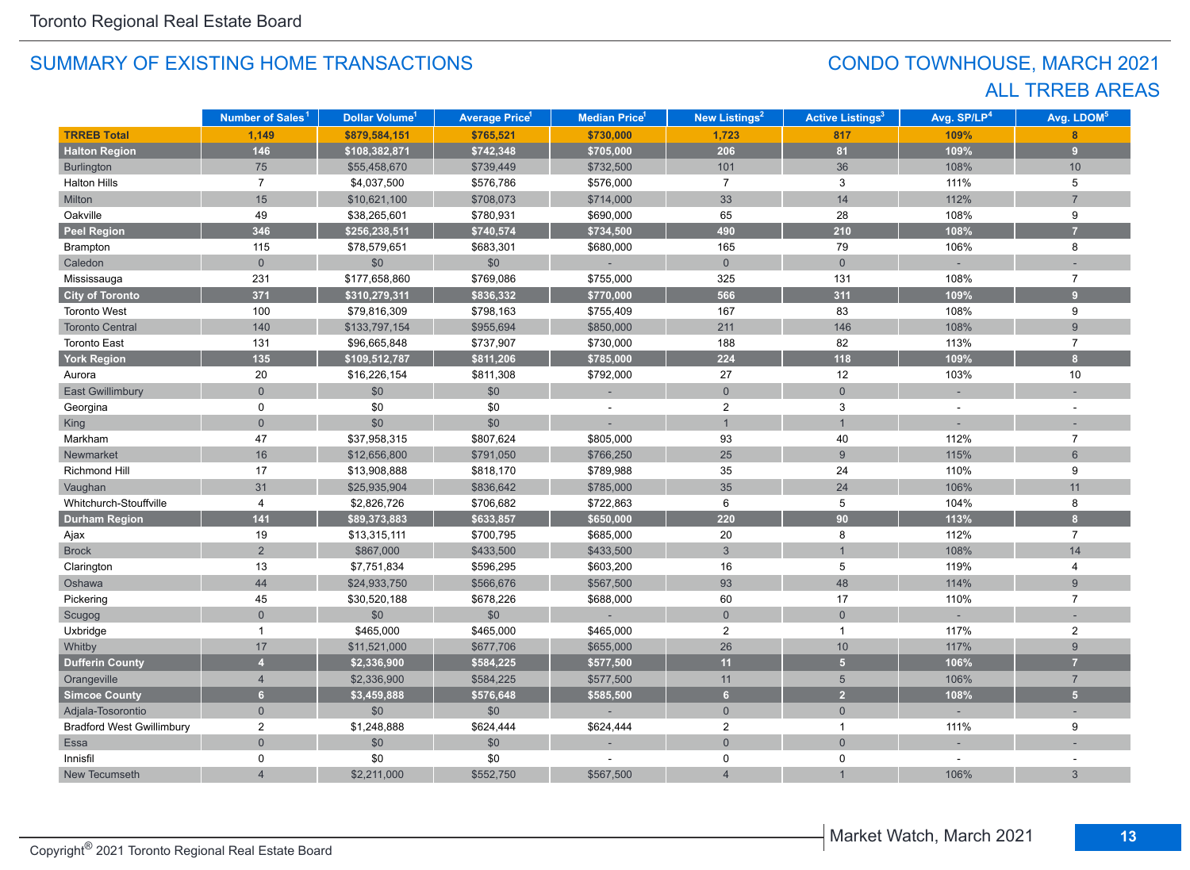Toronto Regional Real Estate Board

## SUMMARY OF EXISTING HOME TRANSACTIONS

## CONDO TOWNHOUSE, MARCH 2021
## ALL TRREB AREAS

| | Number of Sales[1] | Dollar Volume[1] | Average Price[1] | Median Price[1] | New Listings[2] | Active Listings[3] | Avg. SP/LP[4] | Avg. LDOM[5] |
|---|---|---|---|---|---|---|---|---|
| **TRREB Total** | **1,149** | **$879,584,151** | **$765,521** | **$730,000** | **1,723** | **817** | **109%** | **8** |
| **Halton Region** | **146** | **$108,382,871** | **$742,348** | **$705,000** | **206** | **81** | **109%** | **9** |
| Burlington | 75 | $55,458,670 | $739,449 | $732,500 | 101 | 36 | 108% | 10 |
| Halton Hills | 7 | $4,037,500 | $576,786 | $576,000 | 7 | 3 | 111% | 5 |
| Milton | 15 | $10,621,100 | $708,073 | $714,000 | 33 | 14 | 112% | 7 |
| Oakville | 49 | $38,265,601 | $780,931 | $690,000 | 65 | 28 | 108% | 9 |
| **Peel Region** | **346** | **$256,238,511** | **$740,574** | **$734,500** | **490** | **210** | **108%** | **7** |
| Brampton | 115 | $78,579,651 | $683,301 | $680,000 | 165 | 79 | 106% | 8 |
| Caledon | 0 | $0 | $0 | - | 0 | 0 | - | - |
| Mississauga | 231 | $177,658,860 | $769,086 | $755,000 | 325 | 131 | 108% | 7 |
| **City of Toronto** | **371** | **$310,279,311** | **$836,332** | **$770,000** | **566** | **311** | **109%** | **9** |
| Toronto West | 100 | $79,816,309 | $798,163 | $755,409 | 167 | 83 | 108% | 9 |
| Toronto Central | 140 | $133,797,154 | $955,694 | $850,000 | 211 | 146 | 108% | 9 |
| Toronto East | 131 | $96,665,848 | $737,907 | $730,000 | 188 | 82 | 113% | 7 |
| **York Region** | **135** | **$109,512,787** | **$811,206** | **$785,000** | **224** | **118** | **109%** | **8** |
| Aurora | 20 | $16,226,154 | $811,308 | $792,000 | 27 | 12 | 103% | 10 |
| East Gwillimbury | 0 | $0 | $0 | - | 0 | 0 | - | - |
| Georgina | 0 | $0 | $0 | - | 2 | 3 | - | - |
| King | 0 | $0 | $0 | - | 1 | 1 | - | - |
| Markham | 47 | $37,958,315 | $807,624 | $805,000 | 93 | 40 | 112% | 7 |
| Newmarket | 16 | $12,656,800 | $791,050 | $766,250 | 25 | 9 | 115% | 6 |
| Richmond Hill | 17 | $13,908,888 | $818,170 | $789,988 | 35 | 24 | 110% | 9 |
| Vaughan | 31 | $25,935,904 | $836,642 | $785,000 | 35 | 24 | 106% | 11 |
| Whitchurch-Stouffville | 4 | $2,826,726 | $706,682 | $722,863 | 6 | 5 | 104% | 8 |
| **Durham Region** | **141** | **$89,373,883** | **$633,857** | **$650,000** | **220** | **90** | **113%** | **8** |
| Ajax | 19 | $13,315,111 | $700,795 | $685,000 | 20 | 8 | 112% | 7 |
| Brock | 2 | $867,000 | $433,500 | $433,500 | 3 | 1 | 108% | 14 |
| Clarington | 13 | $7,751,834 | $596,295 | $603,200 | 16 | 5 | 119% | 4 |
| Oshawa | 44 | $24,933,750 | $566,676 | $567,500 | 93 | 48 | 114% | 9 |
| Pickering | 45 | $30,520,188 | $678,226 | $688,000 | 60 | 17 | 110% | 7 |
| Scugog | 0 | $0 | $0 | - | 0 | 0 | - | - |
| Uxbridge | 1 | $465,000 | $465,000 | $465,000 | 2 | 1 | 117% | 2 |
| Whitby | 17 | $11,521,000 | $677,706 | $655,000 | 26 | 10 | 117% | 9 |
| **Dufferin County** | **4** | **$2,336,900** | **$584,225** | **$577,500** | **11** | **5** | **106%** | **7** |
| Orangeville | 4 | $2,336,900 | $584,225 | $577,500 | 11 | 5 | 106% | 7 |
| **Simcoe County** | **6** | **$3,459,888** | **$576,648** | **$585,500** | **6** | **2** | **108%** | **5** |
| Adjala-Tosorontio | 0 | $0 | $0 | - | 0 | 0 | - | - |
| Bradford West Gwillimbury | 2 | $1,248,888 | $624,444 | $624,444 | 2 | 1 | 111% | 9 |
| Essa | 0 | $0 | $0 | - | 0 | 0 | - | - |
| Innisfil | 0 | $0 | $0 | - | 0 | 0 | - | - |
| New Tecumseth | 4 | $2,211,000 | $552,750 | $567,500 | 4 | 1 | 106% | 3 |

Copyright® 2021 Toronto Regional Real Estate Board

Market Watch, March 2021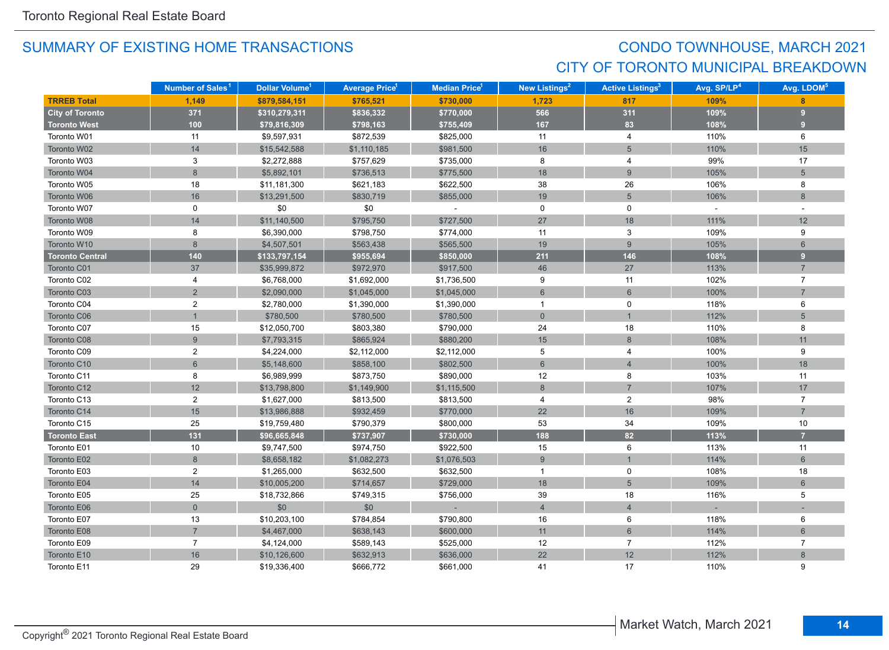## SUMMARY OF EXISTING HOME TRANSACTIONS

## CONDO TOWNHOUSE, MARCH 2021
## CITY OF TORONTO MUNICIPAL BREAKDOWN

| | Number of Sales[1] | Dollar Volume[1] | Average Price[1] | Median Price[1] | New Listings[2] | Active Listings[3] | Avg. SP/LP[4] | Avg. LDOM[5] |
|---|---|---|---|---|---|---|---|---|
| **TRREB Total** | **1,149** | **$879,584,151** | **$765,521** | **$730,000** | **1,723** | **817** | **109%** | **8** |
| **City of Toronto** | **371** | **$310,279,311** | **$836,332** | **$770,000** | **566** | **311** | **109%** | **9** |
| **Toronto West** | **100** | **$79,816,309** | **$798,163** | **$755,409** | **167** | **83** | **108%** | **9** |
| Toronto W01 | 11 | $9,597,931 | $872,539 | $825,000 | 11 | 4 | 110% | 6 |
| Toronto W02 | 14 | $15,542,588 | $1,110,185 | $981,500 | 16 | 5 | 110% | 15 |
| Toronto W03 | 3 | $2,272,888 | $757,629 | $735,000 | 8 | 4 | 99% | 17 |
| Toronto W04 | 8 | $5,892,101 | $736,513 | $775,500 | 18 | 9 | 105% | 5 |
| Toronto W05 | 18 | $11,181,300 | $621,183 | $622,500 | 38 | 26 | 106% | 8 |
| Toronto W06 | 16 | $13,291,500 | $830,719 | $855,000 | 19 | 5 | 106% | 8 |
| Toronto W07 | 0 | $0 | $0 | - | 0 | 0 | - | - |
| Toronto W08 | 14 | $11,140,500 | $795,750 | $727,500 | 27 | 18 | 111% | 12 |
| Toronto W09 | 8 | $6,390,000 | $798,750 | $774,000 | 11 | 3 | 109% | 9 |
| Toronto W10 | 8 | $4,507,501 | $563,438 | $565,500 | 19 | 9 | 105% | 6 |
| **Toronto Central** | **140** | **$133,797,154** | **$955,694** | **$850,000** | **211** | **146** | **108%** | **9** |
| Toronto C01 | 37 | $35,999,872 | $972,970 | $917,500 | 46 | 27 | 113% | 7 |
| Toronto C02 | 4 | $6,768,000 | $1,692,000 | $1,736,500 | 9 | 11 | 102% | 7 |
| Toronto C03 | 2 | $2,090,000 | $1,045,000 | $1,045,000 | 6 | 6 | 100% | 7 |
| Toronto C04 | 2 | $2,780,000 | $1,390,000 | $1,390,000 | 1 | 0 | 118% | 6 |
| Toronto C06 | 1 | $780,500 | $780,500 | $780,500 | 0 | 1 | 112% | 5 |
| Toronto C07 | 15 | $12,050,700 | $803,380 | $790,000 | 24 | 18 | 110% | 8 |
| Toronto C08 | 9 | $7,793,315 | $865,924 | $880,200 | 15 | 8 | 108% | 11 |
| Toronto C09 | 2 | $4,224,000 | $2,112,000 | $2,112,000 | 5 | 4 | 100% | 9 |
| Toronto C10 | 6 | $5,148,600 | $858,100 | $802,500 | 6 | 4 | 100% | 18 |
| Toronto C11 | 8 | $6,989,999 | $873,750 | $890,000 | 12 | 8 | 103% | 11 |
| Toronto C12 | 12 | $13,798,800 | $1,149,900 | $1,115,500 | 8 | 7 | 107% | 17 |
| Toronto C13 | 2 | $1,627,000 | $813,500 | $813,500 | 4 | 2 | 98% | 7 |
| Toronto C14 | 15 | $13,986,888 | $932,459 | $770,000 | 22 | 16 | 109% | 7 |
| Toronto C15 | 25 | $19,759,480 | $790,379 | $800,000 | 53 | 34 | 109% | 10 |
| **Toronto East** | **131** | **$96,665,848** | **$737,907** | **$730,000** | **188** | **82** | **113%** | **7** |
| Toronto E01 | 10 | $9,747,500 | $974,750 | $922,500 | 15 | 6 | 113% | 11 |
| Toronto E02 | 8 | $8,658,182 | $1,082,273 | $1,076,503 | 9 | 1 | 114% | 6 |
| Toronto E03 | 2 | $1,265,000 | $632,500 | $632,500 | 1 | 0 | 108% | 18 |
| Toronto E04 | 14 | $10,005,200 | $714,657 | $729,000 | 18 | 5 | 109% | 6 |
| Toronto E05 | 25 | $18,732,866 | $749,315 | $756,000 | 39 | 18 | 116% | 5 |
| Toronto E06 | 0 | $0 | $0 | - | 4 | 4 | - | - |
| Toronto E07 | 13 | $10,203,100 | $784,854 | $790,800 | 16 | 6 | 118% | 6 |
| Toronto E08 | 7 | $4,467,000 | $638,143 | $600,000 | 11 | 6 | 114% | 6 |
| Toronto E09 | 7 | $4,124,000 | $589,143 | $525,000 | 12 | 7 | 112% | 7 |
| Toronto E10 | 16 | $10,126,600 | $632,913 | $636,000 | 22 | 12 | 112% | 8 |
| Toronto E11 | 29 | $19,336,400 | $666,772 | $661,000 | 41 | 17 | 110% | 9 |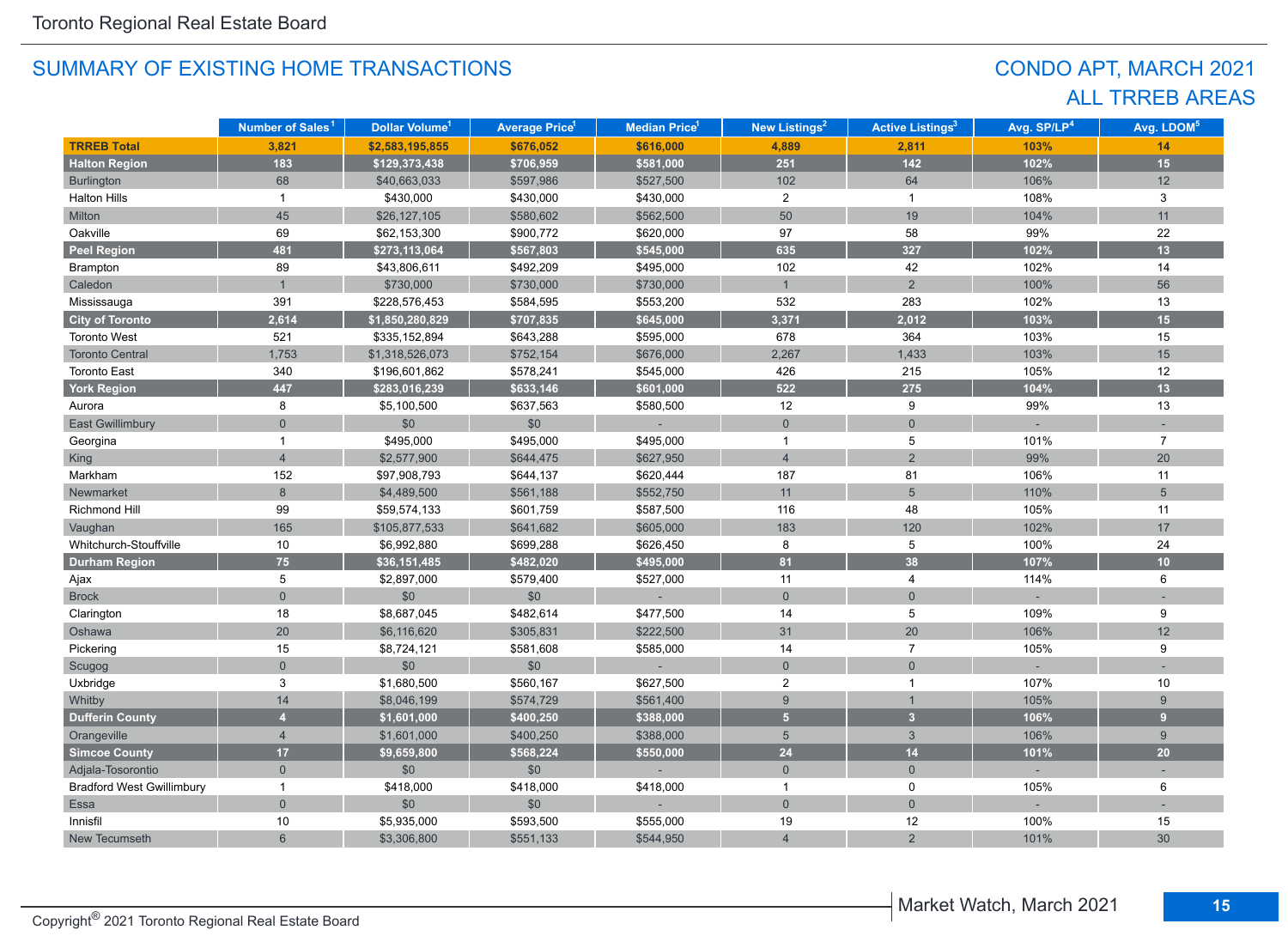## SUMMARY OF EXISTING HOME TRANSACTIONS

## CONDO APT, MARCH 2021
## ALL TRREB AREAS

| | Number of Sales[1] | Dollar Volume[1] | Average Price[1] | Median Price[1] | New Listings[2] | Active Listings[3] | Avg. SP/LP[4] | Avg. LDOM[5] |
|---|---|---|---|---|---|---|---|---|
| **TRREB Total** | **3,821** | **$2,583,195,855** | **$676,052** | **$616,000** | **4,889** | **2,811** | **103%** | **14** |
| **Halton Region** | **183** | **$129,373,438** | **$706,959** | **$581,000** | **251** | **142** | **102%** | **15** |
| Burlington | 68 | $40,663,033 | $597,986 | $527,500 | 102 | 64 | 106% | 12 |
| Halton Hills | 1 | $430,000 | $430,000 | $430,000 | 2 | 1 | 108% | 3 |
| Milton | 45 | $26,127,105 | $580,602 | $562,500 | 50 | 19 | 104% | 11 |
| Oakville | 69 | $62,153,300 | $900,772 | $620,000 | 97 | 58 | 99% | 22 |
| **Peel Region** | **481** | **$273,113,064** | **$567,803** | **$545,000** | **635** | **327** | **102%** | **13** |
| Brampton | 89 | $43,806,611 | $492,209 | $495,000 | 102 | 42 | 102% | 14 |
| Caledon | 1 | $730,000 | $730,000 | $730,000 | 1 | 2 | 100% | 56 |
| Mississauga | 391 | $228,576,453 | $584,595 | $553,200 | 532 | 283 | 102% | 13 |
| **City of Toronto** | **2,614** | **$1,850,280,829** | **$707,835** | **$645,000** | **3,371** | **2,012** | **103%** | **15** |
| Toronto West | 521 | $335,152,894 | $643,288 | $595,000 | 678 | 364 | 103% | 15 |
| Toronto Central | 1,753 | $1,318,526,073 | $752,154 | $676,000 | 2,267 | 1,433 | 103% | 15 |
| Toronto East | 340 | $196,601,862 | $578,241 | $545,000 | 426 | 215 | 105% | 12 |
| **York Region** | **447** | **$283,016,239** | **$633,146** | **$601,000** | **522** | **275** | **104%** | **13** |
| Aurora | 8 | $5,100,500 | $637,563 | $580,500 | 12 | 9 | 99% | 13 |
| East Gwillimbury | 0 | $0 | $0 | - | 0 | 0 | - | - |
| Georgina | 1 | $495,000 | $495,000 | $495,000 | 1 | 5 | 101% | 7 |
| King | 4 | $2,577,900 | $644,475 | $627,950 | 4 | 2 | 99% | 20 |
| Markham | 152 | $97,908,793 | $644,137 | $620,444 | 187 | 81 | 106% | 11 |
| Newmarket | 8 | $4,489,500 | $561,188 | $552,750 | 11 | 5 | 110% | 5 |
| Richmond Hill | 99 | $59,574,133 | $601,759 | $587,500 | 116 | 48 | 105% | 11 |
| Vaughan | 165 | $105,877,533 | $641,682 | $605,000 | 183 | 120 | 102% | 17 |
| Whitchurch-Stouffville | 10 | $6,992,880 | $699,288 | $626,450 | 8 | 5 | 100% | 24 |
| **Durham Region** | **75** | **$36,151,485** | **$482,020** | **$495,000** | **81** | **38** | **107%** | **10** |
| Ajax | 5 | $2,897,000 | $579,400 | $527,000 | 11 | 4 | 114% | 6 |
| Brock | 0 | $0 | $0 | - | 0 | 0 | - | - |
| Clarington | 18 | $8,687,045 | $482,614 | $477,500 | 14 | 5 | 109% | 9 |
| Oshawa | 20 | $6,116,620 | $305,831 | $222,500 | 31 | 20 | 106% | 12 |
| Pickering | 15 | $8,724,121 | $581,608 | $585,000 | 14 | 7 | 105% | 9 |
| Scugog | 0 | $0 | $0 | - | 0 | 0 | - | - |
| Uxbridge | 3 | $1,680,500 | $560,167 | $627,500 | 2 | 1 | 107% | 10 |
| Whitby | 14 | $8,046,199 | $574,729 | $561,400 | 9 | 1 | 105% | 9 |
| **Dufferin County** | **4** | **$1,601,000** | **$400,250** | **$388,000** | **5** | **3** | **106%** | **9** |
| Orangeville | 4 | $1,601,000 | $400,250 | $388,000 | 5 | 3 | 106% | 9 |
| **Simcoe County** | **17** | **$9,659,800** | **$568,224** | **$550,000** | **24** | **14** | **101%** | **20** |
| Adjala-Tosorontio | 0 | $0 | $0 | - | 0 | 0 | - | - |
| Bradford West Gwillimbury | 1 | $418,000 | $418,000 | $418,000 | 1 | 0 | 105% | 6 |
| Essa | 0 | $0 | $0 | - | 0 | 0 | - | - |
| Innisfil | 10 | $5,935,000 | $593,500 | $555,000 | 19 | 12 | 100% | 15 |
| New Tecumseth | 6 | $3,306,800 | $551,133 | $544,950 | 4 | 2 | 101% | 30 |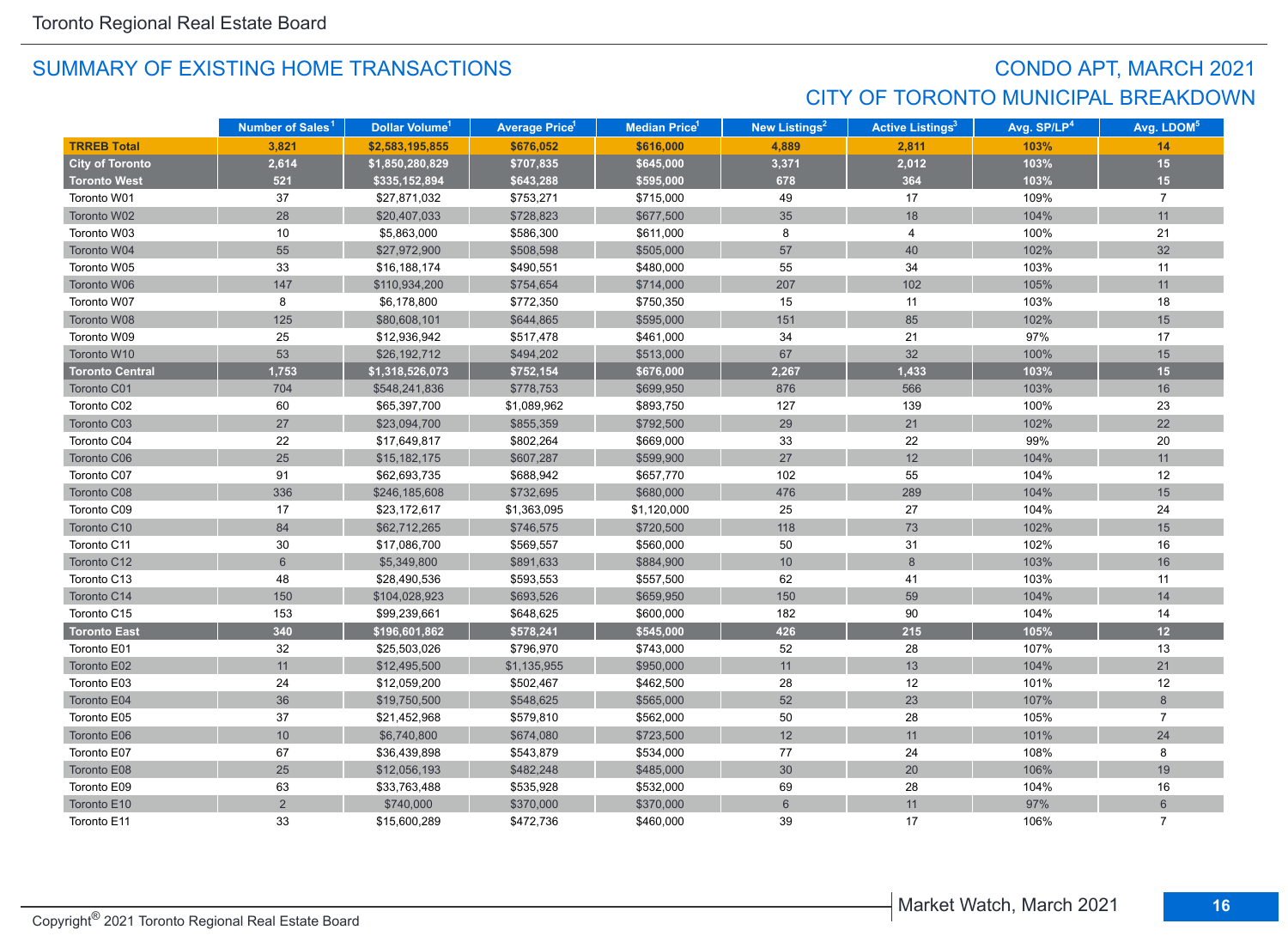## SUMMARY OF EXISTING HOME TRANSACTIONS

## CONDO APT, MARCH 2021
## CITY OF TORONTO MUNICIPAL BREAKDOWN

| | Number of Sales[1] | Dollar Volume[1] | Average Price[1] | Median Price[1] | New Listings[2] | Active Listings[3] | Avg. SP/LP[4] | Avg. LDOM[5] |
|---|---|---|---|---|---|---|---|---|
| **TRREB Total** | **3,821** | **$2,583,195,855** | **$676,052** | **$616,000** | **4,889** | **2,811** | **103%** | **14** |
| **City of Toronto** | **2,614** | **$1,850,280,829** | **$707,835** | **$645,000** | **3,371** | **2,012** | **103%** | **15** |
| **Toronto West** | **521** | **$335,152,894** | **$643,288** | **$595,000** | **678** | **364** | **103%** | **15** |
| Toronto W01 | 37 | $27,871,032 | $753,271 | $715,000 | 49 | 17 | 109% | 7 |
| Toronto W02 | 28 | $20,407,033 | $728,823 | $677,500 | 35 | 18 | 104% | 11 |
| Toronto W03 | 10 | $5,863,000 | $586,300 | $611,000 | 8 | 4 | 100% | 21 |
| Toronto W04 | 55 | $27,972,900 | $508,598 | $505,000 | 57 | 40 | 102% | 32 |
| Toronto W05 | 33 | $16,188,174 | $490,551 | $480,000 | 55 | 34 | 103% | 11 |
| Toronto W06 | 147 | $110,934,200 | $754,654 | $714,000 | 207 | 102 | 105% | 11 |
| Toronto W07 | 8 | $6,178,800 | $772,350 | $750,350 | 15 | 11 | 103% | 18 |
| Toronto W08 | 125 | $80,608,101 | $644,865 | $595,000 | 151 | 85 | 102% | 15 |
| Toronto W09 | 25 | $12,936,942 | $517,478 | $461,000 | 34 | 21 | 97% | 17 |
| Toronto W10 | 53 | $26,192,712 | $494,202 | $513,000 | 67 | 32 | 100% | 15 |
| **Toronto Central** | **1,753** | **$1,318,526,073** | **$752,154** | **$676,000** | **2,267** | **1,433** | **103%** | **15** |
| Toronto C01 | 704 | $548,241,836 | $778,753 | $699,950 | 876 | 566 | 103% | 16 |
| Toronto C02 | 60 | $65,397,700 | $1,089,962 | $893,750 | 127 | 139 | 100% | 23 |
| Toronto C03 | 27 | $23,094,700 | $855,359 | $792,500 | 29 | 21 | 102% | 22 |
| Toronto C04 | 22 | $17,649,817 | $802,264 | $669,000 | 33 | 22 | 99% | 20 |
| Toronto C06 | 25 | $15,182,175 | $607,287 | $599,900 | 27 | 12 | 104% | 11 |
| Toronto C07 | 91 | $62,693,735 | $688,942 | $657,770 | 102 | 55 | 104% | 12 |
| Toronto C08 | 336 | $246,185,608 | $732,695 | $680,000 | 476 | 289 | 104% | 15 |
| Toronto C09 | 17 | $23,172,617 | $1,363,095 | $1,120,000 | 25 | 27 | 104% | 24 |
| Toronto C10 | 84 | $62,712,265 | $746,575 | $720,500 | 118 | 73 | 102% | 15 |
| Toronto C11 | 30 | $17,086,700 | $569,557 | $560,000 | 50 | 31 | 102% | 16 |
| Toronto C12 | 6 | $5,349,800 | $891,633 | $884,900 | 10 | 8 | 103% | 16 |
| Toronto C13 | 48 | $28,490,536 | $593,553 | $557,500 | 62 | 41 | 103% | 11 |
| Toronto C14 | 150 | $104,028,923 | $693,526 | $659,950 | 150 | 59 | 104% | 14 |
| Toronto C15 | 153 | $99,239,661 | $648,625 | $600,000 | 182 | 90 | 104% | 14 |
| **Toronto East** | **340** | **$196,601,862** | **$578,241** | **$545,000** | **426** | **215** | **105%** | **12** |
| Toronto E01 | 32 | $25,503,026 | $796,970 | $743,000 | 52 | 28 | 107% | 13 |
| Toronto E02 | 11 | $12,495,500 | $1,135,955 | $950,000 | 11 | 13 | 104% | 21 |
| Toronto E03 | 24 | $12,059,200 | $502,467 | $462,500 | 28 | 12 | 101% | 12 |
| Toronto E04 | 36 | $19,750,500 | $548,625 | $565,000 | 52 | 23 | 107% | 8 |
| Toronto E05 | 37 | $21,452,968 | $579,810 | $562,000 | 50 | 28 | 105% | 7 |
| Toronto E06 | 10 | $6,740,800 | $674,080 | $723,500 | 12 | 11 | 101% | 24 |
| Toronto E07 | 67 | $36,439,898 | $543,879 | $534,000 | 77 | 24 | 108% | 8 |
| Toronto E08 | 25 | $12,056,193 | $482,248 | $485,000 | 30 | 20 | 106% | 19 |
| Toronto E09 | 63 | $33,763,488 | $535,928 | $532,000 | 69 | 28 | 104% | 16 |
| Toronto E10 | 2 | $740,000 | $370,000 | $370,000 | 6 | 11 | 97% | 6 |
| Toronto E11 | 33 | $15,600,289 | $472,736 | $460,000 | 39 | 17 | 106% | 7 |

Copyright® 2021 Toronto Regional Real Estate Board

Market Watch, March 2021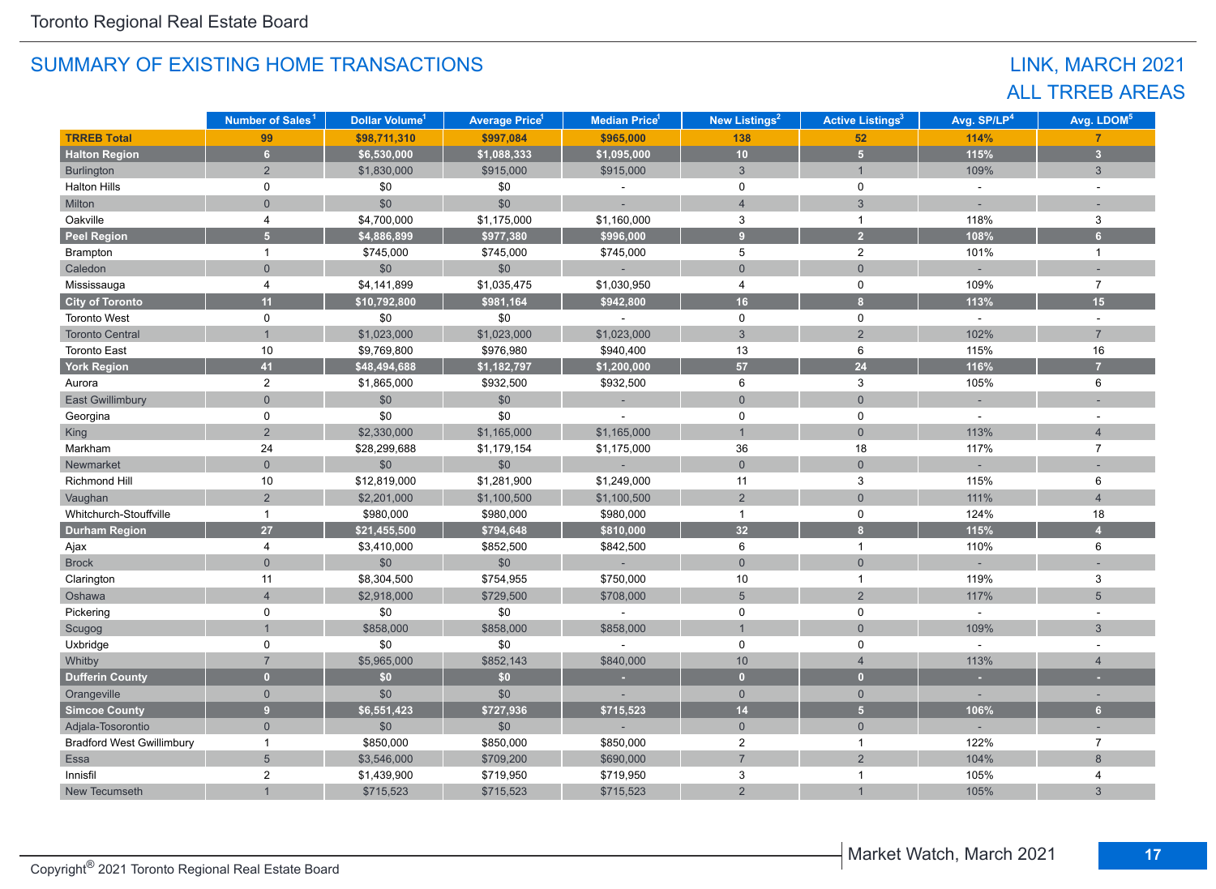Toronto Regional Real Estate Board

## SUMMARY OF EXISTING HOME TRANSACTIONS

## LINK, MARCH 2021
## ALL TRREB AREAS

| | Number of Sales[1] | Dollar Volume[1] | Average Price[1] | Median Price[1] | New Listings[2] | Active Listings[3] | Avg. SP/LP[4] | Avg. LDOM[5] |
|---|---|---|---|---|---|---|---|---|
| **TRREB Total** | **99** | **$98,711,310** | **$997,084** | **$965,000** | **138** | **52** | **114%** | **7** |
| **Halton Region** | **6** | **$6,530,000** | **$1,088,333** | **$1,095,000** | **10** | **5** | **115%** | **3** |
| Burlington | 2 | $1,830,000 | $915,000 | $915,000 | 3 | 1 | 109% | 3 |
| Halton Hills | 0 | $0 | $0 | - | 0 | 0 | - | - |
| Milton | 0 | $0 | $0 | - | 4 | 3 | - | - |
| Oakville | 4 | $4,700,000 | $1,175,000 | $1,160,000 | 3 | 1 | 118% | 3 |
| **Peel Region** | **5** | **$4,886,899** | **$977,380** | **$996,000** | **9** | **2** | **108%** | **6** |
| Brampton | 1 | $745,000 | $745,000 | $745,000 | 5 | 2 | 101% | 1 |
| Caledon | 0 | $0 | $0 | - | 0 | 0 | - | - |
| Mississauga | 4 | $4,141,899 | $1,035,475 | $1,030,950 | 4 | 0 | 109% | 7 |
| **City of Toronto** | **11** | **$10,792,800** | **$981,164** | **$942,800** | **16** | **8** | **113%** | **15** |
| Toronto West | 0 | $0 | $0 | - | 0 | 0 | - | - |
| Toronto Central | 1 | $1,023,000 | $1,023,000 | $1,023,000 | 3 | 2 | 102% | 7 |
| Toronto East | 10 | $9,769,800 | $976,980 | $940,400 | 13 | 6 | 115% | 16 |
| **York Region** | **41** | **$48,494,688** | **$1,182,797** | **$1,200,000** | **57** | **24** | **116%** | **7** |
| Aurora | 2 | $1,865,000 | $932,500 | $932,500 | 6 | 3 | 105% | 6 |
| East Gwillimbury | 0 | $0 | $0 | - | 0 | 0 | - | - |
| Georgina | 0 | $0 | $0 | - | 0 | 0 | - | - |
| King | 2 | $2,330,000 | $1,165,000 | $1,165,000 | 1 | 0 | 113% | 4 |
| Markham | 24 | $28,299,688 | $1,179,154 | $1,175,000 | 36 | 18 | 117% | 7 |
| Newmarket | 0 | $0 | $0 | - | 0 | 0 | - | - |
| Richmond Hill | 10 | $12,819,000 | $1,281,900 | $1,249,000 | 11 | 3 | 115% | 6 |
| Vaughan | 2 | $2,201,000 | $1,100,500 | $1,100,500 | 2 | 0 | 111% | 4 |
| Whitchurch-Stouffville | 1 | $980,000 | $980,000 | $980,000 | 1 | 0 | 124% | 18 |
| **Durham Region** | **27** | **$21,455,500** | **$794,648** | **$810,000** | **32** | **8** | **115%** | **4** |
| Ajax | 4 | $3,410,000 | $852,500 | $842,500 | 6 | 1 | 110% | 6 |
| Brock | 0 | $0 | $0 | - | 0 | 0 | - | - |
| Clarington | 11 | $8,304,500 | $754,955 | $750,000 | 10 | 1 | 119% | 3 |
| Oshawa | 4 | $2,918,000 | $729,500 | $708,000 | 5 | 2 | 117% | 5 |
| Pickering | 0 | $0 | $0 | - | 0 | 0 | - | - |
| Scugog | 1 | $858,000 | $858,000 | $858,000 | 1 | 0 | 109% | 3 |
| Uxbridge | 0 | $0 | $0 | - | 0 | 0 | - | - |
| Whitby | 7 | $5,965,000 | $852,143 | $840,000 | 10 | 4 | 113% | 4 |
| **Dufferin County** | **0** | **$0** | **$0** | **-** | **0** | **0** | **-** | **-** |
| Orangeville | 0 | $0 | $0 | - | 0 | 0 | - | - |
| **Simcoe County** | **9** | **$6,551,423** | **$727,936** | **$715,523** | **14** | **5** | **106%** | **6** |
| Adjala-Tosorontio | 0 | $0 | $0 | - | 0 | 0 | - | - |
| Bradford West Gwillimbury | 1 | $850,000 | $850,000 | $850,000 | 2 | 1 | 122% | 7 |
| Essa | 5 | $3,546,000 | $709,200 | $690,000 | 7 | 2 | 104% | 8 |
| Innisfil | 2 | $1,439,900 | $719,950 | $719,950 | 3 | 1 | 105% | 4 |
| New Tecumseth | 1 | $715,523 | $715,523 | $715,523 | 2 | 1 | 105% | 3 |

Copyright® 2021 Toronto Regional Real Estate Board

Market Watch, March 2021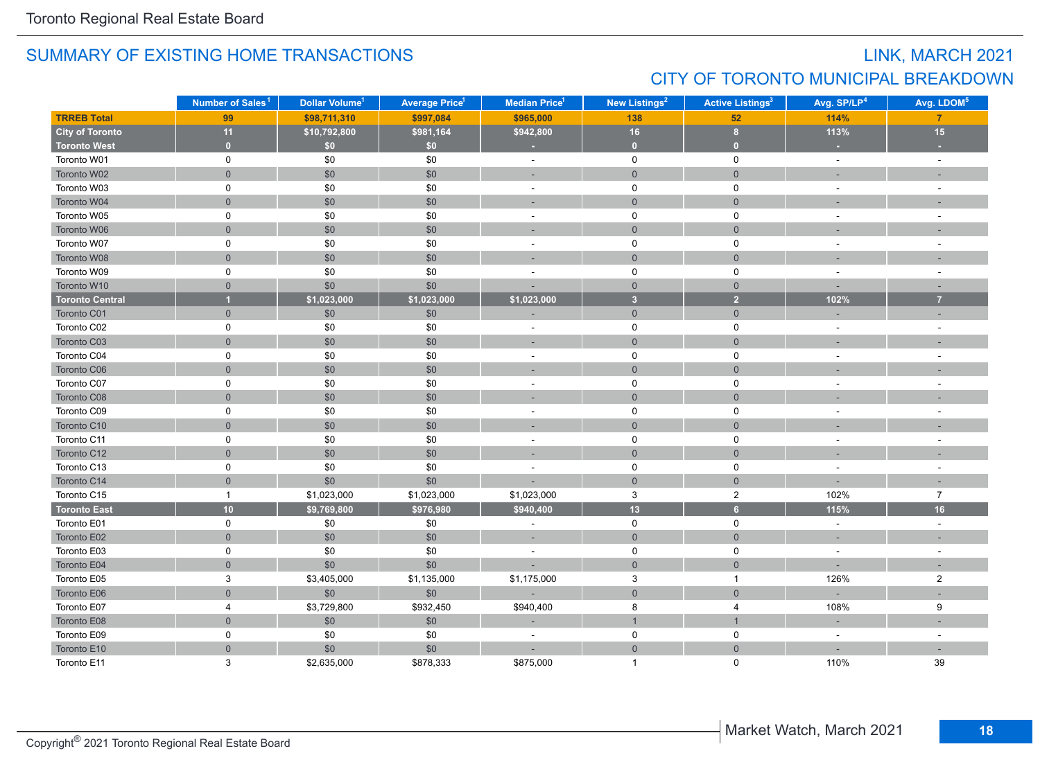## SUMMARY OF EXISTING HOME TRANSACTIONS

## LINK, MARCH 2021
## CITY OF TORONTO MUNICIPAL BREAKDOWN

| | Number of Sales[1] | Dollar Volume[1] | Average Price[1] | Median Price[1] | New Listings[2] | Active Listings[3] | Avg. SP/LP[4] | Avg. LDOM[5] |
|---|---|---|---|---|---|---|---|---|
| **TRREB Total** | **99** | **$98,711,310** | **$997,084** | **$965,000** | **138** | **52** | **114%** | **7** |
| **City of Toronto** | **11** | **$10,792,800** | **$981,164** | **$942,800** | **16** | **8** | **113%** | **15** |
| **Toronto West** | **0** | **$0** | **$0** | **-** | **0** | **0** | **-** | **-** |
| Toronto W01 | 0 | $0 | $0 | - | 0 | 0 | - | - |
| Toronto W02 | 0 | $0 | $0 | - | 0 | 0 | - | - |
| Toronto W03 | 0 | $0 | $0 | - | 0 | 0 | - | - |
| Toronto W04 | 0 | $0 | $0 | - | 0 | 0 | - | - |
| Toronto W05 | 0 | $0 | $0 | - | 0 | 0 | - | - |
| Toronto W06 | 0 | $0 | $0 | - | 0 | 0 | - | - |
| Toronto W07 | 0 | $0 | $0 | - | 0 | 0 | - | - |
| Toronto W08 | 0 | $0 | $0 | - | 0 | 0 | - | - |
| Toronto W09 | 0 | $0 | $0 | - | 0 | 0 | - | - |
| Toronto W10 | 0 | $0 | $0 | - | 0 | 0 | - | - |
| **Toronto Central** | **1** | **$1,023,000** | **$1,023,000** | **$1,023,000** | **3** | **2** | **102%** | **7** |
| Toronto C01 | 0 | $0 | $0 | - | 0 | 0 | - | - |
| Toronto C02 | 0 | $0 | $0 | - | 0 | 0 | - | - |
| Toronto C03 | 0 | $0 | $0 | - | 0 | 0 | - | - |
| Toronto C04 | 0 | $0 | $0 | - | 0 | 0 | - | - |
| Toronto C06 | 0 | $0 | $0 | - | 0 | 0 | - | - |
| Toronto C07 | 0 | $0 | $0 | - | 0 | 0 | - | - |
| Toronto C08 | 0 | $0 | $0 | - | 0 | 0 | - | - |
| Toronto C09 | 0 | $0 | $0 | - | 0 | 0 | - | - |
| Toronto C10 | 0 | $0 | $0 | - | 0 | 0 | - | - |
| Toronto C11 | 0 | $0 | $0 | - | 0 | 0 | - | - |
| Toronto C12 | 0 | $0 | $0 | - | 0 | 0 | - | - |
| Toronto C13 | 0 | $0 | $0 | - | 0 | 0 | - | - |
| Toronto C14 | 0 | $0 | $0 | - | 0 | 0 | - | - |
| Toronto C15 | 1 | $1,023,000 | $1,023,000 | $1,023,000 | 3 | 2 | 102% | 7 |
| **Toronto East** | **10** | **$9,769,800** | **$976,980** | **$940,400** | **13** | **6** | **115%** | **16** |
| Toronto E01 | 0 | $0 | $0 | - | 0 | 0 | - | - |
| Toronto E02 | 0 | $0 | $0 | - | 0 | 0 | - | - |
| Toronto E03 | 0 | $0 | $0 | - | 0 | 0 | - | - |
| Toronto E04 | 0 | $0 | $0 | - | 0 | 0 | - | - |
| Toronto E05 | 3 | $3,405,000 | $1,135,000 | $1,175,000 | 3 | 1 | 126% | 2 |
| Toronto E06 | 0 | $0 | $0 | - | 0 | 0 | - | - |
| Toronto E07 | 4 | $3,729,800 | $932,450 | $940,400 | 8 | 4 | 108% | 9 |
| Toronto E08 | 0 | $0 | $0 | - | 1 | 1 | - | - |
| Toronto E09 | 0 | $0 | $0 | - | 0 | 0 | - | - |
| Toronto E10 | 0 | $0 | $0 | - | 0 | 0 | - | - |
| Toronto E11 | 3 | $2,635,000 | $878,333 | $875,000 | 1 | 0 | 110% | 39 |

Copyright® 2021 Toronto Regional Real Estate Board

Market Watch, March 2021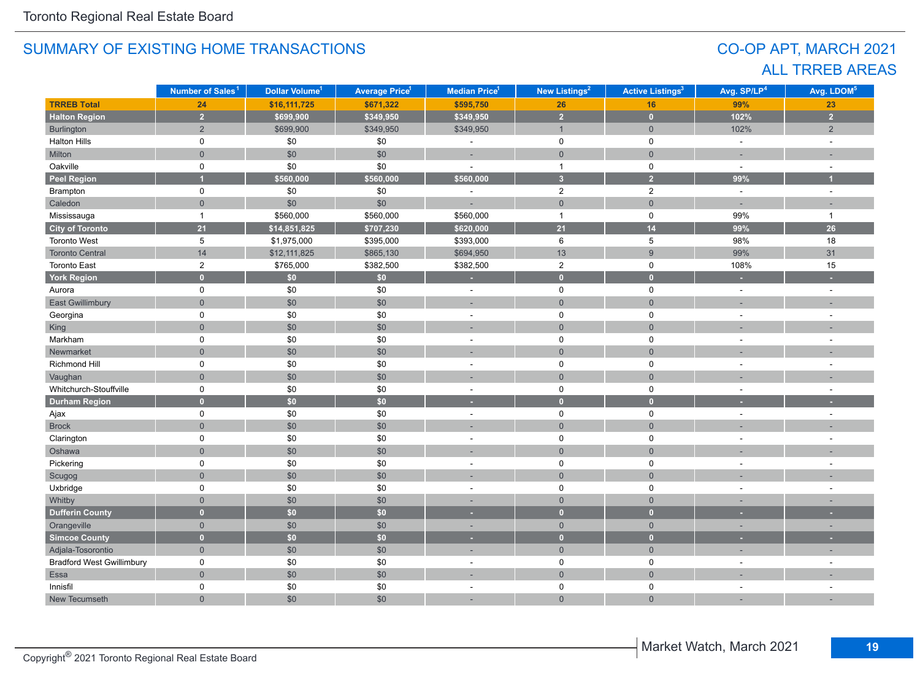Toronto Regional Real Estate Board

## SUMMARY OF EXISTING HOME TRANSACTIONS

## CO-OP APT, MARCH 2021
## ALL TRREB AREAS

| | Number of Sales[1] | Dollar Volume[1] | Average Price[1] | Median Price[1] | New Listings[2] | Active Listings[3] | Avg. SP/LP[4] | Avg. LDOM[5] |
|---|---|---|---|---|---|---|---|---|
| **TRREB Total** | **24** | **$16,111,725** | **$671,322** | **$595,750** | **26** | **16** | **99%** | **23** |
| **Halton Region** | **2** | **$699,900** | **$349,950** | **$349,950** | **2** | **0** | **102%** | **2** |
| Burlington | 2 | $699,900 | $349,950 | $349,950 | 1 | 0 | 102% | 2 |
| Halton Hills | 0 | $0 | $0 | - | 0 | 0 | - | - |
| Milton | 0 | $0 | $0 | - | 0 | 0 | - | - |
| Oakville | 0 | $0 | $0 | - | 1 | 0 | - | - |
| **Peel Region** | **1** | **$560,000** | **$560,000** | **$560,000** | **3** | **2** | **99%** | **1** |
| Brampton | 0 | $0 | $0 | - | 2 | 2 | - | - |
| Caledon | 0 | $0 | $0 | - | 0 | 0 | - | - |
| Mississauga | 1 | $560,000 | $560,000 | $560,000 | 1 | 0 | 99% | 1 |
| **City of Toronto** | **21** | **$14,851,825** | **$707,230** | **$620,000** | **21** | **14** | **99%** | **26** |
| Toronto West | 5 | $1,975,000 | $395,000 | $393,000 | 6 | 5 | 98% | 18 |
| Toronto Central | 14 | $12,111,825 | $865,130 | $694,950 | 13 | 9 | 99% | 31 |
| Toronto East | 2 | $765,000 | $382,500 | $382,500 | 2 | 0 | 108% | 15 |
| **York Region** | **0** | **$0** | **$0** | **-** | **0** | **0** | **-** | **-** |
| Aurora | 0 | $0 | $0 | - | 0 | 0 | - | - |
| East Gwillimbury | 0 | $0 | $0 | - | 0 | 0 | - | - |
| Georgina | 0 | $0 | $0 | - | 0 | 0 | - | - |
| King | 0 | $0 | $0 | - | 0 | 0 | - | - |
| Markham | 0 | $0 | $0 | - | 0 | 0 | - | - |
| Newmarket | 0 | $0 | $0 | - | 0 | 0 | - | - |
| Richmond Hill | 0 | $0 | $0 | - | 0 | 0 | - | - |
| Vaughan | 0 | $0 | $0 | - | 0 | 0 | - | - |
| Whitchurch-Stouffville | 0 | $0 | $0 | - | 0 | 0 | - | - |
| **Durham Region** | **0** | **$0** | **$0** | **-** | **0** | **0** | **-** | **-** |
| Ajax | 0 | $0 | $0 | - | 0 | 0 | - | - |
| Brock | 0 | $0 | $0 | - | 0 | 0 | - | - |
| Clarington | 0 | $0 | $0 | - | 0 | 0 | - | - |
| Oshawa | 0 | $0 | $0 | - | 0 | 0 | - | - |
| Pickering | 0 | $0 | $0 | - | 0 | 0 | - | - |
| Scugog | 0 | $0 | $0 | - | 0 | 0 | - | - |
| Uxbridge | 0 | $0 | $0 | - | 0 | 0 | - | - |
| Whitby | 0 | $0 | $0 | - | 0 | 0 | - | - |
| **Dufferin County** | **0** | **$0** | **$0** | **-** | **0** | **0** | **-** | **-** |
| Orangeville | 0 | $0 | $0 | - | 0 | 0 | - | - |
| **Simcoe County** | **0** | **$0** | **$0** | **-** | **0** | **0** | **-** | **-** |
| Adjala-Tosorontio | 0 | $0 | $0 | - | 0 | 0 | - | - |
| Bradford West Gwillimbury | 0 | $0 | $0 | - | 0 | 0 | - | - |
| Essa | 0 | $0 | $0 | - | 0 | 0 | - | - |
| Innisfil | 0 | $0 | $0 | - | 0 | 0 | - | - |
| New Tecumseth | 0 | $0 | $0 | - | 0 | 0 | - | - |

Copyright® 2021 Toronto Regional Real Estate Board

Market Watch, March 2021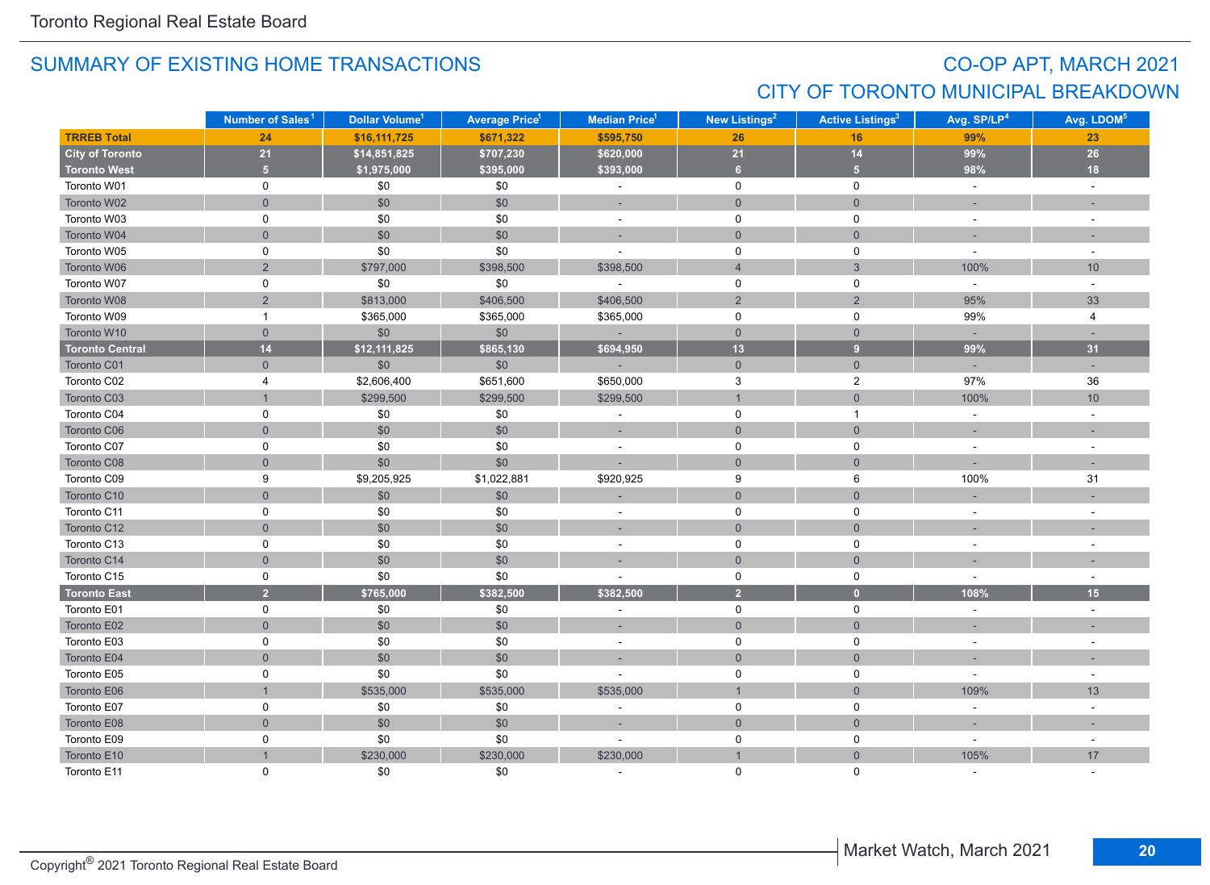Toronto Regional Real Estate Board

## SUMMARY OF EXISTING HOME TRANSACTIONS

## CO-OP APT, MARCH 2021
## CITY OF TORONTO MUNICIPAL BREAKDOWN

| | Number of Sales[1] | Dollar Volume[1] | Average Price[1] | Median Price[1] | New Listings[2] | Active Listings[3] | Avg. SP/LP[4] | Avg. LDOM[5] |
|---|---|---|---|---|---|---|---|---|
| **TRREB Total** | **24** | **$16,111,725** | **$671,322** | **$595,750** | **26** | **16** | **99%** | **23** |
| **City of Toronto** | **21** | **$14,851,825** | **$707,230** | **$620,000** | **21** | **14** | **99%** | **26** |
| **Toronto West** | **5** | **$1,975,000** | **$395,000** | **$393,000** | **6** | **5** | **98%** | **18** |
| Toronto W01 | 0 | $0 | $0 | - | 0 | 0 | - | - |
| Toronto W02 | 0 | $0 | $0 | - | 0 | 0 | - | - |
| Toronto W03 | 0 | $0 | $0 | - | 0 | 0 | - | - |
| Toronto W04 | 0 | $0 | $0 | - | 0 | 0 | - | - |
| Toronto W05 | 0 | $0 | $0 | - | 0 | 0 | - | - |
| Toronto W06 | 2 | $797,000 | $398,500 | $398,500 | 4 | 3 | 100% | 10 |
| Toronto W07 | 0 | $0 | $0 | - | 0 | 0 | - | - |
| Toronto W08 | 2 | $813,000 | $406,500 | $406,500 | 2 | 2 | 95% | 33 |
| Toronto W09 | 1 | $365,000 | $365,000 | $365,000 | 0 | 0 | 99% | 4 |
| Toronto W10 | 0 | $0 | $0 | - | 0 | 0 | - | - |
| **Toronto Central** | **14** | **$12,111,825** | **$865,130** | **$694,950** | **13** | **9** | **99%** | **31** |
| Toronto C01 | 0 | $0 | $0 | - | 0 | 0 | - | - |
| Toronto C02 | 4 | $2,606,400 | $651,600 | $650,000 | 3 | 2 | 97% | 36 |
| Toronto C03 | 1 | $299,500 | $299,500 | $299,500 | 1 | 0 | 100% | 10 |
| Toronto C04 | 0 | $0 | $0 | - | 0 | 1 | - | - |
| Toronto C06 | 0 | $0 | $0 | - | 0 | 0 | - | - |
| Toronto C07 | 0 | $0 | $0 | - | 0 | 0 | - | - |
| Toronto C08 | 0 | $0 | $0 | - | 0 | 0 | - | - |
| Toronto C09 | 9 | $9,205,925 | $1,022,881 | $920,925 | 9 | 6 | 100% | 31 |
| Toronto C10 | 0 | $0 | $0 | - | 0 | 0 | - | - |
| Toronto C11 | 0 | $0 | $0 | - | 0 | 0 | - | - |
| Toronto C12 | 0 | $0 | $0 | - | 0 | 0 | - | - |
| Toronto C13 | 0 | $0 | $0 | - | 0 | 0 | - | - |
| Toronto C14 | 0 | $0 | $0 | - | 0 | 0 | - | - |
| Toronto C15 | 0 | $0 | $0 | - | 0 | 0 | - | - |
| **Toronto East** | **2** | **$765,000** | **$382,500** | **$382,500** | **2** | **0** | **108%** | **15** |
| Toronto E01 | 0 | $0 | $0 | - | 0 | 0 | - | - |
| Toronto E02 | 0 | $0 | $0 | - | 0 | 0 | - | - |
| Toronto E03 | 0 | $0 | $0 | - | 0 | 0 | - | - |
| Toronto E04 | 0 | $0 | $0 | - | 0 | 0 | - | - |
| Toronto E05 | 0 | $0 | $0 | - | 0 | 0 | - | - |
| Toronto E06 | 1 | $535,000 | $535,000 | $535,000 | 1 | 0 | 109% | 13 |
| Toronto E07 | 0 | $0 | $0 | - | 0 | 0 | - | - |
| Toronto E08 | 0 | $0 | $0 | - | 0 | 0 | - | - |
| Toronto E09 | 0 | $0 | $0 | - | 0 | 0 | - | - |
| Toronto E10 | 1 | $230,000 | $230,000 | $230,000 | 1 | 0 | 105% | 17 |
| Toronto E11 | 0 | $0 | $0 | - | 0 | 0 | - | - |

Copyright® 2021 Toronto Regional Real Estate Board

Market Watch, March 2021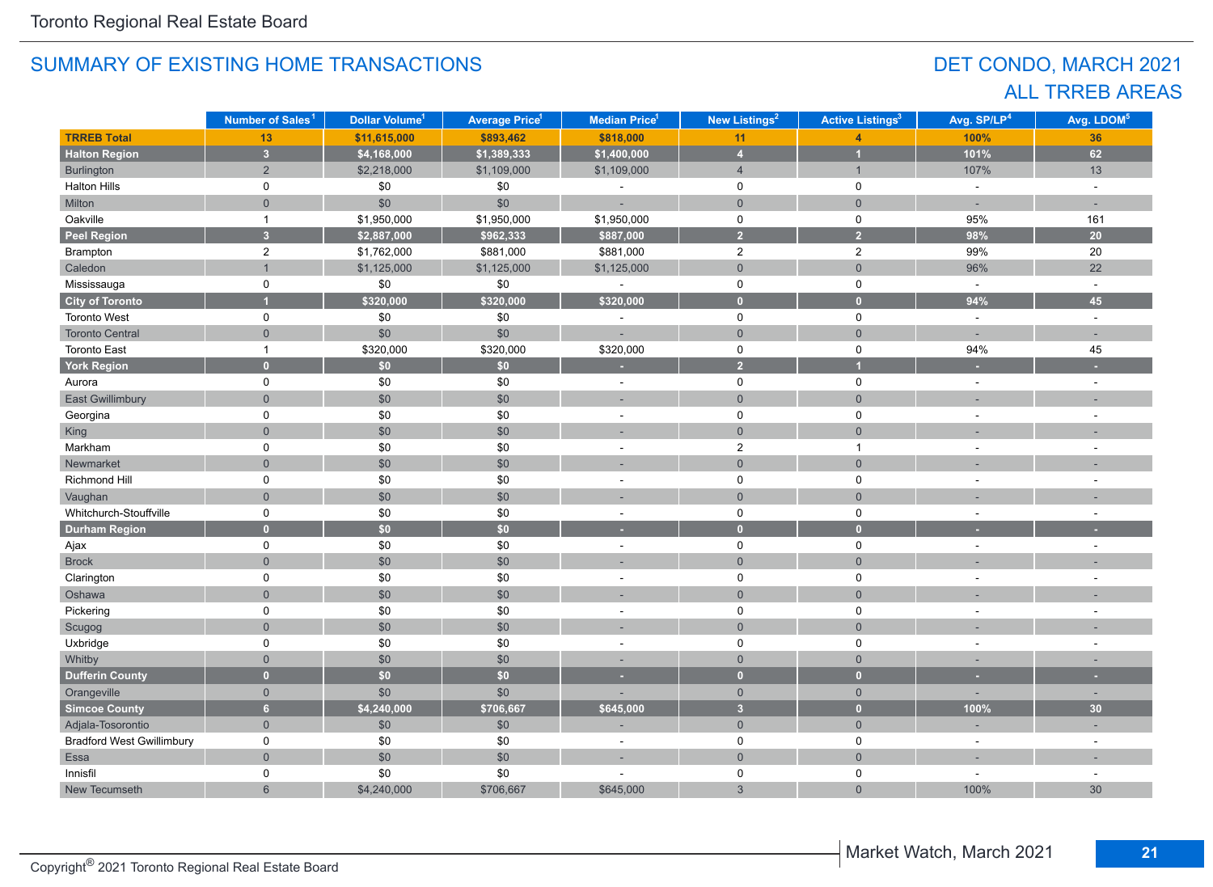## SUMMARY OF EXISTING HOME TRANSACTIONS

## DET CONDO, MARCH 2021
## ALL TRREB AREAS

| | Number of Sales[1] | Dollar Volume[1] | Average Price[1] | Median Price[1] | New Listings[2] | Active Listings[3] | Avg. SP/LP[4] | Avg. LDOM[5] |
|---|---|---|---|---|---|---|---|---|
| **TRREB Total** | **13** | **$11,615,000** | **$893,462** | **$818,000** | **11** | **4** | **100%** | **36** |
| **Halton Region** | **3** | **$4,168,000** | **$1,389,333** | **$1,400,000** | **4** | **1** | **101%** | **62** |
| Burlington | 2 | $2,218,000 | $1,109,000 | $1,109,000 | 4 | 1 | 107% | 13 |
| Halton Hills | 0 | $0 | $0 | - | 0 | 0 | - | - |
| Milton | 0 | $0 | $0 | - | 0 | 0 | - | - |
| Oakville | 1 | $1,950,000 | $1,950,000 | $1,950,000 | 0 | 0 | 95% | 161 |
| **Peel Region** | **3** | **$2,887,000** | **$962,333** | **$887,000** | **2** | **2** | **98%** | **20** |
| Brampton | 2 | $1,762,000 | $881,000 | $881,000 | 2 | 2 | 99% | 20 |
| Caledon | 1 | $1,125,000 | $1,125,000 | $1,125,000 | 0 | 0 | 96% | 22 |
| Mississauga | 0 | $0 | $0 | - | 0 | 0 | - | - |
| **City of Toronto** | **1** | **$320,000** | **$320,000** | **$320,000** | **0** | **0** | **94%** | **45** |
| Toronto West | 0 | $0 | $0 | - | 0 | 0 | - | - |
| Toronto Central | 0 | $0 | $0 | - | 0 | 0 | - | - |
| Toronto East | 1 | $320,000 | $320,000 | $320,000 | 0 | 0 | 94% | 45 |
| **York Region** | **0** | **$0** | **$0** | **-** | **2** | **1** | **-** | **-** |
| Aurora | 0 | $0 | $0 | - | 0 | 0 | - | - |
| East Gwillimbury | 0 | $0 | $0 | - | 0 | 0 | - | - |
| Georgina | 0 | $0 | $0 | - | 0 | 0 | - | - |
| King | 0 | $0 | $0 | - | 0 | 0 | - | - |
| Markham | 0 | $0 | $0 | - | 2 | 1 | - | - |
| Newmarket | 0 | $0 | $0 | - | 0 | 0 | - | - |
| Richmond Hill | 0 | $0 | $0 | - | 0 | 0 | - | - |
| Vaughan | 0 | $0 | $0 | - | 0 | 0 | - | - |
| Whitchurch-Stouffville | 0 | $0 | $0 | - | 0 | 0 | - | - |
| **Durham Region** | **0** | **$0** | **$0** | **-** | **0** | **0** | **-** | **-** |
| Ajax | 0 | $0 | $0 | - | 0 | 0 | - | - |
| Brock | 0 | $0 | $0 | - | 0 | 0 | - | - |
| Clarington | 0 | $0 | $0 | - | 0 | 0 | - | - |
| Oshawa | 0 | $0 | $0 | - | 0 | 0 | - | - |
| Pickering | 0 | $0 | $0 | - | 0 | 0 | - | - |
| Scugog | 0 | $0 | $0 | - | 0 | 0 | - | - |
| Uxbridge | 0 | $0 | $0 | - | 0 | 0 | - | - |
| Whitby | 0 | $0 | $0 | - | 0 | 0 | - | - |
| **Dufferin County** | **0** | **$0** | **$0** | **-** | **0** | **0** | **-** | **-** |
| Orangeville | 0 | $0 | $0 | - | 0 | 0 | - | - |
| **Simcoe County** | **6** | **$4,240,000** | **$706,667** | **$645,000** | **3** | **0** | **100%** | **30** |
| Adjala-Tosorontio | 0 | $0 | $0 | - | 0 | 0 | - | - |
| Bradford West Gwillimbury | 0 | $0 | $0 | - | 0 | 0 | - | - |
| Essa | 0 | $0 | $0 | - | 0 | 0 | - | - |
| Innisfil | 0 | $0 | $0 | - | 0 | 0 | - | - |
| New Tecumseth | 6 | $4,240,000 | $706,667 | $645,000 | 3 | 0 | 100% | 30 |

Copyright® 2021 Toronto Regional Real Estate Board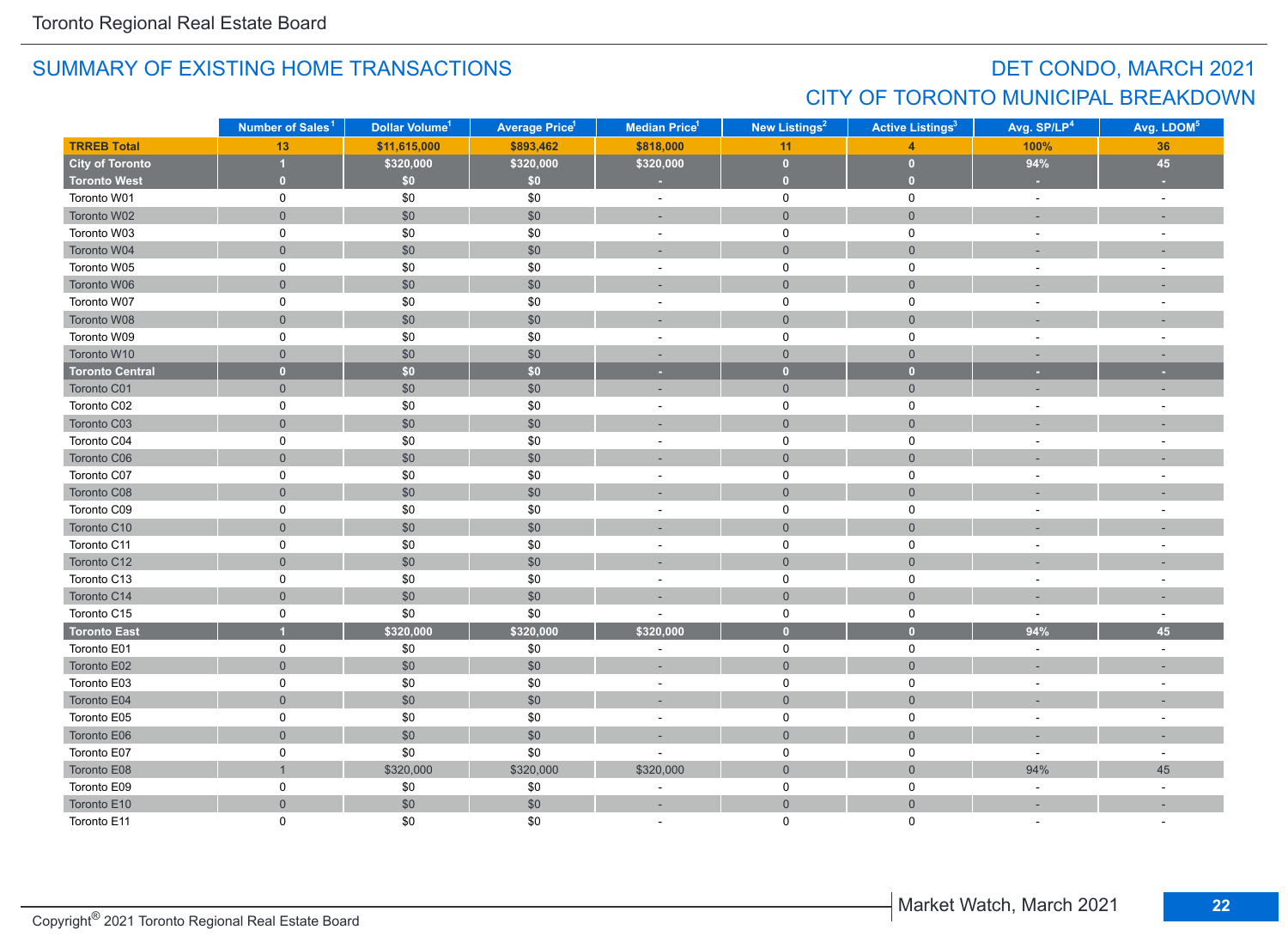Toronto Regional Real Estate Board

## SUMMARY OF EXISTING HOME TRANSACTIONS

## DET CONDO, MARCH 2021
## CITY OF TORONTO MUNICIPAL BREAKDOWN

| | Number of Sales[1] | Dollar Volume[1] | Average Price[1] | Median Price[1] | New Listings[2] | Active Listings[3] | Avg. SP/LP[4] | Avg. LDOM[5] |
|---|---|---|---|---|---|---|---|---|
| **TRREB Total** | **13** | **$11,615,000** | **$893,462** | **$818,000** | **11** | **4** | **100%** | **36** |
| **City of Toronto** | **1** | **$320,000** | **$320,000** | **$320,000** | **0** | **0** | **94%** | **45** |
| **Toronto West** | **0** | **$0** | **$0** | **-** | **0** | **0** | **-** | **-** |
| Toronto W01 | 0 | $0 | $0 | - | 0 | 0 | - | - |
| Toronto W02 | 0 | $0 | $0 | - | 0 | 0 | - | - |
| Toronto W03 | 0 | $0 | $0 | - | 0 | 0 | - | - |
| Toronto W04 | 0 | $0 | $0 | - | 0 | 0 | - | - |
| Toronto W05 | 0 | $0 | $0 | - | 0 | 0 | - | - |
| Toronto W06 | 0 | $0 | $0 | - | 0 | 0 | - | - |
| Toronto W07 | 0 | $0 | $0 | - | 0 | 0 | - | - |
| Toronto W08 | 0 | $0 | $0 | - | 0 | 0 | - | - |
| Toronto W09 | 0 | $0 | $0 | - | 0 | 0 | - | - |
| Toronto W10 | 0 | $0 | $0 | - | 0 | 0 | - | - |
| **Toronto Central** | **0** | **$0** | **$0** | **-** | **0** | **0** | **-** | **-** |
| Toronto C01 | 0 | $0 | $0 | - | 0 | 0 | - | - |
| Toronto C02 | 0 | $0 | $0 | - | 0 | 0 | - | - |
| Toronto C03 | 0 | $0 | $0 | - | 0 | 0 | - | - |
| Toronto C04 | 0 | $0 | $0 | - | 0 | 0 | - | - |
| Toronto C06 | 0 | $0 | $0 | - | 0 | 0 | - | - |
| Toronto C07 | 0 | $0 | $0 | - | 0 | 0 | - | - |
| Toronto C08 | 0 | $0 | $0 | - | 0 | 0 | - | - |
| Toronto C09 | 0 | $0 | $0 | - | 0 | 0 | - | - |
| Toronto C10 | 0 | $0 | $0 | - | 0 | 0 | - | - |
| Toronto C11 | 0 | $0 | $0 | - | 0 | 0 | - | - |
| Toronto C12 | 0 | $0 | $0 | - | 0 | 0 | - | - |
| Toronto C13 | 0 | $0 | $0 | - | 0 | 0 | - | - |
| Toronto C14 | 0 | $0 | $0 | - | 0 | 0 | - | - |
| Toronto C15 | 0 | $0 | $0 | - | 0 | 0 | - | - |
| **Toronto East** | **1** | **$320,000** | **$320,000** | **$320,000** | **0** | **0** | **94%** | **45** |
| Toronto E01 | 0 | $0 | $0 | - | 0 | 0 | - | - |
| Toronto E02 | 0 | $0 | $0 | - | 0 | 0 | - | - |
| Toronto E03 | 0 | $0 | $0 | - | 0 | 0 | - | - |
| Toronto E04 | 0 | $0 | $0 | - | 0 | 0 | - | - |
| Toronto E05 | 0 | $0 | $0 | - | 0 | 0 | - | - |
| Toronto E06 | 0 | $0 | $0 | - | 0 | 0 | - | - |
| Toronto E07 | 0 | $0 | $0 | - | 0 | 0 | - | - |
| Toronto E08 | 1 | $320,000 | $320,000 | $320,000 | 0 | 0 | 94% | 45 |
| Toronto E09 | 0 | $0 | $0 | - | 0 | 0 | - | - |
| Toronto E10 | 0 | $0 | $0 | - | 0 | 0 | - | - |
| Toronto E11 | 0 | $0 | $0 | - | 0 | 0 | - | - |

Copyright® 2021 Toronto Regional Real Estate Board

Market Watch, March 2021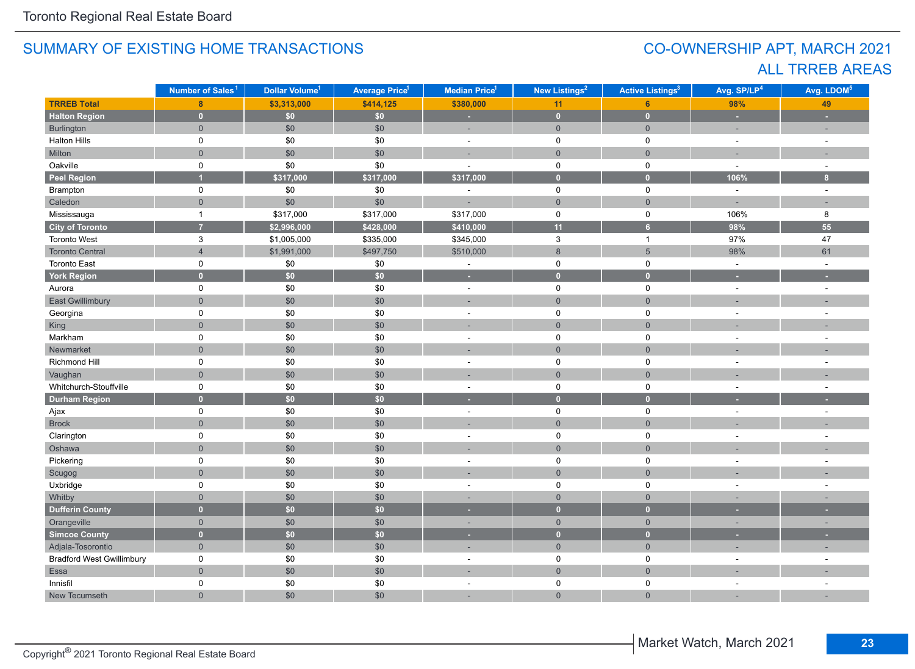Toronto Regional Real Estate Board

## SUMMARY OF EXISTING HOME TRANSACTIONS

## CO-OWNERSHIP APT, MARCH 2021
## ALL TRREB AREAS

| | Number of Sales[1] | Dollar Volume[1] | Average Price[1] | Median Price[1] | New Listings[2] | Active Listings[3] | Avg. SP/LP[4] | Avg. LDOM[5] |
|---|---|---|---|---|---|---|---|---|
| **TRREB Total** | **8** | **$3,313,000** | **$414,125** | **$380,000** | **11** | **6** | **98%** | **49** |
| **Halton Region** | **0** | **$0** | **$0** | **-** | **0** | **0** | **-** | **-** |
| Burlington | 0 | $0 | $0 | - | 0 | 0 | - | - |
| Halton Hills | 0 | $0 | $0 | - | 0 | 0 | - | - |
| Milton | 0 | $0 | $0 | - | 0 | 0 | - | - |
| Oakville | 0 | $0 | $0 | - | 0 | 0 | - | - |
| **Peel Region** | **1** | **$317,000** | **$317,000** | **$317,000** | **0** | **0** | **106%** | **8** |
| Brampton | 0 | $0 | $0 | - | 0 | 0 | - | - |
| Caledon | 0 | $0 | $0 | - | 0 | 0 | - | - |
| Mississauga | 1 | $317,000 | $317,000 | $317,000 | 0 | 0 | 106% | 8 |
| **City of Toronto** | **7** | **$2,996,000** | **$428,000** | **$410,000** | **11** | **6** | **98%** | **55** |
| Toronto West | 3 | $1,005,000 | $335,000 | $345,000 | 3 | 1 | 97% | 47 |
| Toronto Central | 4 | $1,991,000 | $497,750 | $510,000 | 8 | 5 | 98% | 61 |
| Toronto East | 0 | $0 | $0 | - | 0 | 0 | - | - |
| **York Region** | **0** | **$0** | **$0** | **-** | **0** | **0** | **-** | **-** |
| Aurora | 0 | $0 | $0 | - | 0 | 0 | - | - |
| East Gwillimbury | 0 | $0 | $0 | - | 0 | 0 | - | - |
| Georgina | 0 | $0 | $0 | - | 0 | 0 | - | - |
| King | 0 | $0 | $0 | - | 0 | 0 | - | - |
| Markham | 0 | $0 | $0 | - | 0 | 0 | - | - |
| Newmarket | 0 | $0 | $0 | - | 0 | 0 | - | - |
| Richmond Hill | 0 | $0 | $0 | - | 0 | 0 | - | - |
| Vaughan | 0 | $0 | $0 | - | 0 | 0 | - | - |
| Whitchurch-Stouffville | 0 | $0 | $0 | - | 0 | 0 | - | - |
| **Durham Region** | **0** | **$0** | **$0** | **-** | **0** | **0** | **-** | **-** |
| Ajax | 0 | $0 | $0 | - | 0 | 0 | - | - |
| Brock | 0 | $0 | $0 | - | 0 | 0 | - | - |
| Clarington | 0 | $0 | $0 | - | 0 | 0 | - | - |
| Oshawa | 0 | $0 | $0 | - | 0 | 0 | - | - |
| Pickering | 0 | $0 | $0 | - | 0 | 0 | - | - |
| Scugog | 0 | $0 | $0 | - | 0 | 0 | - | - |
| Uxbridge | 0 | $0 | $0 | - | 0 | 0 | - | - |
| Whitby | 0 | $0 | $0 | - | 0 | 0 | - | - |
| **Dufferin County** | **0** | **$0** | **$0** | **-** | **0** | **0** | **-** | **-** |
| Orangeville | 0 | $0 | $0 | - | 0 | 0 | - | - |
| **Simcoe County** | **0** | **$0** | **$0** | **-** | **0** | **0** | **-** | **-** |
| Adjala-Tosorontio | 0 | $0 | $0 | - | 0 | 0 | - | - |
| Bradford West Gwillimbury | 0 | $0 | $0 | - | 0 | 0 | - | - |
| Essa | 0 | $0 | $0 | - | 0 | 0 | - | - |
| Innisfil | 0 | $0 | $0 | - | 0 | 0 | - | - |
| New Tecumseth | 0 | $0 | $0 | - | 0 | 0 | - | - |

Copyright® 2021 Toronto Regional Real Estate Board

Market Watch, March 2021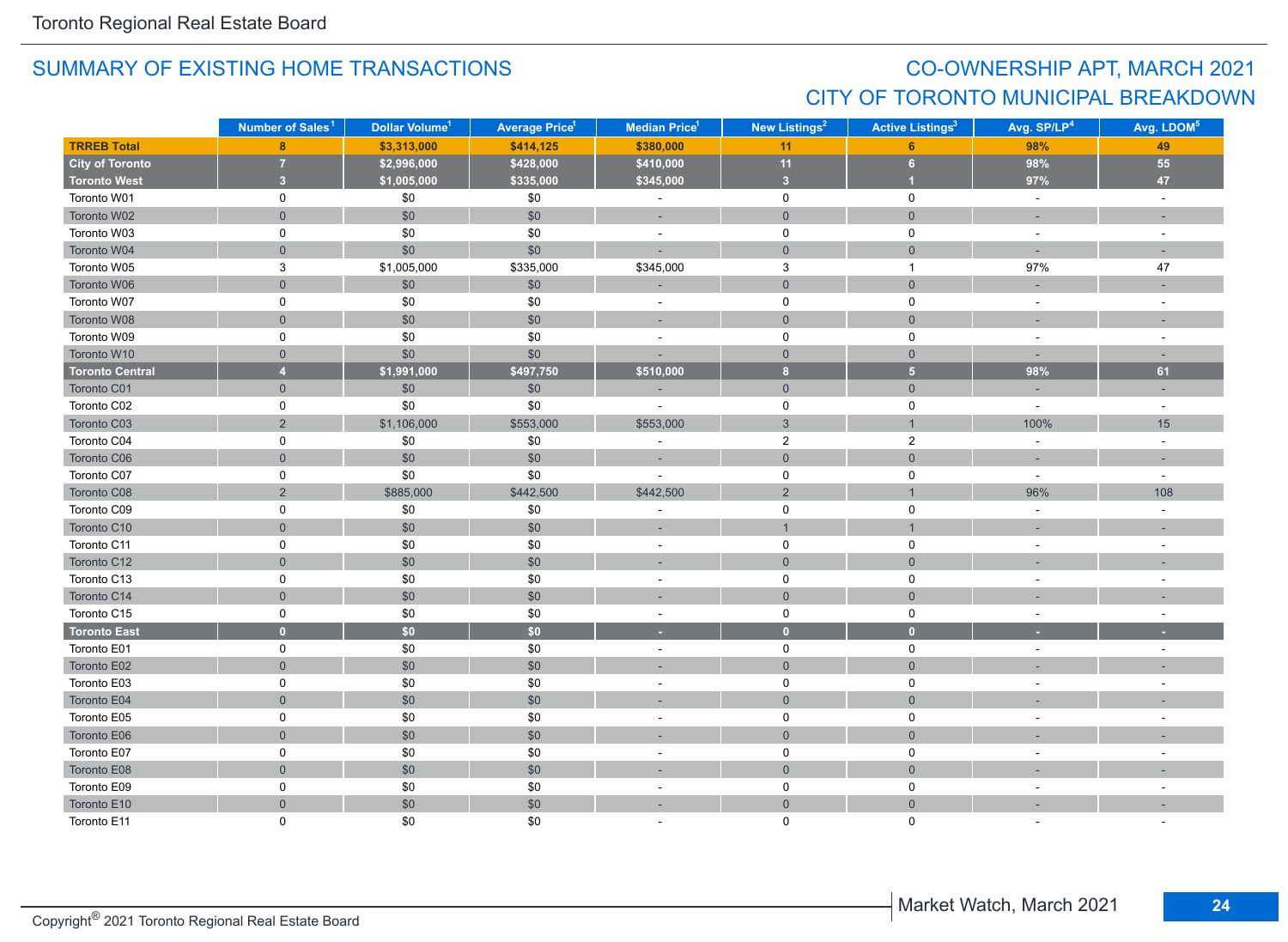## SUMMARY OF EXISTING HOME TRANSACTIONS

## CO-OWNERSHIP APT, MARCH 2021
## CITY OF TORONTO MUNICIPAL BREAKDOWN

| | Number of Sales[1] | Dollar Volume[1] | Average Price[1] | Median Price[1] | New Listings[2] | Active Listings[3] | Avg. SP/LP[4] | Avg. LDOM[5] |
|---|---|---|---|---|---|---|---|---|
| **TRREB Total** | **8** | **$3,313,000** | **$414,125** | **$380,000** | **11** | **6** | **98%** | **49** |
| **City of Toronto** | **7** | **$2,996,000** | **$428,000** | **$410,000** | **11** | **6** | **98%** | **55** |
| **Toronto West** | **3** | **$1,005,000** | **$335,000** | **$345,000** | **3** | **1** | **97%** | **47** |
| Toronto W01 | 0 | $0 | $0 | - | 0 | 0 | - | - |
| Toronto W02 | 0 | $0 | $0 | - | 0 | 0 | - | - |
| Toronto W03 | 0 | $0 | $0 | - | 0 | 0 | - | - |
| Toronto W04 | 0 | $0 | $0 | - | 0 | 0 | - | - |
| Toronto W05 | 3 | $1,005,000 | $335,000 | $345,000 | 3 | 1 | 97% | 47 |
| Toronto W06 | 0 | $0 | $0 | - | 0 | 0 | - | - |
| Toronto W07 | 0 | $0 | $0 | - | 0 | 0 | - | - |
| Toronto W08 | 0 | $0 | $0 | - | 0 | 0 | - | - |
| Toronto W09 | 0 | $0 | $0 | - | 0 | 0 | - | - |
| Toronto W10 | 0 | $0 | $0 | - | 0 | 0 | - | - |
| **Toronto Central** | **4** | **$1,991,000** | **$497,750** | **$510,000** | **8** | **5** | **98%** | **61** |
| Toronto C01 | 0 | $0 | $0 | - | 0 | 0 | - | - |
| Toronto C02 | 0 | $0 | $0 | - | 0 | 0 | - | - |
| Toronto C03 | 2 | $1,106,000 | $553,000 | $553,000 | 3 | 1 | 100% | 15 |
| Toronto C04 | 0 | $0 | $0 | - | 2 | 2 | - | - |
| Toronto C06 | 0 | $0 | $0 | - | 0 | 0 | - | - |
| Toronto C07 | 0 | $0 | $0 | - | 0 | 0 | - | - |
| Toronto C08 | 2 | $885,000 | $442,500 | $442,500 | 2 | 1 | 96% | 108 |
| Toronto C09 | 0 | $0 | $0 | - | 0 | 0 | - | - |
| Toronto C10 | 0 | $0 | $0 | - | 1 | 1 | - | - |
| Toronto C11 | 0 | $0 | $0 | - | 0 | 0 | - | - |
| Toronto C12 | 0 | $0 | $0 | - | 0 | 0 | - | - |
| Toronto C13 | 0 | $0 | $0 | - | 0 | 0 | - | - |
| Toronto C14 | 0 | $0 | $0 | - | 0 | 0 | - | - |
| Toronto C15 | 0 | $0 | $0 | - | 0 | 0 | - | - |
| **Toronto East** | **0** | **$0** | **$0** | **-** | **0** | **0** | **-** | **-** |
| Toronto E01 | 0 | $0 | $0 | - | 0 | 0 | - | - |
| Toronto E02 | 0 | $0 | $0 | - | 0 | 0 | - | - |
| Toronto E03 | 0 | $0 | $0 | - | 0 | 0 | - | - |
| Toronto E04 | 0 | $0 | $0 | - | 0 | 0 | - | - |
| Toronto E05 | 0 | $0 | $0 | - | 0 | 0 | - | - |
| Toronto E06 | 0 | $0 | $0 | - | 0 | 0 | - | - |
| Toronto E07 | 0 | $0 | $0 | - | 0 | 0 | - | - |
| Toronto E08 | 0 | $0 | $0 | - | 0 | 0 | - | - |
| Toronto E09 | 0 | $0 | $0 | - | 0 | 0 | - | - |
| Toronto E10 | 0 | $0 | $0 | - | 0 | 0 | - | - |
| Toronto E11 | 0 | $0 | $0 | - | 0 | 0 | - | - |

Copyright® 2021 Toronto Regional Real Estate Board

Market Watch, March 2021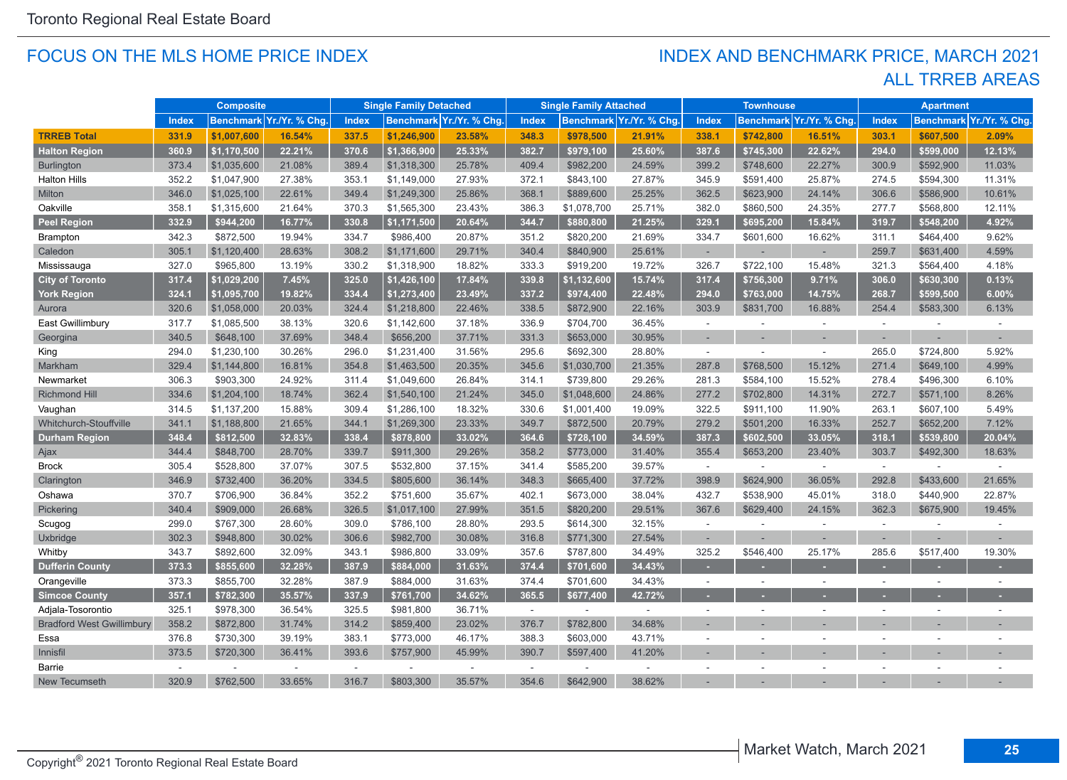Toronto Regional Real Estate Board

## FOCUS ON THE MLS HOME PRICE INDEX

## INDEX AND BENCHMARK PRICE, MARCH 2021
## ALL TRREB AREAS

| | Composite | | | Single Family Detached | | | Single Family Attached | | | Townhouse | | | Apartment | | |
|---|---|---|---|---|---|---|---|---|---|---|---|---|---|---|---|
| | Index | Benchmark | Yr./Yr. % Chg. | Index | Benchmark | Yr./Yr. % Chg. | Index | Benchmark | Yr./Yr. % Chg. | Index | Benchmark | Yr./Yr. % Chg. | Index | Benchmark | Yr./Yr. % Chg. |
| **TRREB Total** | **331.9** | **$1,007,600** | **16.54%** | **337.5** | **$1,246,900** | **23.58%** | **348.3** | **$978,500** | **21.91%** | **338.1** | **$742,800** | **16.51%** | **303.1** | **$607,500** | **2.09%** |
| **Halton Region** | **360.9** | **$1,170,500** | **22.21%** | **370.6** | **$1,366,900** | **25.33%** | **382.7** | **$979,100** | **25.60%** | **387.6** | **$745,300** | **22.62%** | **294.0** | **$599,000** | **12.13%** |
| Burlington | 373.4 | $1,035,600 | 21.08% | 389.4 | $1,318,300 | 25.78% | 409.4 | $982,200 | 24.59% | 399.2 | $748,600 | 22.27% | 300.9 | $592,900 | 11.03% |
| Halton Hills | 352.2 | $1,047,900 | 27.38% | 353.1 | $1,149,000 | 27.93% | 372.1 | $843,100 | 27.87% | 345.9 | $591,400 | 25.87% | 274.5 | $594,300 | 11.31% |
| Milton | 346.0 | $1,025,100 | 22.61% | 349.4 | $1,249,300 | 25.86% | 368.1 | $889,600 | 25.25% | 362.5 | $623,900 | 24.14% | 306.6 | $586,900 | 10.61% |
| Oakville | 358.1 | $1,315,600 | 21.64% | 370.3 | $1,565,300 | 23.43% | 386.3 | $1,078,700 | 25.71% | 382.0 | $860,500 | 24.35% | 277.7 | $568,800 | 12.11% |
| **Peel Region** | **332.9** | **$944,200** | **16.77%** | **330.8** | **$1,171,500** | **20.64%** | **344.7** | **$880,800** | **21.25%** | **329.1** | **$695,200** | **15.84%** | **319.7** | **$548,200** | **4.92%** |
| Brampton | 342.3 | $872,500 | 19.94% | 334.7 | $986,400 | 20.87% | 351.2 | $820,200 | 21.69% | 334.7 | $601,600 | 16.62% | 311.1 | $464,400 | 9.62% |
| Caledon | 305.1 | $1,120,400 | 28.63% | 308.2 | $1,171,600 | 29.71% | 340.4 | $840,900 | 25.61% | - | - | - | 259.7 | $631,400 | 4.59% |
| Mississauga | 327.0 | $965,800 | 13.19% | 330.2 | $1,318,900 | 18.82% | 333.3 | $919,200 | 19.72% | 326.7 | $722,100 | 15.48% | 321.3 | $564,400 | 4.18% |
| **City of Toronto** | **317.4** | **$1,029,200** | **7.45%** | **325.0** | **$1,426,100** | **17.84%** | **339.8** | **$1,132,600** | **15.74%** | **317.4** | **$756,300** | **9.71%** | **306.0** | **$630,300** | **0.13%** |
| **York Region** | **324.1** | **$1,095,700** | **19.82%** | **334.4** | **$1,273,400** | **23.49%** | **337.2** | **$974,400** | **22.48%** | **294.0** | **$763,000** | **14.75%** | **268.7** | **$599,500** | **6.00%** |
| Aurora | 320.6 | $1,058,000 | 20.03% | 324.4 | $1,218,800 | 22.46% | 338.5 | $872,900 | 22.16% | 303.9 | $831,700 | 16.88% | 254.4 | $583,300 | 6.13% |
| East Gwillimbury | 317.7 | $1,085,500 | 38.13% | 320.6 | $1,142,600 | 37.18% | 336.9 | $704,700 | 36.45% | - | - | - | - | - | - |
| Georgina | 340.5 | $648,100 | 37.69% | 348.4 | $656,200 | 37.71% | 331.3 | $653,000 | 30.95% | - | - | - | - | - | - |
| King | 294.0 | $1,230,100 | 30.26% | 296.0 | $1,231,400 | 31.56% | 295.6 | $692,300 | 28.80% | - | - | - | 265.0 | $724,800 | 5.92% |
| Markham | 329.4 | $1,144,800 | 16.81% | 354.8 | $1,463,500 | 20.35% | 345.6 | $1,030,700 | 21.35% | 287.8 | $768,500 | 15.12% | 271.4 | $649,100 | 4.99% |
| Newmarket | 306.3 | $903,300 | 24.92% | 311.4 | $1,049,600 | 26.84% | 314.1 | $739,800 | 29.26% | 281.3 | $584,100 | 15.52% | 278.4 | $496,300 | 6.10% |
| Richmond Hill | 334.6 | $1,204,100 | 18.74% | 362.4 | $1,540,100 | 21.24% | 345.0 | $1,048,600 | 24.86% | 277.2 | $702,800 | 14.31% | 272.7 | $571,100 | 8.26% |
| Vaughan | 314.5 | $1,137,200 | 15.88% | 309.4 | $1,286,100 | 18.32% | 330.6 | $1,001,400 | 19.09% | 322.5 | $911,100 | 11.90% | 263.1 | $607,100 | 5.49% |
| Whitchurch-Stouffville | 341.1 | $1,188,800 | 21.65% | 344.1 | $1,269,300 | 23.33% | 349.7 | $872,500 | 20.79% | 279.2 | $501,200 | 16.33% | 252.7 | $652,200 | 7.12% |
| **Durham Region** | **348.4** | **$812,500** | **32.83%** | **338.4** | **$878,800** | **33.02%** | **364.6** | **$728,100** | **34.59%** | **387.3** | **$602,500** | **33.05%** | **318.1** | **$539,800** | **20.04%** |
| Ajax | 344.4 | $848,700 | 28.70% | 339.7 | $911,300 | 29.26% | 358.2 | $773,000 | 31.40% | 355.4 | $653,200 | 23.40% | 303.7 | $492,300 | 18.63% |
| Brock | 305.4 | $528,800 | 37.07% | 307.5 | $532,800 | 37.15% | 341.4 | $585,200 | 39.57% | - | - | - | - | - | - |
| Clarington | 346.9 | $732,400 | 36.20% | 334.5 | $805,600 | 36.14% | 348.3 | $665,400 | 37.72% | 398.9 | $624,900 | 36.05% | 292.8 | $433,600 | 21.65% |
| Oshawa | 370.7 | $706,900 | 36.84% | 352.2 | $751,600 | 35.67% | 402.1 | $673,000 | 38.04% | 432.7 | $538,900 | 45.01% | 318.0 | $440,900 | 22.87% |
| Pickering | 340.4 | $909,000 | 26.68% | 326.5 | $1,017,100 | 27.99% | 351.5 | $820,200 | 29.51% | 367.6 | $629,400 | 24.15% | 362.3 | $675,900 | 19.45% |
| Scugog | 299.0 | $767,300 | 28.60% | 309.0 | $786,100 | 28.80% | 293.5 | $614,300 | 32.15% | - | - | - | - | - | - |
| Uxbridge | 302.3 | $948,800 | 30.02% | 306.6 | $982,700 | 30.08% | 316.8 | $771,300 | 27.54% | - | - | - | - | - | - |
| Whitby | 343.7 | $892,600 | 32.09% | 343.1 | $986,800 | 33.09% | 357.6 | $787,800 | 34.49% | 325.2 | $546,400 | 25.17% | 285.6 | $517,400 | 19.30% |
| **Dufferin County** | **373.3** | **$855,600** | **32.28%** | **387.9** | **$884,000** | **31.63%** | **374.4** | **$701,600** | **34.43%** | - | - | - | - | - | - |
| Orangeville | 373.3 | $855,700 | 32.28% | 387.9 | $884,000 | 31.63% | 374.4 | $701,600 | 34.43% | - | - | - | - | - | - |
| **Simcoe County** | **357.1** | **$782,300** | **35.57%** | **337.9** | **$761,700** | **34.62%** | **365.5** | **$677,400** | **42.72%** | - | - | - | - | - | - |
| Adjala-Tosorontio | 325.1 | $978,300 | 36.54% | 325.5 | $981,800 | 36.71% | - | - | - | - | - | - | - | - | - |
| Bradford West Gwillimbury | 358.2 | $872,800 | 31.74% | 314.2 | $859,400 | 23.02% | 376.7 | $782,800 | 34.68% | - | - | - | - | - | - |
| Essa | 376.8 | $730,300 | 39.19% | 383.1 | $773,000 | 46.17% | 388.3 | $603,000 | 43.71% | - | - | - | - | - | - |
| Innisfil | 373.5 | $720,300 | 36.41% | 393.6 | $757,900 | 45.99% | 390.7 | $597,400 | 41.20% | - | - | - | - | - | - |
| Barrie | - | - | - | - | - | - | - | - | - | - | - | - | - | - | - |
| New Tecumseth | 320.9 | $762,500 | 33.65% | 316.7 | $803,300 | 35.57% | 354.6 | $642,900 | 38.62% | - | - | - | - | - | - |

Copyright® 2021 Toronto Regional Real Estate Board

Market Watch, March 2021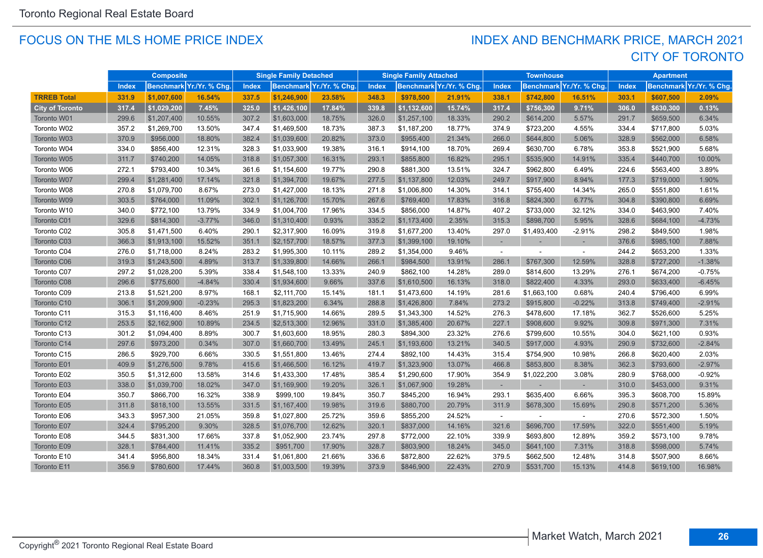## FOCUS ON THE MLS HOME PRICE INDEX

## INDEX AND BENCHMARK PRICE, MARCH 2021
## CITY OF TORONTO

| | Composite | | | Single Family Detached | | | Single Family Attached | | | Townhouse | | | Apartment | | |
|---|---|---|---|---|---|---|---|---|---|---|---|---|---|---|---|
| | Index | Benchmark | Yr./Yr. % Chg. | Index | Benchmark | Yr./Yr. % Chg. | Index | Benchmark | Yr./Yr. % Chg. | Index | Benchmark | Yr./Yr. % Chg. | Index | Benchmark | Yr./Yr. % Chg. |
| **TRREB Total** | **331.9** | **$1,007,600** | **16.54%** | **337.5** | **$1,246,900** | **23.58%** | **348.3** | **$978,500** | **21.91%** | **338.1** | **$742,800** | **16.51%** | **303.1** | **$607,500** | **2.09%** |
| **City of Toronto** | **317.4** | **$1,029,200** | **7.45%** | **325.0** | **$1,426,100** | **17.84%** | **339.8** | **$1,132,600** | **15.74%** | **317.4** | **$756,300** | **9.71%** | **306.0** | **$630,300** | **0.13%** |
| Toronto W01 | 299.6 | $1,207,400 | 10.55% | 307.2 | $1,603,000 | 18.75% | 326.0 | $1,257,100 | 18.33% | 290.2 | $614,200 | 5.57% | 291.7 | $659,500 | 6.34% |
| Toronto W02 | 357.2 | $1,269,700 | 13.50% | 347.4 | $1,469,500 | 18.73% | 387.3 | $1,187,200 | 18.77% | 374.9 | $723,200 | 4.55% | 334.4 | $717,800 | 5.03% |
| Toronto W03 | 370.9 | $956,000 | 18.80% | 382.4 | $1,039,600 | 20.82% | 373.0 | $955,400 | 21.34% | 266.0 | $644,800 | 5.06% | 328.9 | $562,000 | 6.58% |
| Toronto W04 | 334.0 | $856,400 | 12.31% | 328.3 | $1,033,900 | 19.38% | 316.1 | $914,100 | 18.70% | 269.4 | $630,700 | 6.78% | 353.8 | $521,900 | 5.68% |
| Toronto W05 | 311.7 | $740,200 | 14.05% | 318.8 | $1,057,300 | 16.31% | 293.1 | $855,800 | 16.82% | 295.1 | $535,900 | 14.91% | 335.4 | $440,700 | 10.00% |
| Toronto W06 | 272.1 | $793,400 | 10.34% | 361.6 | $1,154,600 | 19.77% | 290.8 | $881,300 | 13.51% | 324.7 | $962,800 | 6.49% | 224.6 | $563,400 | 3.89% |
| Toronto W07 | 299.4 | $1,281,400 | 17.14% | 321.8 | $1,394,700 | 19.67% | 277.5 | $1,137,800 | 12.03% | 249.7 | $917,900 | 8.94% | 177.3 | $719,000 | 1.90% |
| Toronto W08 | 270.8 | $1,079,700 | 8.67% | 273.0 | $1,427,000 | 18.13% | 271.8 | $1,006,800 | 14.30% | 314.1 | $755,400 | 14.34% | 265.0 | $551,800 | 1.61% |
| Toronto W09 | 303.5 | $764,000 | 11.09% | 302.1 | $1,126,700 | 15.70% | 267.6 | $769,400 | 17.83% | 316.8 | $824,300 | 6.77% | 304.8 | $390,800 | 6.69% |
| Toronto W10 | 340.0 | $772,100 | 13.79% | 334.9 | $1,004,700 | 17.96% | 334.5 | $856,000 | 14.87% | 407.2 | $733,000 | 32.12% | 334.0 | $463,900 | 7.40% |
| Toronto C01 | 329.6 | $814,300 | -3.77% | 346.0 | $1,310,400 | 0.93% | 335.2 | $1,173,400 | 2.35% | 315.3 | $898,700 | 5.95% | 328.6 | $684,100 | -4.73% |
| Toronto C02 | 305.8 | $1,471,500 | 6.40% | 290.1 | $2,317,900 | 16.09% | 319.8 | $1,677,200 | 13.40% | 297.0 | $1,493,400 | -2.91% | 298.2 | $849,500 | 1.98% |
| Toronto C03 | 366.3 | $1,913,100 | 15.52% | 351.1 | $2,157,700 | 18.57% | 377.3 | $1,399,100 | 19.10% | - | - | - | 376.6 | $985,100 | 7.88% |
| Toronto C04 | 276.0 | $1,718,000 | 8.24% | 283.2 | $1,995,300 | 10.11% | 289.2 | $1,354,000 | 9.46% | - | - | - | 244.2 | $653,200 | 1.33% |
| Toronto C06 | 319.3 | $1,243,500 | 4.89% | 313.7 | $1,339,800 | 14.66% | 266.1 | $984,500 | 13.91% | 286.1 | $767,300 | 12.59% | 328.8 | $727,200 | -1.38% |
| Toronto C07 | 297.2 | $1,028,200 | 5.39% | 338.4 | $1,548,100 | 13.33% | 240.9 | $862,100 | 14.28% | 289.0 | $814,600 | 13.29% | 276.1 | $674,200 | -0.75% |
| Toronto C08 | 296.6 | $775,600 | -4.84% | 330.4 | $1,934,600 | 9.66% | 337.6 | $1,610,500 | 16.13% | 318.0 | $822,400 | 4.33% | 293.0 | $633,400 | -6.45% |
| Toronto C09 | 213.8 | $1,521,200 | 8.97% | 168.1 | $2,111,700 | 15.14% | 181.1 | $1,473,600 | 14.19% | 281.6 | $1,663,100 | 0.68% | 240.4 | $796,400 | 6.99% |
| Toronto C10 | 306.1 | $1,209,900 | -0.23% | 295.3 | $1,823,200 | 6.34% | 288.8 | $1,426,800 | 7.84% | 273.2 | $915,800 | -0.22% | 313.8 | $749,400 | -2.91% |
| Toronto C11 | 315.3 | $1,116,400 | 8.46% | 251.9 | $1,715,900 | 14.66% | 289.5 | $1,343,300 | 14.52% | 276.3 | $478,600 | 17.18% | 362.7 | $526,600 | 5.25% |
| Toronto C12 | 253.5 | $2,162,900 | 10.89% | 234.5 | $2,513,300 | 12.96% | 331.0 | $1,385,400 | 20.67% | 227.1 | $908,600 | 9.92% | 309.8 | $971,300 | 7.31% |
| Toronto C13 | 301.2 | $1,094,400 | 8.89% | 300.7 | $1,603,600 | 18.95% | 280.3 | $894,300 | 23.32% | 276.6 | $799,600 | 10.55% | 304.0 | $621,100 | 0.93% |
| Toronto C14 | 297.6 | $973,200 | 0.34% | 307.0 | $1,660,700 | 13.49% | 245.1 | $1,193,600 | 13.21% | 340.5 | $917,000 | 4.93% | 290.9 | $732,600 | -2.84% |
| Toronto C15 | 286.5 | $929,700 | 6.66% | 330.5 | $1,551,800 | 13.46% | 274.4 | $892,100 | 14.43% | 315.4 | $754,900 | 10.98% | 266.8 | $620,400 | 2.03% |
| Toronto E01 | 409.9 | $1,276,500 | 9.78% | 415.6 | $1,466,500 | 16.12% | 419.7 | $1,323,900 | 13.07% | 466.8 | $853,800 | 8.38% | 362.3 | $793,600 | -2.97% |
| Toronto E02 | 350.5 | $1,312,600 | 13.58% | 314.6 | $1,433,300 | 17.48% | 385.4 | $1,290,600 | 17.90% | 354.9 | $1,022,200 | 3.08% | 280.9 | $768,000 | -0.92% |
| Toronto E03 | 338.0 | $1,039,700 | 18.02% | 347.0 | $1,169,900 | 19.20% | 326.1 | $1,067,900 | 19.28% | - | - | - | 310.0 | $453,000 | 9.31% |
| Toronto E04 | 350.7 | $866,700 | 16.32% | 338.9 | $999,100 | 19.84% | 350.7 | $845,200 | 16.94% | 293.1 | $635,400 | 6.66% | 395.3 | $608,700 | 15.89% |
| Toronto E05 | 311.8 | $818,100 | 13.55% | 331.5 | $1,167,400 | 19.98% | 319.6 | $880,700 | 20.79% | 311.9 | $678,300 | 15.69% | 290.8 | $571,200 | 5.36% |
| Toronto E06 | 343.3 | $957,300 | 21.05% | 359.8 | $1,027,800 | 25.72% | 359.6 | $855,200 | 24.52% | - | - | - | 270.6 | $572,300 | 1.50% |
| Toronto E07 | 324.4 | $795,200 | 9.30% | 328.5 | $1,076,700 | 12.62% | 320.1 | $837,000 | 14.16% | 321.6 | $696,700 | 17.59% | 322.0 | $551,400 | 5.19% |
| Toronto E08 | 344.5 | $831,300 | 17.66% | 337.8 | $1,052,900 | 23.74% | 297.8 | $772,000 | 22.10% | 339.9 | $693,800 | 12.89% | 359.2 | $573,100 | 9.78% |
| Toronto E09 | 328.1 | $784,400 | 11.41% | 335.2 | $951,700 | 17.90% | 328.7 | $803,900 | 18.24% | 345.0 | $641,100 | 7.31% | 318.8 | $598,000 | 5.74% |
| Toronto E10 | 341.4 | $956,800 | 18.34% | 331.4 | $1,061,800 | 21.66% | 336.6 | $872,800 | 22.62% | 379.5 | $662,500 | 12.48% | 314.8 | $507,900 | 8.66% |
| Toronto E11 | 356.9 | $780,600 | 17.44% | 360.8 | $1,003,500 | 19.39% | 373.9 | $846,900 | 22.43% | 270.9 | $531,700 | 15.13% | 414.8 | $619,100 | 16.98% |

Copyright® 2021 Toronto Regional Real Estate Board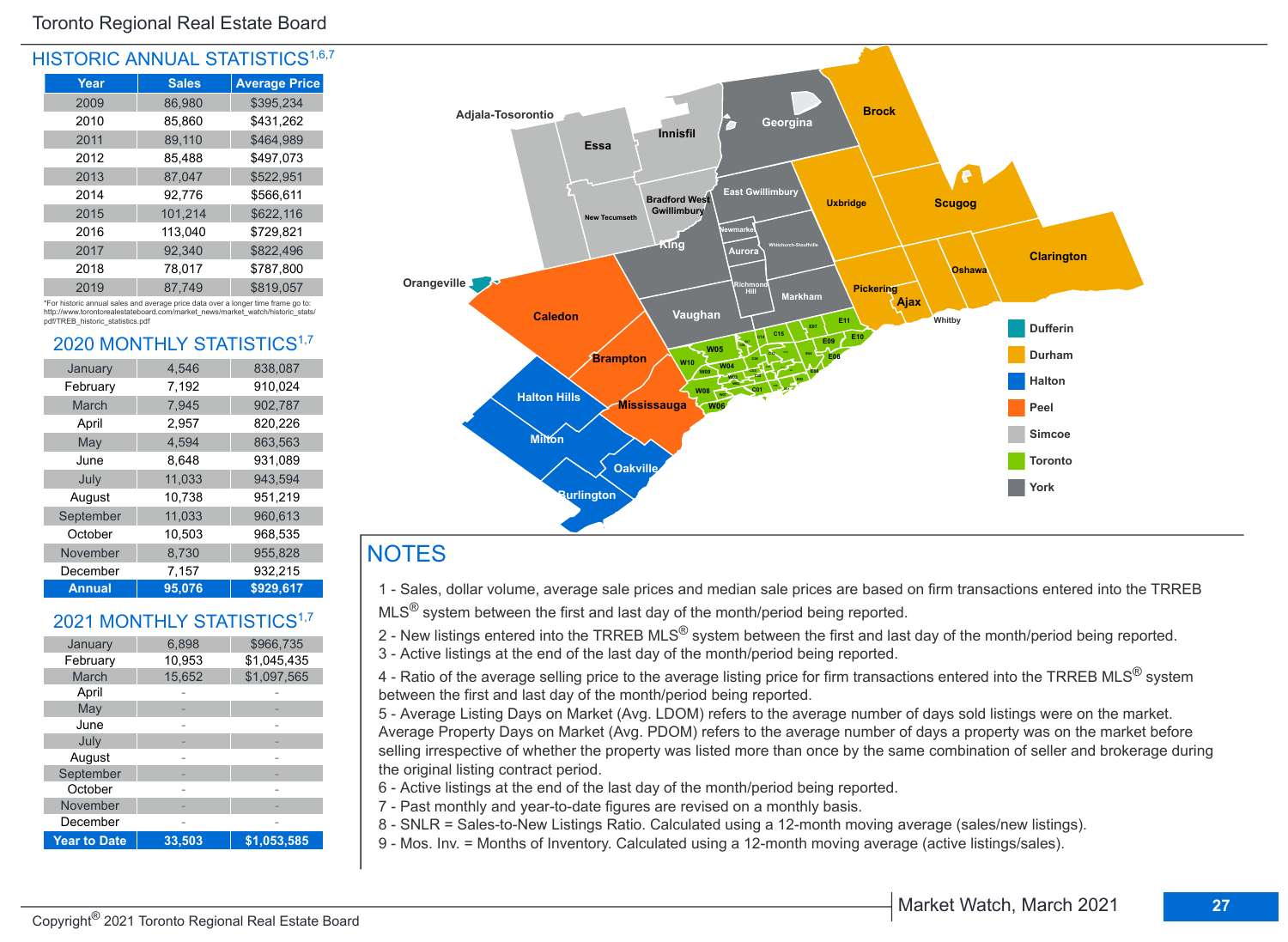## HISTORIC ANNUAL STATISTICS[1,6,7]

| Year | Sales | Average Price |
|---|---|---|
| 2009 | 86,980 | $395,234 |
| 2010 | 85,860 | $431,262 |
| 2011 | 89,110 | $464,989 |
| 2012 | 85,488 | $497,073 |
| 2013 | 87,047 | $522,951 |
| 2014 | 92,776 | $566,611 |
| 2015 | 101,214 | $622,116 |
| 2016 | 113,040 | $729,821 |
| 2017 | 92,340 | $822,496 |
| 2018 | 78,017 | $787,800 |
| 2019 | 87,749 | $819,057 |

*For historic annual sales and average price data over a longer time frame go to: http://www.torontorealestateboard.com/market_news/market_watch/historic_stats/pdf/TREB_historic_statistics.pdf

## 2020 MONTHLY STATISTICS[1,7]

| | | |
|---|---|---|
| January | 4,546 | 838,087 |
| February | 7,192 | 910,024 |
| March | 7,945 | 902,787 |
| April | 2,957 | 820,226 |
| May | 4,594 | 863,563 |
| June | 8,648 | 931,089 |
| July | 11,033 | 943,594 |
| August | 10,738 | 951,219 |
| September | 11,033 | 960,613 |
| October | 10,503 | 968,535 |
| November | 8,730 | 955,828 |
| December | 7,157 | 932,215 |
| **Annual** | **95,076** | **$929,617** |

## 2021 MONTHLY STATISTICS[1,7]

| | | |
|---|---|---|
| January | 6,898 | $966,735 |
| February | 10,953 | $1,045,435 |
| March | 15,652 | $1,097,565 |
| April | - | - |
| May | - | - |
| June | - | - |
| July | - | - |
| August | - | - |
| September | - | - |
| October | - | - |
| November | - | - |
| December | - | - |
| **Year to Date** | **33,503** | **$1,053,585** |

Adjala-Tosorontio
Essa
Innisfil
Georgina
Brock
Bradford West Gwillimbury
East Gwillimbury
Uxbridge
Scugog
New Tecumseth
Newmarket
King
Aurora
Whitchurch-Stouffville
Clarington
Oshawa
Orangeville
Richmond Hill
Markham
Pickering
Ajax
Whitby
Caledon
Vaughan
Brampton
Halton Hills
Mississauga
Milton
Oakville
Burlington
W05 W10 W04 W09 W08 W06 C15 E07 E11 E09 E10 E08 C01

Dufferin
Durham
Halton
Peel
Simcoe
Toronto
York

## NOTES

1 - Sales, dollar volume, average sale prices and median sale prices are based on firm transactions entered into the TRREB MLS® system between the first and last day of the month/period being reported.

2 - New listings entered into the TRREB MLS® system between the first and last day of the month/period being reported.

3 - Active listings at the end of the last day of the month/period being reported.

4 - Ratio of the average selling price to the average listing price for firm transactions entered into the TRREB MLS® system between the first and last day of the month/period being reported.

5 - Average Listing Days on Market (Avg. LDOM) refers to the average number of days sold listings were on the market. Average Property Days on Market (Avg. PDOM) refers to the average number of days a property was on the market before selling irrespective of whether the property was listed more than once by the same combination of seller and brokerage during the original listing contract period.

6 - Active listings at the end of the last day of the month/period being reported.

7 - Past monthly and year-to-date figures are revised on a monthly basis.

8 - SNLR = Sales-to-New Listings Ratio. Calculated using a 12-month moving average (sales/new listings).

9 - Mos. Inv. = Months of Inventory. Calculated using a 12-month moving average (active listings/sales).